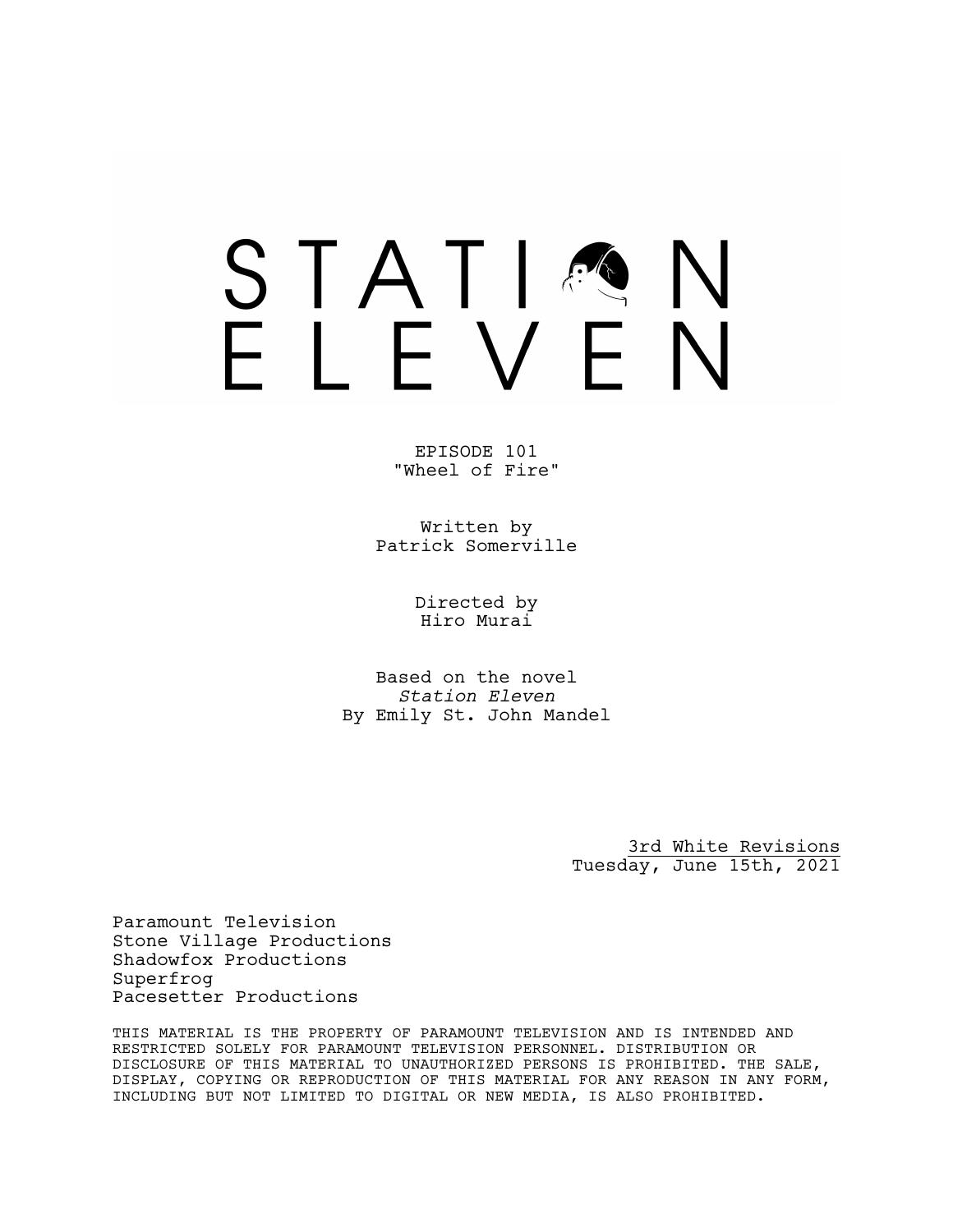# STATION ELEVEN

EPISODE 101
"Wheel of Fire"

Written by
Patrick Somerville

Directed by
Hiro Murai

Based on the novel
*Station Eleven*
By Emily St. John Mandel

3rd White Revisions
Tuesday, June 15th, 2021

Paramount Television
Stone Village Productions
Shadowfox Productions
Superfrog
Pacesetter Productions

THIS MATERIAL IS THE PROPERTY OF PARAMOUNT TELEVISION AND IS INTENDED AND RESTRICTED SOLELY FOR PARAMOUNT TELEVISION PERSONNEL. DISTRIBUTION OR DISCLOSURE OF THIS MATERIAL TO UNAUTHORIZED PERSONS IS PROHIBITED. THE SALE, DISPLAY, COPYING OR REPRODUCTION OF THIS MATERIAL FOR ANY REASON IN ANY FORM, INCLUDING BUT NOT LIMITED TO DIGITAL OR NEW MEDIA, IS ALSO PROHIBITED.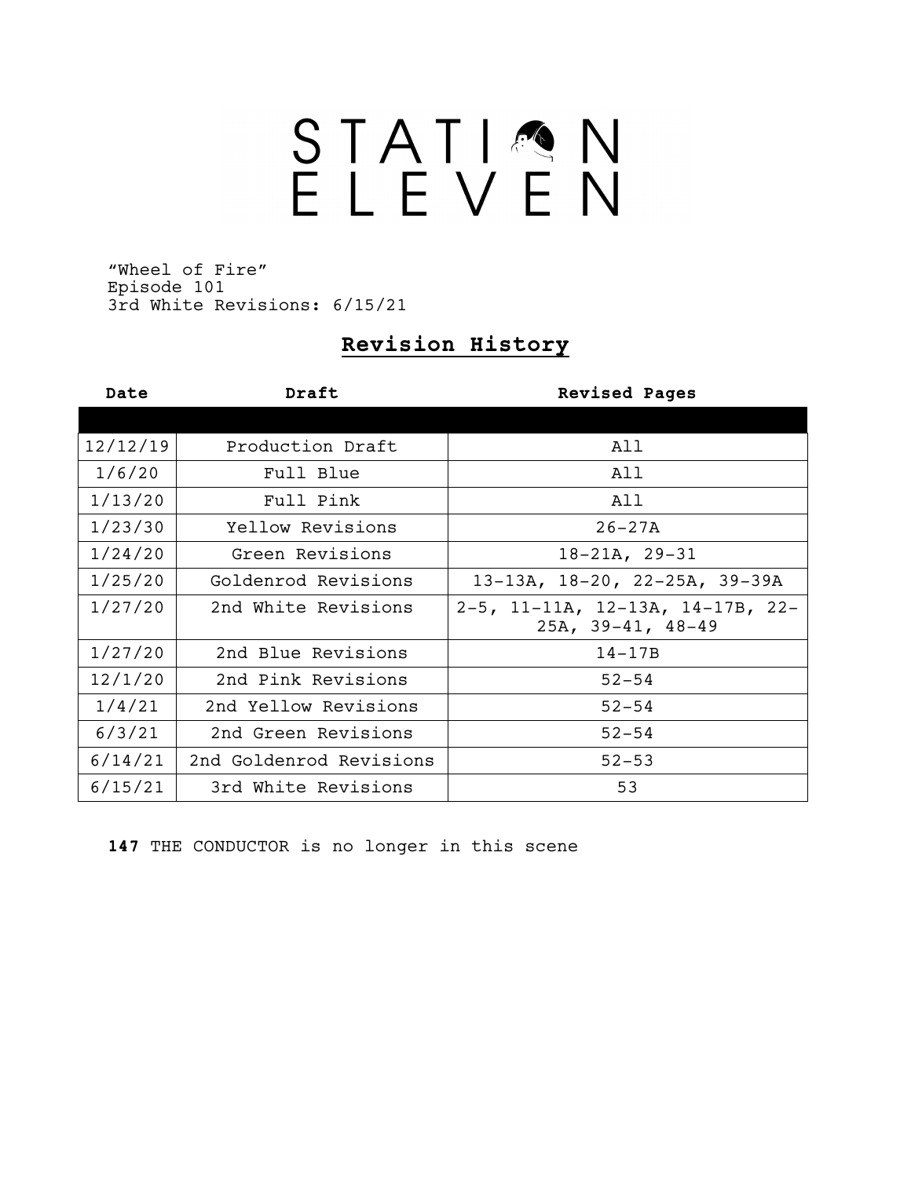# STATION ELEVEN

"Wheel of Fire"
Episode 101
3rd White Revisions: 6/15/21

## Revision History

| Date | Draft | Revised Pages |
|---|---|---|
| 12/12/19 | Production Draft | All |
| 1/6/20 | Full Blue | All |
| 1/13/20 | Full Pink | All |
| 1/23/30 | Yellow Revisions | 26-27A |
| 1/24/20 | Green Revisions | 18-21A, 29-31 |
| 1/25/20 | Goldenrod Revisions | 13-13A, 18-20, 22-25A, 39-39A |
| 1/27/20 | 2nd White Revisions | 2-5, 11-11A, 12-13A, 14-17B, 22-25A, 39-41, 48-49 |
| 1/27/20 | 2nd Blue Revisions | 14-17B |
| 12/1/20 | 2nd Pink Revisions | 52-54 |
| 1/4/21 | 2nd Yellow Revisions | 52-54 |
| 6/3/21 | 2nd Green Revisions | 52-54 |
| 6/14/21 | 2nd Goldenrod Revisions | 52-53 |
| 6/15/21 | 3rd White Revisions | 53 |

**147** THE CONDUCTOR is no longer in this scene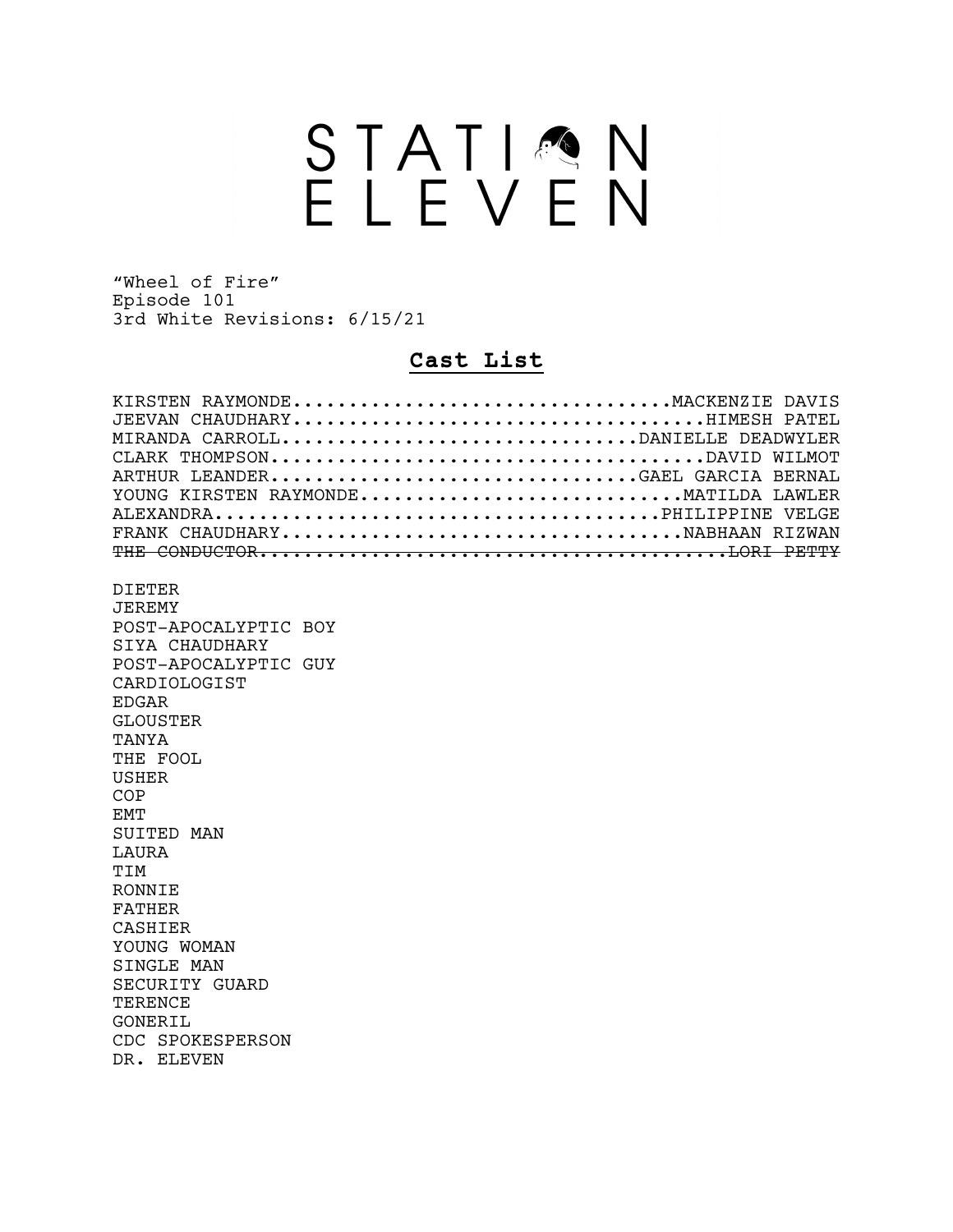# STATION ELEVEN

"Wheel of Fire"
Episode 101
3rd White Revisions: 6/15/21

## **Cast List**

KIRSTEN RAYMONDE.................................MACKENZIE DAVIS
JEEVAN CHAUDHARY....................................HIMESH PATEL
MIRANDA CARROLL...............................DANIELLE DEADWYLER
CLARK THOMPSON......................................DAVID WILMOT
ARTHUR LEANDER................................GAEL GARCIA BERNAL
YOUNG KIRSTEN RAYMONDE............................MATILDA LAWLER
ALEXANDRA.......................................PHILIPPINE VELGE
FRANK CHAUDHARY....................................NABHAAN RIZWAN
~~THE CONDUCTOR..........................................LORI PETTY~~

DIETER
JEREMY
POST-APOCALYPTIC BOY
SIYA CHAUDHARY
POST-APOCALYPTIC GUY
CARDIOLOGIST
EDGAR
GLOUSTER
TANYA
THE FOOL
USHER
COP
EMT
SUITED MAN
LAURA
TIM
RONNIE
FATHER
CASHIER
YOUNG WOMAN
SINGLE MAN
SECURITY GUARD
TERENCE
GONERIL
CDC SPOKESPERSON
DR. ELEVEN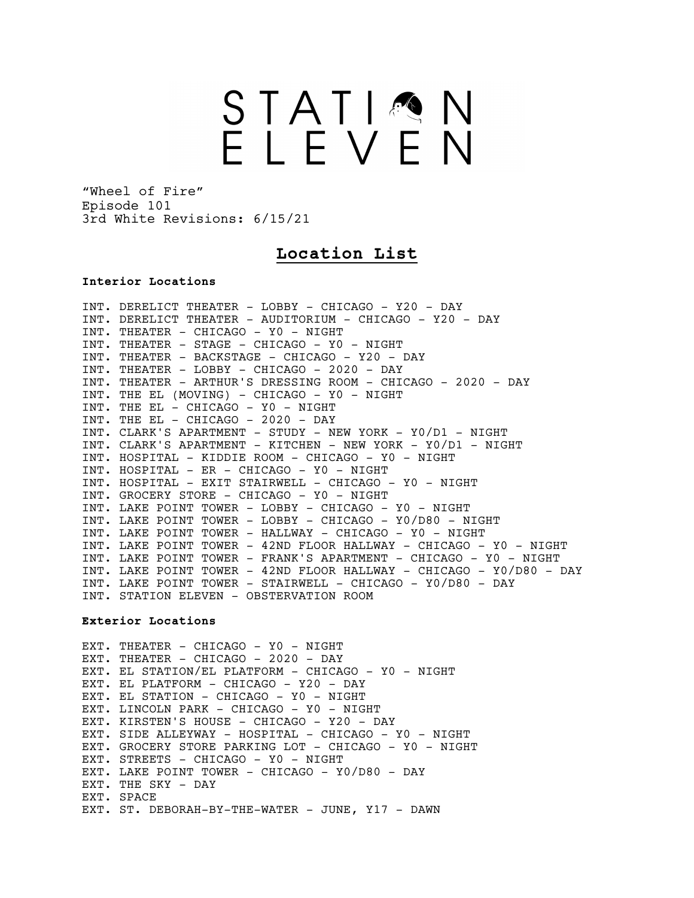# STATION ELEVEN

"Wheel of Fire"
Episode 101
3rd White Revisions: 6/15/21

## Location List

**Interior Locations**

INT. DERELICT THEATER - LOBBY - CHICAGO - Y20 - DAY
INT. DERELICT THEATER - AUDITORIUM - CHICAGO - Y20 - DAY
INT. THEATER - CHICAGO - Y0 - NIGHT
INT. THEATER - STAGE - CHICAGO - Y0 - NIGHT
INT. THEATER - BACKSTAGE - CHICAGO - Y20 - DAY
INT. THEATER - LOBBY - CHICAGO - 2020 - DAY
INT. THEATER - ARTHUR'S DRESSING ROOM - CHICAGO - 2020 - DAY
INT. THE EL (MOVING) - CHICAGO - Y0 - NIGHT
INT. THE EL - CHICAGO - Y0 - NIGHT
INT. THE EL - CHICAGO - 2020 - DAY
INT. CLARK'S APARTMENT - STUDY - NEW YORK - Y0/D1 - NIGHT
INT. CLARK'S APARTMENT - KITCHEN - NEW YORK - Y0/D1 - NIGHT
INT. HOSPITAL - KIDDIE ROOM - CHICAGO - Y0 - NIGHT
INT. HOSPITAL - ER - CHICAGO - Y0 - NIGHT
INT. HOSPITAL - EXIT STAIRWELL - CHICAGO - Y0 - NIGHT
INT. GROCERY STORE - CHICAGO - Y0 - NIGHT
INT. LAKE POINT TOWER - LOBBY - CHICAGO - Y0 - NIGHT
INT. LAKE POINT TOWER - LOBBY - CHICAGO - Y0/D80 - NIGHT
INT. LAKE POINT TOWER - HALLWAY - CHICAGO - Y0 - NIGHT
INT. LAKE POINT TOWER - 42ND FLOOR HALLWAY - CHICAGO - Y0 - NIGHT
INT. LAKE POINT TOWER - FRANK'S APARTMENT - CHICAGO - Y0 - NIGHT
INT. LAKE POINT TOWER - 42ND FLOOR HALLWAY - CHICAGO - Y0/D80 - DAY
INT. LAKE POINT TOWER - STAIRWELL - CHICAGO - Y0/D80 - DAY
INT. STATION ELEVEN - OBSTERVATION ROOM

**Exterior Locations**

EXT. THEATER - CHICAGO - Y0 - NIGHT
EXT. THEATER - CHICAGO - 2020 - DAY
EXT. EL STATION/EL PLATFORM - CHICAGO - Y0 - NIGHT
EXT. EL PLATFORM - CHICAGO - Y20 - DAY
EXT. EL STATION - CHICAGO - Y0 - NIGHT
EXT. LINCOLN PARK - CHICAGO - Y0 - NIGHT
EXT. KIRSTEN'S HOUSE - CHICAGO - Y20 - DAY
EXT. SIDE ALLEYWAY - HOSPITAL - CHICAGO - Y0 - NIGHT
EXT. GROCERY STORE PARKING LOT - CHICAGO - Y0 - NIGHT
EXT. STREETS - CHICAGO - Y0 - NIGHT
EXT. LAKE POINT TOWER - CHICAGO - Y0/D80 - DAY
EXT. THE SKY - DAY
EXT. SPACE
EXT. ST. DEBORAH-BY-THE-WATER - JUNE, Y17 - DAWN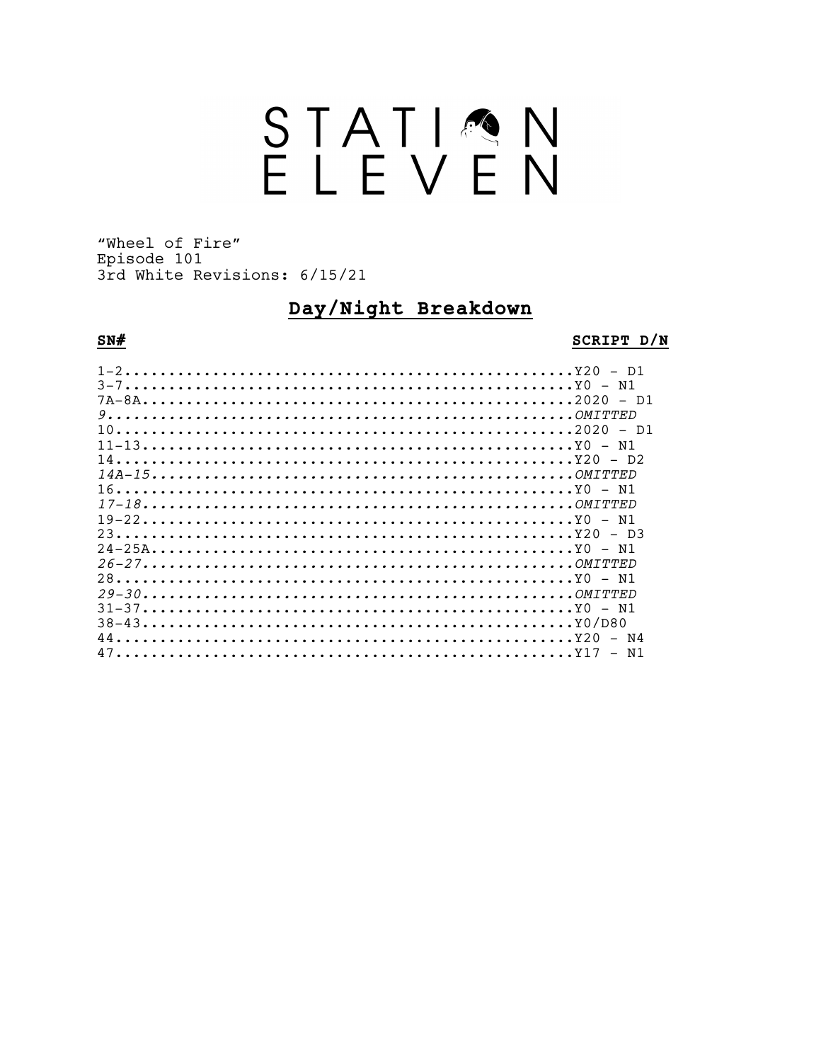# STATION ELEVEN

"Wheel of Fire"
Episode 101
3rd White Revisions: 6/15/21

## Day/Night Breakdown

| SN# | SCRIPT D/N |
|---|---|
| 1-2 | Y20 - D1 |
| 3-7 | Y0 - N1 |
| 7A-8A | 2020 - D1 |
| *9* | *OMITTED* |
| 10 | 2020 - D1 |
| 11-13 | Y0 - N1 |
| 14 | Y20 - D2 |
| *14A-15* | *OMITTED* |
| 16 | Y0 - N1 |
| *17-18* | *OMITTED* |
| 19-22 | Y0 - N1 |
| 23 | Y20 - D3 |
| 24-25A | Y0 - N1 |
| *26-27* | *OMITTED* |
| 28 | Y0 - N1 |
| *29-30* | *OMITTED* |
| 31-37 | Y0 - N1 |
| 38-43 | Y0/D80 |
| 44 | Y20 - N4 |
| 47 | Y17 - N1 |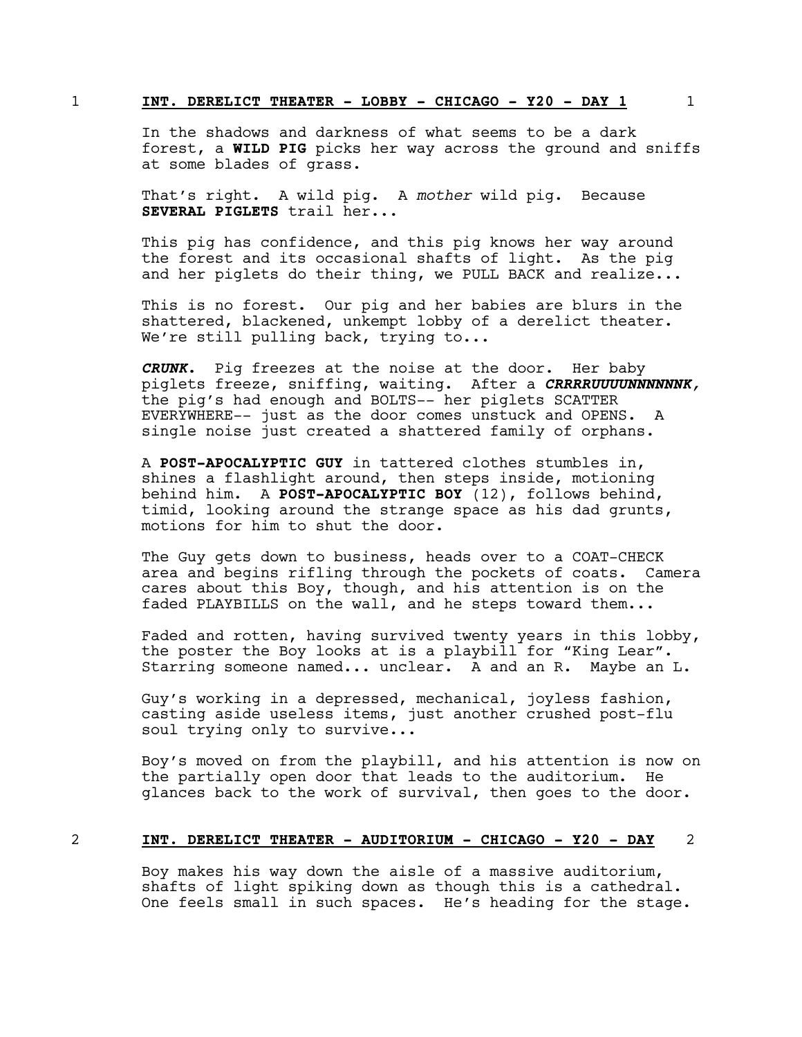1 **INT. DERELICT THEATER - LOBBY - CHICAGO - Y20 - DAY 1** 1

In the shadows and darkness of what seems to be a dark forest, a **WILD PIG** picks her way across the ground and sniffs at some blades of grass.

That's right. A wild pig. A *mother* wild pig. Because **SEVERAL PIGLETS** trail her...

This pig has confidence, and this pig knows her way around the forest and its occasional shafts of light. As the pig and her piglets do their thing, we PULL BACK and realize...

This is no forest. Our pig and her babies are blurs in the shattered, blackened, unkempt lobby of a derelict theater. We're still pulling back, trying to...

***CRUNK.*** Pig freezes at the noise at the door. Her baby piglets freeze, sniffing, waiting. After a ***CRRRRUUUUNNNNNNK,*** the pig's had enough and BOLTS-- her piglets SCATTER EVERYWHERE-- just as the door comes unstuck and OPENS. A single noise just created a shattered family of orphans.

A **POST-APOCALYPTIC GUY** in tattered clothes stumbles in, shines a flashlight around, then steps inside, motioning behind him. A **POST-APOCALYPTIC BOY** (12), follows behind, timid, looking around the strange space as his dad grunts, motions for him to shut the door.

The Guy gets down to business, heads over to a COAT-CHECK area and begins rifling through the pockets of coats. Camera cares about this Boy, though, and his attention is on the faded PLAYBILLS on the wall, and he steps toward them...

Faded and rotten, having survived twenty years in this lobby, the poster the Boy looks at is a playbill for "King Lear". Starring someone named... unclear. A and an R. Maybe an L.

Guy's working in a depressed, mechanical, joyless fashion, casting aside useless items, just another crushed post-flu soul trying only to survive...

Boy's moved on from the playbill, and his attention is now on the partially open door that leads to the auditorium. He glances back to the work of survival, then goes to the door.

2 **INT. DERELICT THEATER - AUDITORIUM - CHICAGO - Y20 - DAY** 2

Boy makes his way down the aisle of a massive auditorium, shafts of light spiking down as though this is a cathedral. One feels small in such spaces. He's heading for the stage.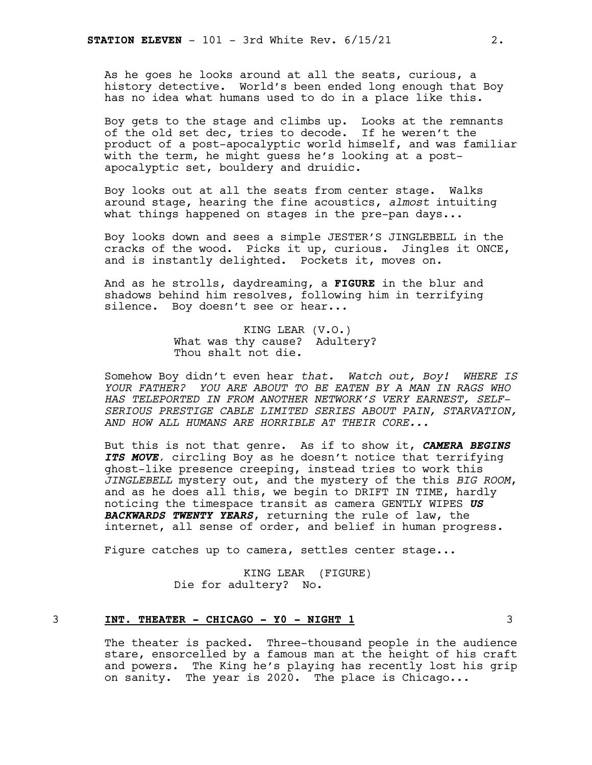As he goes he looks around at all the seats, curious, a history detective. World's been ended long enough that Boy has no idea what humans used to do in a place like this.

Boy gets to the stage and climbs up. Looks at the remnants of the old set dec, tries to decode. If he weren't the product of a post-apocalyptic world himself, and was familiar with the term, he might guess he's looking at a post-apocalyptic set, bouldery and druidic.

Boy looks out at all the seats from center stage. Walks around stage, hearing the fine acoustics, *almost* intuiting what things happened on stages in the pre-pan days...

Boy looks down and sees a simple JESTER'S JINGLEBELL in the cracks of the wood. Picks it up, curious. Jingles it ONCE, and is instantly delighted. Pockets it, moves on.

And as he strolls, daydreaming, a **FIGURE** in the blur and shadows behind him resolves, following him in terrifying silence. Boy doesn't see or hear...

KING LEAR (V.O.)
What was thy cause? Adultery?
Thou shalt not die.

Somehow Boy didn't even hear *that. Watch out, Boy! WHERE IS YOUR FATHER? YOU ARE ABOUT TO BE EATEN BY A MAN IN RAGS WHO HAS TELEPORTED IN FROM ANOTHER NETWORK'S VERY EARNEST, SELF-SERIOUS PRESTIGE CABLE LIMITED SERIES ABOUT PAIN, STARVATION, AND HOW ALL HUMANS ARE HORRIBLE AT THEIR CORE...*

But this is not that genre. As if to show it, ***CAMERA BEGINS ITS MOVE,*** circling Boy as he doesn't notice that terrifying ghost-like presence creeping, instead tries to work this *JINGLEBELL* mystery out, and the mystery of the this *BIG ROOM*, and as he does all this, we begin to DRIFT IN TIME, hardly noticing the timespace transit as camera GENTLY WIPES ***US BACKWARDS TWENTY YEARS***, returning the rule of law, the internet, all sense of order, and belief in human progress.

Figure catches up to camera, settles center stage...

KING LEAR (FIGURE)
Die for adultery? No.

3 **INT. THEATER - CHICAGO - Y0 - NIGHT 1** 3

The theater is packed. Three-thousand people in the audience stare, ensorcelled by a famous man at the height of his craft and powers. The King he's playing has recently lost his grip on sanity. The year is 2020. The place is Chicago...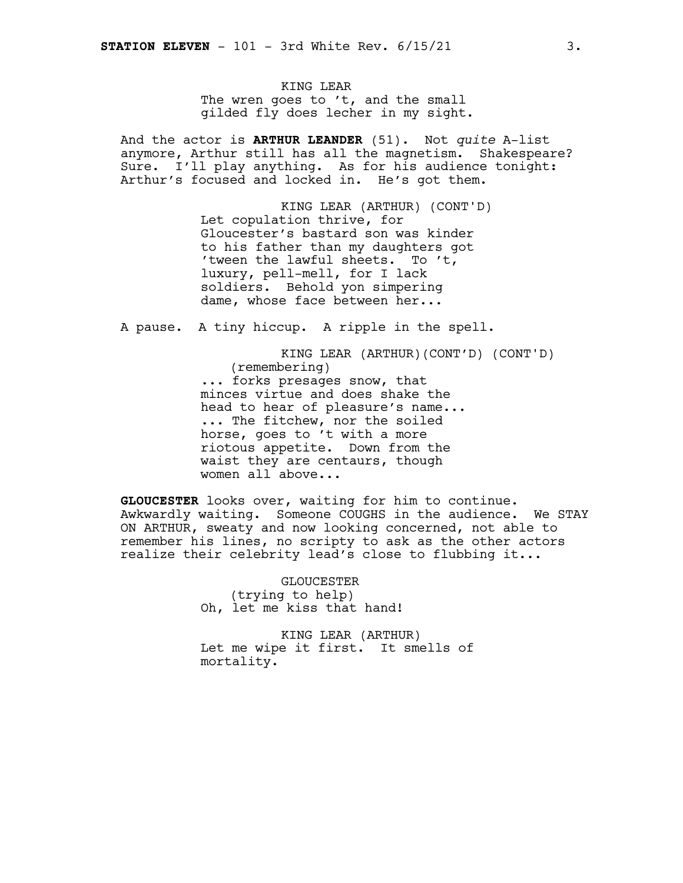KING LEAR
The wren goes to 't, and the small gilded fly does lecher in my sight.

And the actor is **ARTHUR LEANDER** (51). Not *quite* A-list anymore, Arthur still has all the magnetism. Shakespeare? Sure. I'll play anything. As for his audience tonight: Arthur's focused and locked in. He's got them.

KING LEAR (ARTHUR) (CONT'D)
Let copulation thrive, for Gloucester's bastard son was kinder to his father than my daughters got 'tween the lawful sheets. To 't, luxury, pell-mell, for I lack soldiers. Behold yon simpering dame, whose face between her...

A pause. A tiny hiccup. A ripple in the spell.

KING LEAR (ARTHUR)(CONT'D) (CONT'D)
(remembering)
... forks presages snow, that minces virtue and does shake the head to hear of pleasure's name...
... The fitchew, nor the soiled horse, goes to 't with a more riotous appetite. Down from the waist they are centaurs, though women all above...

**GLOUCESTER** looks over, waiting for him to continue. Awkwardly waiting. Someone COUGHS in the audience. We STAY ON ARTHUR, sweaty and now looking concerned, not able to remember his lines, no scripty to ask as the other actors realize their celebrity lead's close to flubbing it...

GLOUCESTER
(trying to help)
Oh, let me kiss that hand!

KING LEAR (ARTHUR)
Let me wipe it first. It smells of mortality.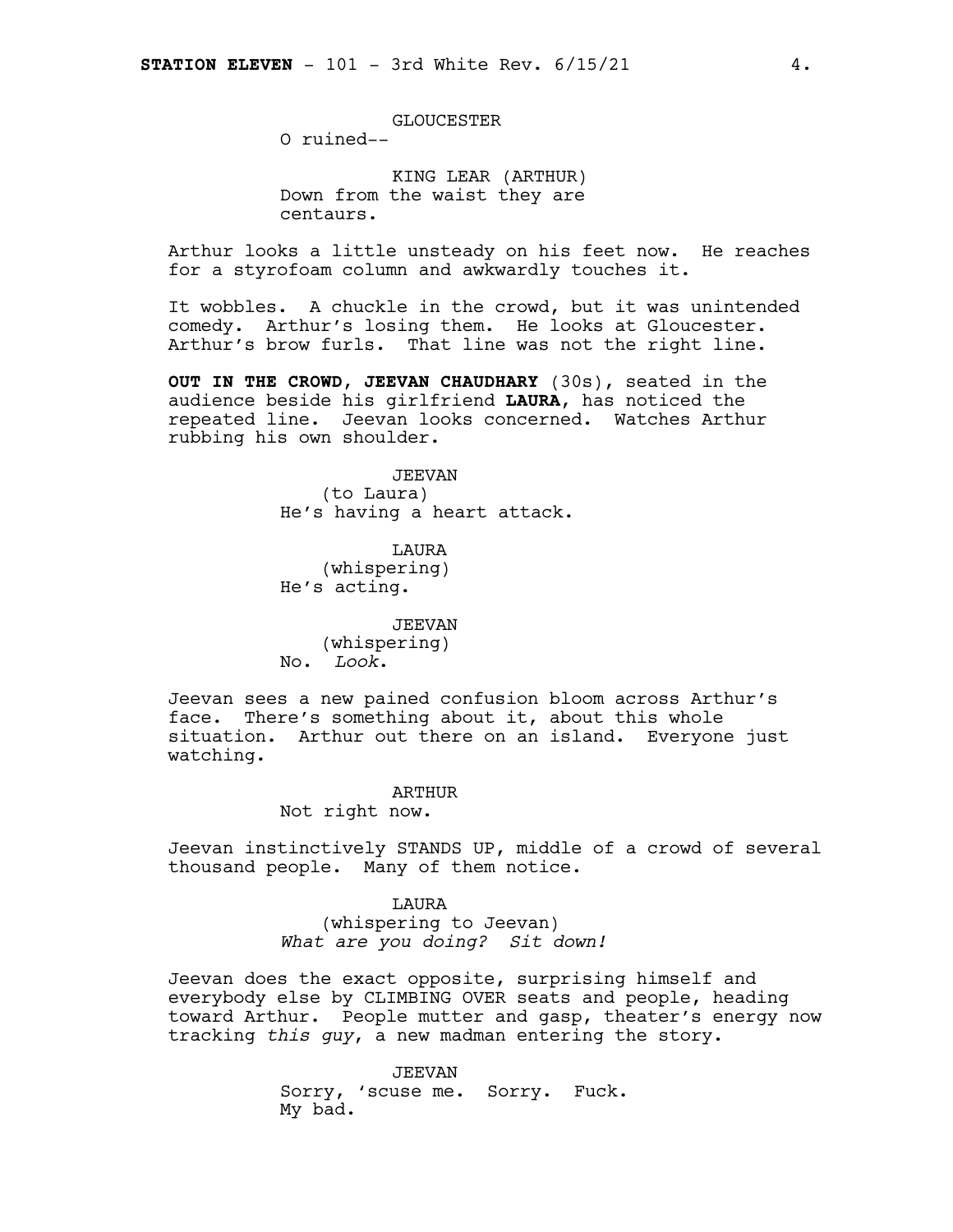GLOUCESTER
O ruined--

KING LEAR (ARTHUR)
Down from the waist they are centaurs.

Arthur looks a little unsteady on his feet now. He reaches for a styrofoam column and awkwardly touches it.

It wobbles. A chuckle in the crowd, but it was unintended comedy. Arthur's losing them. He looks at Gloucester. Arthur's brow furls. That line was not the right line.

**OUT IN THE CROWD, JEEVAN CHAUDHARY** (30s), seated in the audience beside his girlfriend **LAURA**, has noticed the repeated line. Jeevan looks concerned. Watches Arthur rubbing his own shoulder.

JEEVAN
(to Laura)
He's having a heart attack.

LAURA
(whispering)
He's acting.

JEEVAN
(whispering)
No. *Look*.

Jeevan sees a new pained confusion bloom across Arthur's face. There's something about it, about this whole situation. Arthur out there on an island. Everyone just watching.

ARTHUR
Not right now.

Jeevan instinctively STANDS UP, middle of a crowd of several thousand people. Many of them notice.

LAURA
(whispering to Jeevan)
*What are you doing? Sit down!*

Jeevan does the exact opposite, surprising himself and everybody else by CLIMBING OVER seats and people, heading toward Arthur. People mutter and gasp, theater's energy now tracking *this guy*, a new madman entering the story.

JEEVAN
Sorry, 'scuse me. Sorry. Fuck. My bad.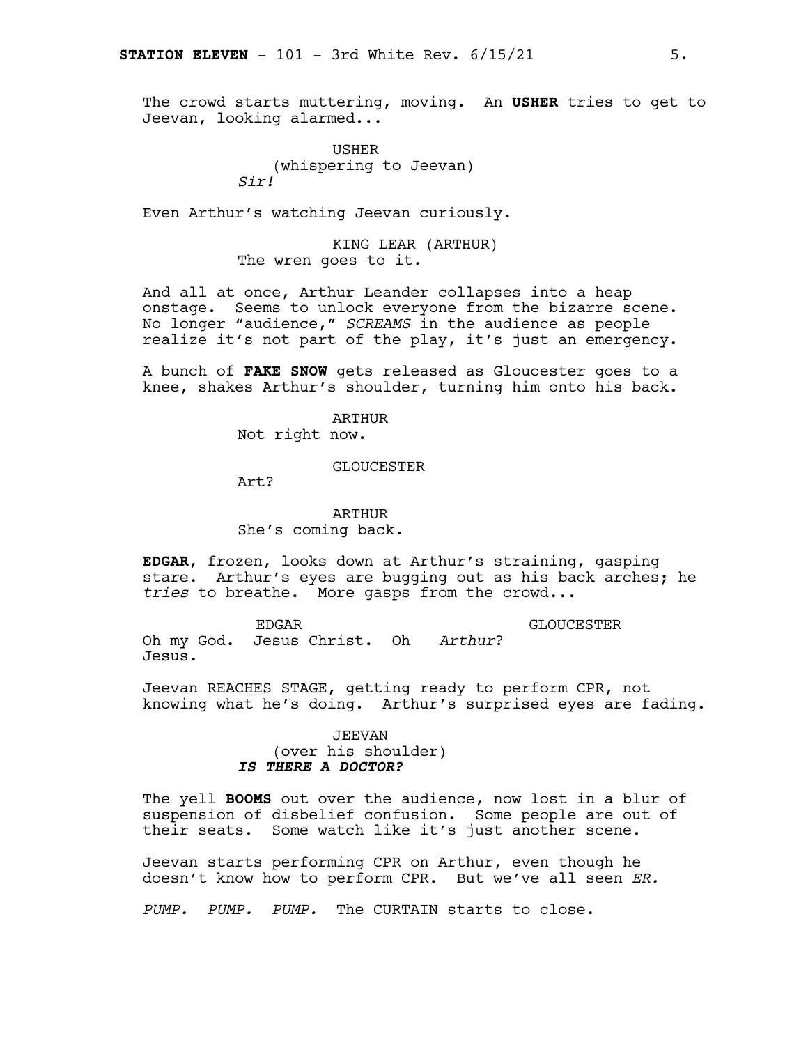The crowd starts muttering, moving. An **USHER** tries to get to Jeevan, looking alarmed...

USHER
(whispering to Jeevan)
*Sir!*

Even Arthur's watching Jeevan curiously.

KING LEAR (ARTHUR)
The wren goes to it.

And all at once, Arthur Leander collapses into a heap onstage. Seems to unlock everyone from the bizarre scene. No longer "audience," *SCREAMS* in the audience as people realize it's not part of the play, it's just an emergency.

A bunch of **FAKE SNOW** gets released as Gloucester goes to a knee, shakes Arthur's shoulder, turning him onto his back.

ARTHUR
Not right now.

GLOUCESTER
Art?

ARTHUR
She's coming back.

**EDGAR**, frozen, looks down at Arthur's straining, gasping stare. Arthur's eyes are bugging out as his back arches; he *tries* to breathe. More gasps from the crowd...

EDGAR
Oh my God. Jesus Christ. Oh Jesus.

GLOUCESTER
*Arthur*?

Jeevan REACHES STAGE, getting ready to perform CPR, not knowing what he's doing. Arthur's surprised eyes are fading.

JEEVAN
(over his shoulder)
***IS THERE A DOCTOR?***

The yell **BOOMS** out over the audience, now lost in a blur of suspension of disbelief confusion. Some people are out of their seats. Some watch like it's just another scene.

Jeevan starts performing CPR on Arthur, even though he doesn't know how to perform CPR. But we've all seen *ER.*

*PUMP. PUMP. PUMP.* The CURTAIN starts to close.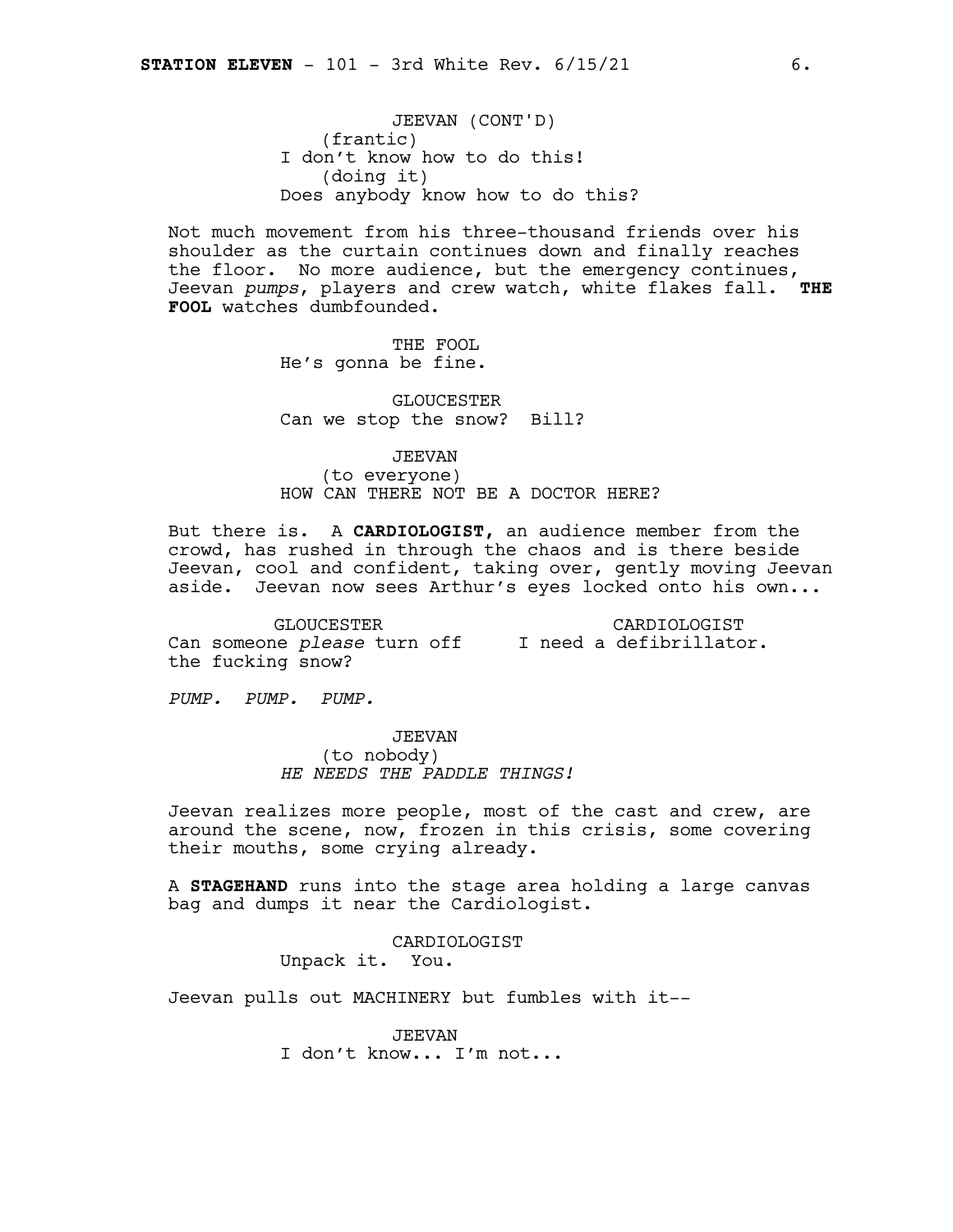JEEVAN (CONT'D)
(frantic)
I don't know how to do this!
(doing it)
Does anybody know how to do this?

Not much movement from his three-thousand friends over his shoulder as the curtain continues down and finally reaches the floor. No more audience, but the emergency continues, Jeevan *pumps*, players and crew watch, white flakes fall. **THE FOOL** watches dumbfounded.

THE FOOL
He's gonna be fine.

GLOUCESTER
Can we stop the snow? Bill?

JEEVAN
(to everyone)
HOW CAN THERE NOT BE A DOCTOR HERE?

But there is. A **CARDIOLOGIST,** an audience member from the crowd, has rushed in through the chaos and is there beside Jeevan, cool and confident, taking over, gently moving Jeevan aside. Jeevan now sees Arthur's eyes locked onto his own...

GLOUCESTER
Can someone *please* turn off the fucking snow?

CARDIOLOGIST
I need a defibrillator.

*PUMP. PUMP. PUMP.*

JEEVAN
(to nobody)
*HE NEEDS THE PADDLE THINGS!*

Jeevan realizes more people, most of the cast and crew, are around the scene, now, frozen in this crisis, some covering their mouths, some crying already.

A **STAGEHAND** runs into the stage area holding a large canvas bag and dumps it near the Cardiologist.

CARDIOLOGIST
Unpack it. You.

Jeevan pulls out MACHINERY but fumbles with it--

JEEVAN
I don't know... I'm not...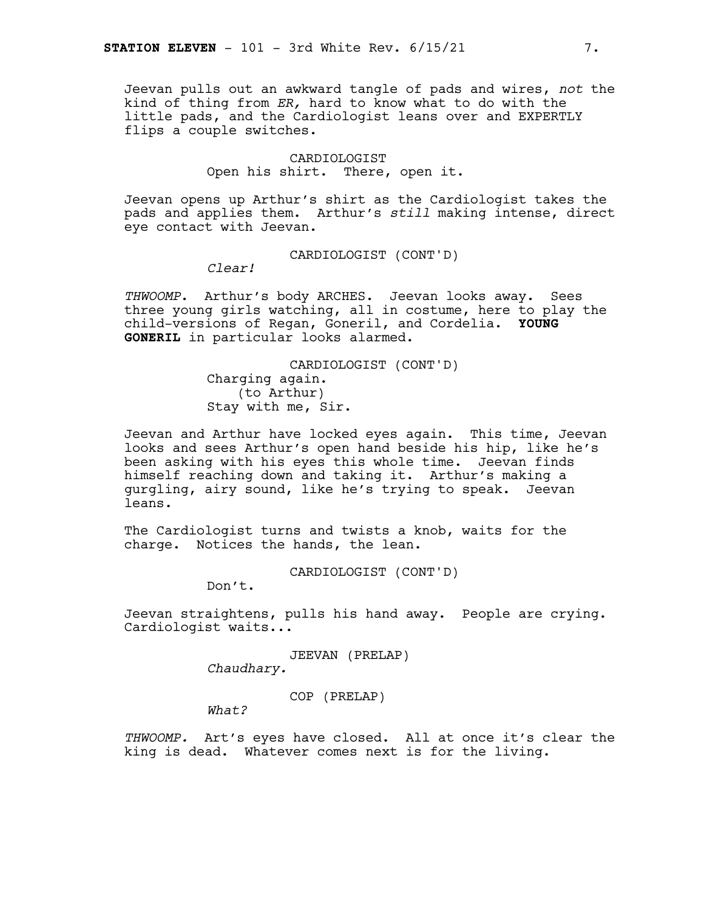Jeevan pulls out an awkward tangle of pads and wires, *not* the kind of thing from *ER,* hard to know what to do with the little pads, and the Cardiologist leans over and EXPERTLY flips a couple switches.

CARDIOLOGIST
Open his shirt. There, open it.

Jeevan opens up Arthur's shirt as the Cardiologist takes the pads and applies them. Arthur's *still* making intense, direct eye contact with Jeevan.

CARDIOLOGIST (CONT'D)
*Clear!*

*THWOOMP*. Arthur's body ARCHES. Jeevan looks away. Sees three young girls watching, all in costume, here to play the child-versions of Regan, Goneril, and Cordelia. **YOUNG GONERIL** in particular looks alarmed.

CARDIOLOGIST (CONT'D)
Charging again.
(to Arthur)
Stay with me, Sir.

Jeevan and Arthur have locked eyes again. This time, Jeevan looks and sees Arthur's open hand beside his hip, like he's been asking with his eyes this whole time. Jeevan finds himself reaching down and taking it. Arthur's making a gurgling, airy sound, like he's trying to speak. Jeevan leans.

The Cardiologist turns and twists a knob, waits for the charge. Notices the hands, the lean.

CARDIOLOGIST (CONT'D)
Don't.

Jeevan straightens, pulls his hand away. People are crying. Cardiologist waits...

JEEVAN (PRELAP)
*Chaudhary.*

COP (PRELAP)
*What?*

*THWOOMP.* Art's eyes have closed. All at once it's clear the king is dead. Whatever comes next is for the living.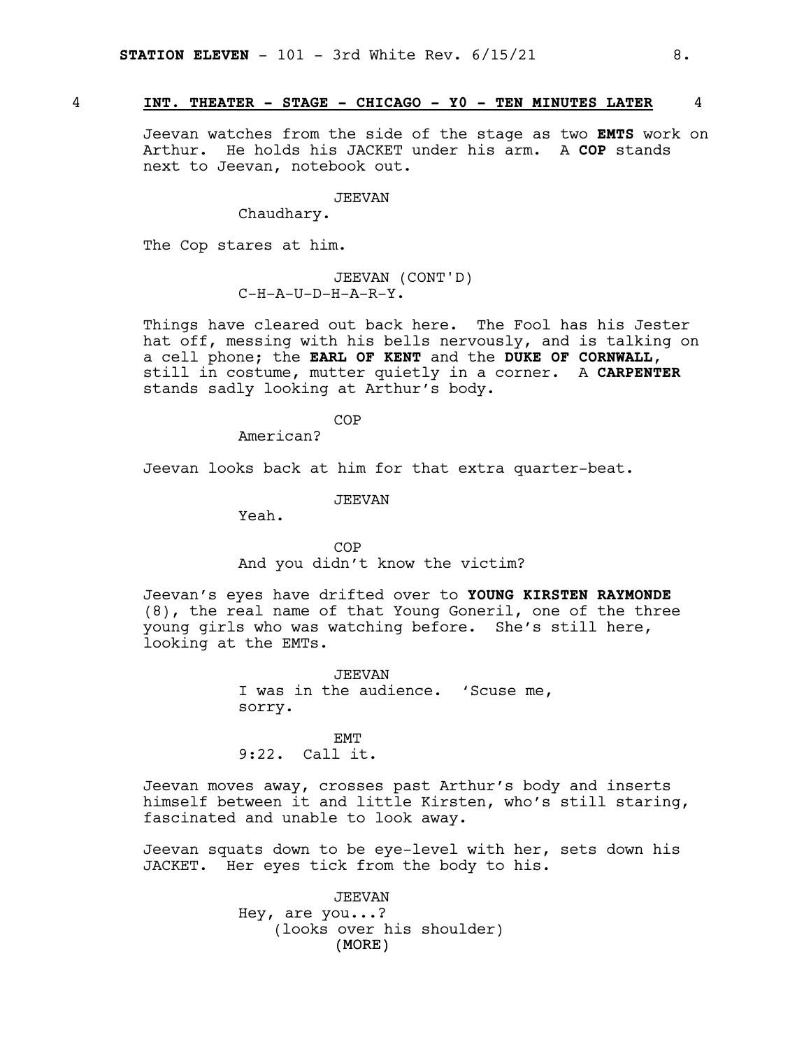4 **INT. THEATER - STAGE - CHICAGO - Y0 - TEN MINUTES LATER** 4

Jeevan watches from the side of the stage as two **EMTS** work on Arthur. He holds his JACKET under his arm. A **COP** stands next to Jeevan, notebook out.

JEEVAN
Chaudhary.

The Cop stares at him.

JEEVAN (CONT'D)
C-H-A-U-D-H-A-R-Y.

Things have cleared out back here. The Fool has his Jester hat off, messing with his bells nervously, and is talking on a cell phone; the **EARL OF KENT** and the **DUKE OF CORNWALL**, still in costume, mutter quietly in a corner. A **CARPENTER** stands sadly looking at Arthur's body.

COP
American?

Jeevan looks back at him for that extra quarter-beat.

JEEVAN
Yeah.

COP
And you didn't know the victim?

Jeevan's eyes have drifted over to **YOUNG KIRSTEN RAYMONDE** (8), the real name of that Young Goneril, one of the three young girls who was watching before. She's still here, looking at the EMTs.

JEEVAN
I was in the audience. 'Scuse me, sorry.

EMT
9:22. Call it.

Jeevan moves away, crosses past Arthur's body and inserts himself between it and little Kirsten, who's still staring, fascinated and unable to look away.

Jeevan squats down to be eye-level with her, sets down his JACKET. Her eyes tick from the body to his.

JEEVAN
Hey, are you...?
(looks over his shoulder)
(MORE)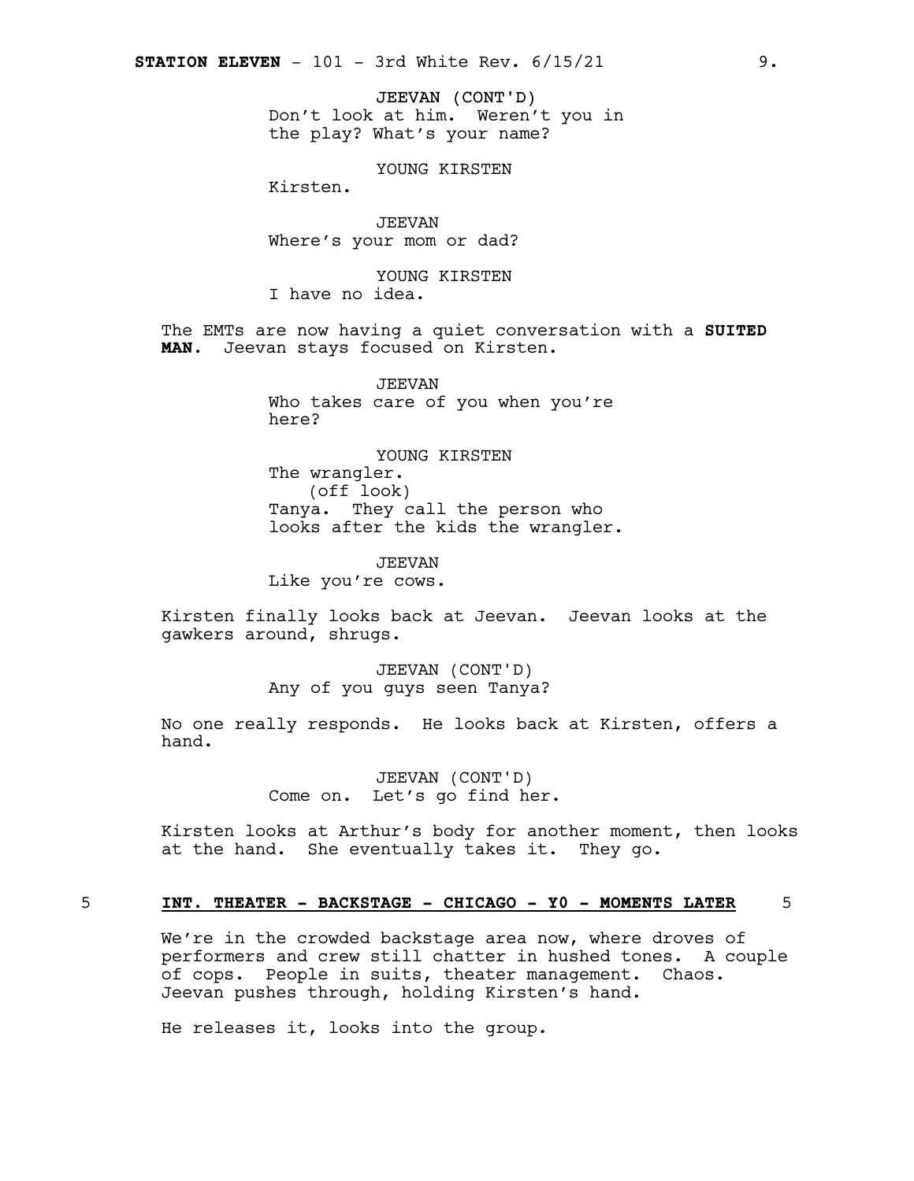JEEVAN (CONT'D)
Don't look at him. Weren't you in the play? What's your name?

YOUNG KIRSTEN
Kirsten.

JEEVAN
Where's your mom or dad?

YOUNG KIRSTEN
I have no idea.

The EMTs are now having a quiet conversation with a **SUITED MAN**. Jeevan stays focused on Kirsten.

JEEVAN
Who takes care of you when you're here?

YOUNG KIRSTEN
The wrangler.
(off look)
Tanya. They call the person who looks after the kids the wrangler.

JEEVAN
Like you're cows.

Kirsten finally looks back at Jeevan. Jeevan looks at the gawkers around, shrugs.

JEEVAN (CONT'D)
Any of you guys seen Tanya?

No one really responds. He looks back at Kirsten, offers a hand.

JEEVAN (CONT'D)
Come on. Let's go find her.

Kirsten looks at Arthur's body for another moment, then looks at the hand. She eventually takes it. They go.

5 **INT. THEATER - BACKSTAGE - CHICAGO - Y0 - MOMENTS LATER** 5

We're in the crowded backstage area now, where droves of performers and crew still chatter in hushed tones. A couple of cops. People in suits, theater management. Chaos. Jeevan pushes through, holding Kirsten's hand.

He releases it, looks into the group.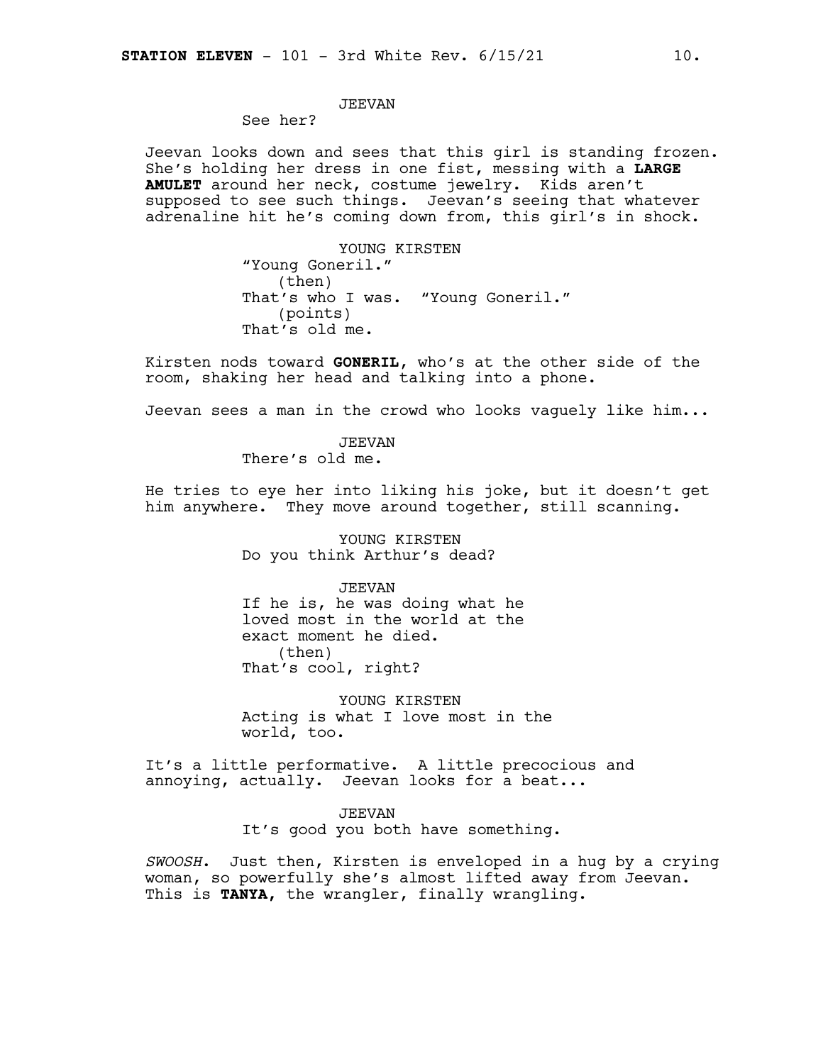JEEVAN
See her?

Jeevan looks down and sees that this girl is standing frozen. She's holding her dress in one fist, messing with a **LARGE AMULET** around her neck, costume jewelry. Kids aren't supposed to see such things. Jeevan's seeing that whatever adrenaline hit he's coming down from, this girl's in shock.

YOUNG KIRSTEN
"Young Goneril."
(then)
That's who I was. "Young Goneril."
(points)
That's old me.

Kirsten nods toward **GONERIL**, who's at the other side of the room, shaking her head and talking into a phone.

Jeevan sees a man in the crowd who looks vaguely like him...

JEEVAN
There's old me.

He tries to eye her into liking his joke, but it doesn't get him anywhere. They move around together, still scanning.

YOUNG KIRSTEN
Do you think Arthur's dead?

JEEVAN
If he is, he was doing what he loved most in the world at the exact moment he died.
(then)
That's cool, right?

YOUNG KIRSTEN
Acting is what I love most in the world, too.

It's a little performative. A little precocious and annoying, actually. Jeevan looks for a beat...

JEEVAN
It's good you both have something.

*SWOOSH*. Just then, Kirsten is enveloped in a hug by a crying woman, so powerfully she's almost lifted away from Jeevan. This is **TANYA**, the wrangler, finally wrangling.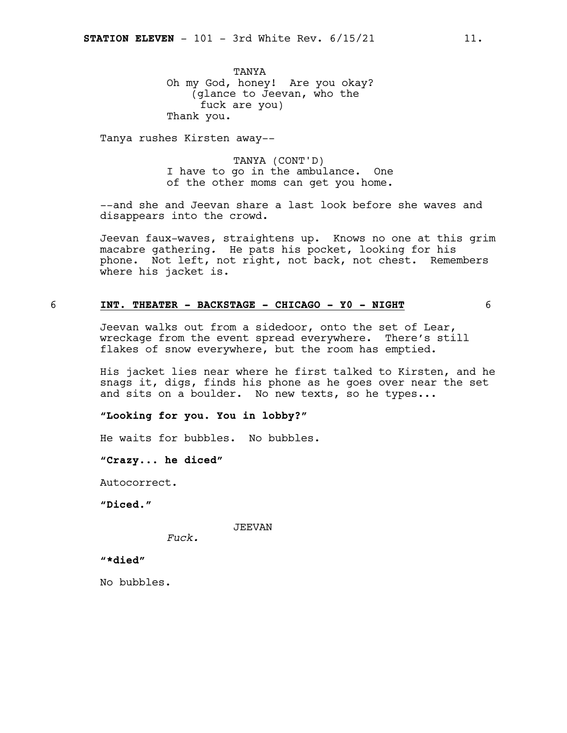TANYA
Oh my God, honey! Are you okay?
(glance to Jeevan, who the fuck are you)
Thank you.

Tanya rushes Kirsten away--

TANYA (CONT'D)
I have to go in the ambulance. One of the other moms can get you home.

--and she and Jeevan share a last look before she waves and disappears into the crowd.

Jeevan faux-waves, straightens up. Knows no one at this grim macabre gathering. He pats his pocket, looking for his phone. Not left, not right, not back, not chest. Remembers where his jacket is.

6 **INT. THEATER - BACKSTAGE - CHICAGO - Y0 - NIGHT** 6

Jeevan walks out from a sidedoor, onto the set of Lear, wreckage from the event spread everywhere. There's still flakes of snow everywhere, but the room has emptied.

His jacket lies near where he first talked to Kirsten, and he snags it, digs, finds his phone as he goes over near the set and sits on a boulder. No new texts, so he types...

**"Looking for you. You in lobby?"**

He waits for bubbles. No bubbles.

**"Crazy... he diced"**

Autocorrect.

**"Diced."**

JEEVAN
*Fuck.*

**"*died"**

No bubbles.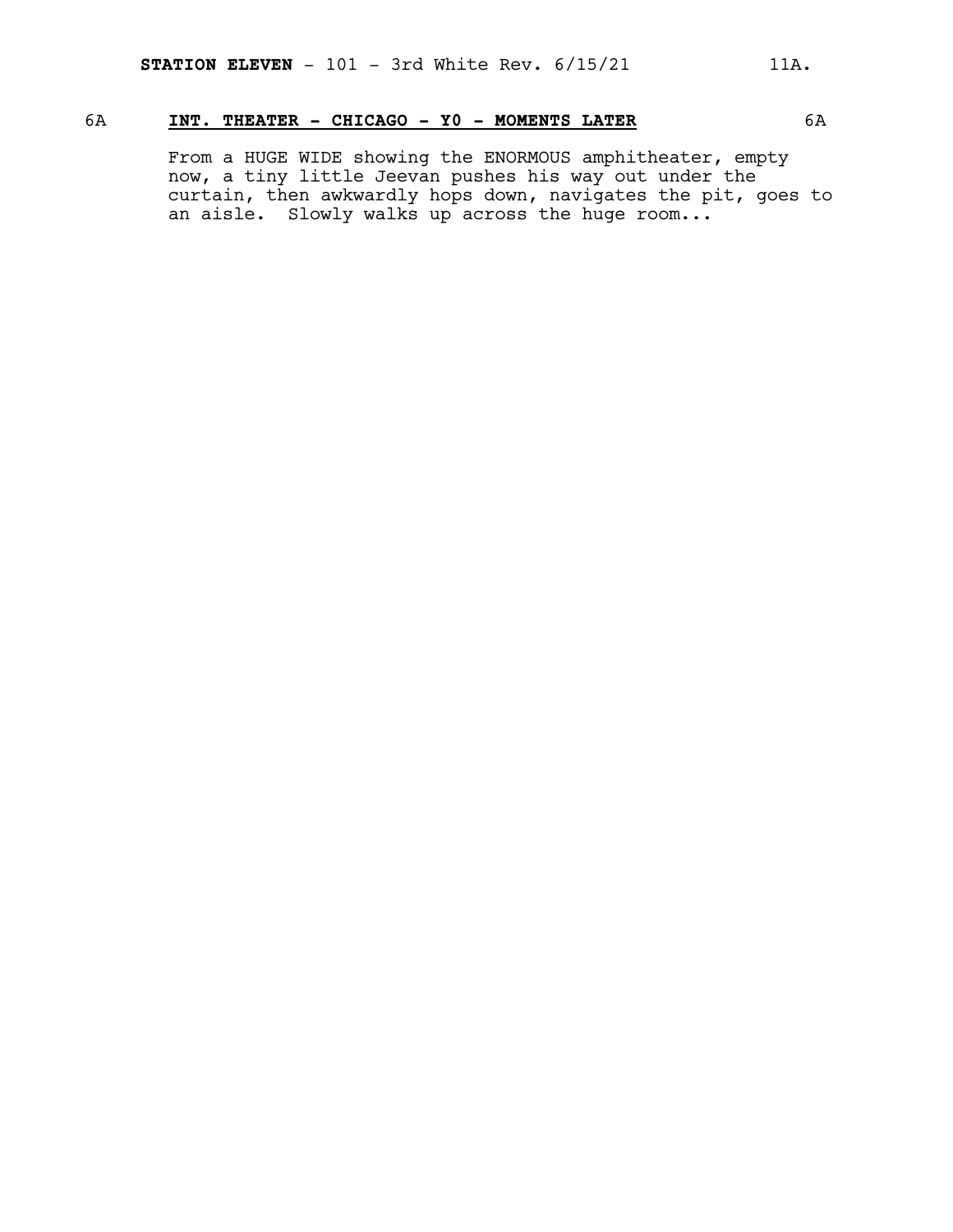6A **INT. THEATER - CHICAGO - Y0 - MOMENTS LATER** 6A

From a HUGE WIDE showing the ENORMOUS amphitheater, empty now, a tiny little Jeevan pushes his way out under the curtain, then awkwardly hops down, navigates the pit, goes to an aisle. Slowly walks up across the huge room...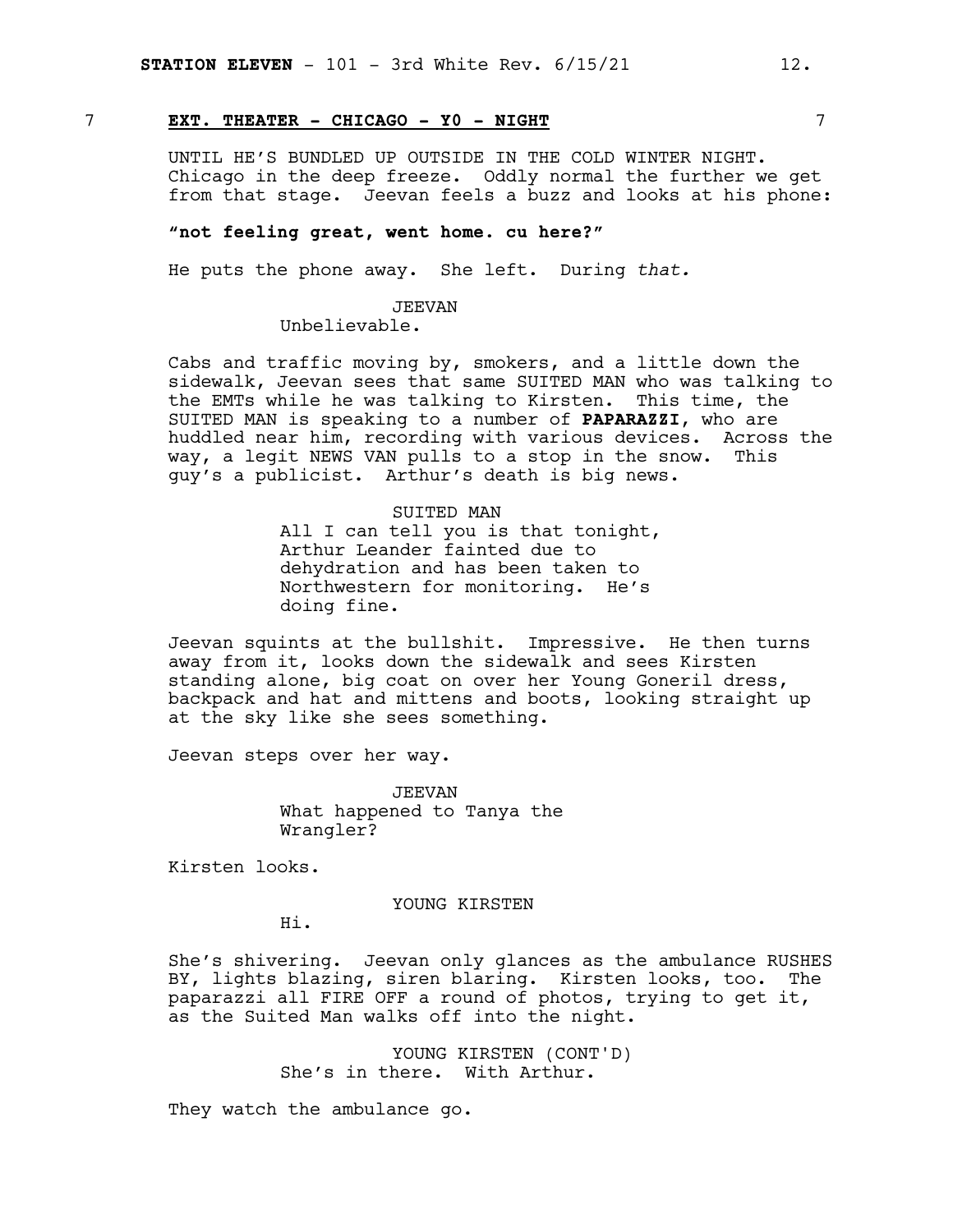7 **EXT. THEATER - CHICAGO - Y0 - NIGHT** 7

UNTIL HE'S BUNDLED UP OUTSIDE IN THE COLD WINTER NIGHT. Chicago in the deep freeze. Oddly normal the further we get from that stage. Jeevan feels a buzz and looks at his phone:

**"not feeling great, went home. cu here?"**

He puts the phone away. She left. During *that.*

JEEVAN
Unbelievable.

Cabs and traffic moving by, smokers, and a little down the sidewalk, Jeevan sees that same SUITED MAN who was talking to the EMTs while he was talking to Kirsten. This time, the SUITED MAN is speaking to a number of **PAPARAZZI**, who are huddled near him, recording with various devices. Across the way, a legit NEWS VAN pulls to a stop in the snow. This guy's a publicist. Arthur's death is big news.

SUITED MAN
All I can tell you is that tonight, Arthur Leander fainted due to dehydration and has been taken to Northwestern for monitoring. He's doing fine.

Jeevan squints at the bullshit. Impressive. He then turns away from it, looks down the sidewalk and sees Kirsten standing alone, big coat on over her Young Goneril dress, backpack and hat and mittens and boots, looking straight up at the sky like she sees something.

Jeevan steps over her way.

JEEVAN
What happened to Tanya the Wrangler?

Kirsten looks.

YOUNG KIRSTEN
Hi.

She's shivering. Jeevan only glances as the ambulance RUSHES BY, lights blazing, siren blaring. Kirsten looks, too. The paparazzi all FIRE OFF a round of photos, trying to get it, as the Suited Man walks off into the night.

YOUNG KIRSTEN (CONT'D)
She's in there. With Arthur.

They watch the ambulance go.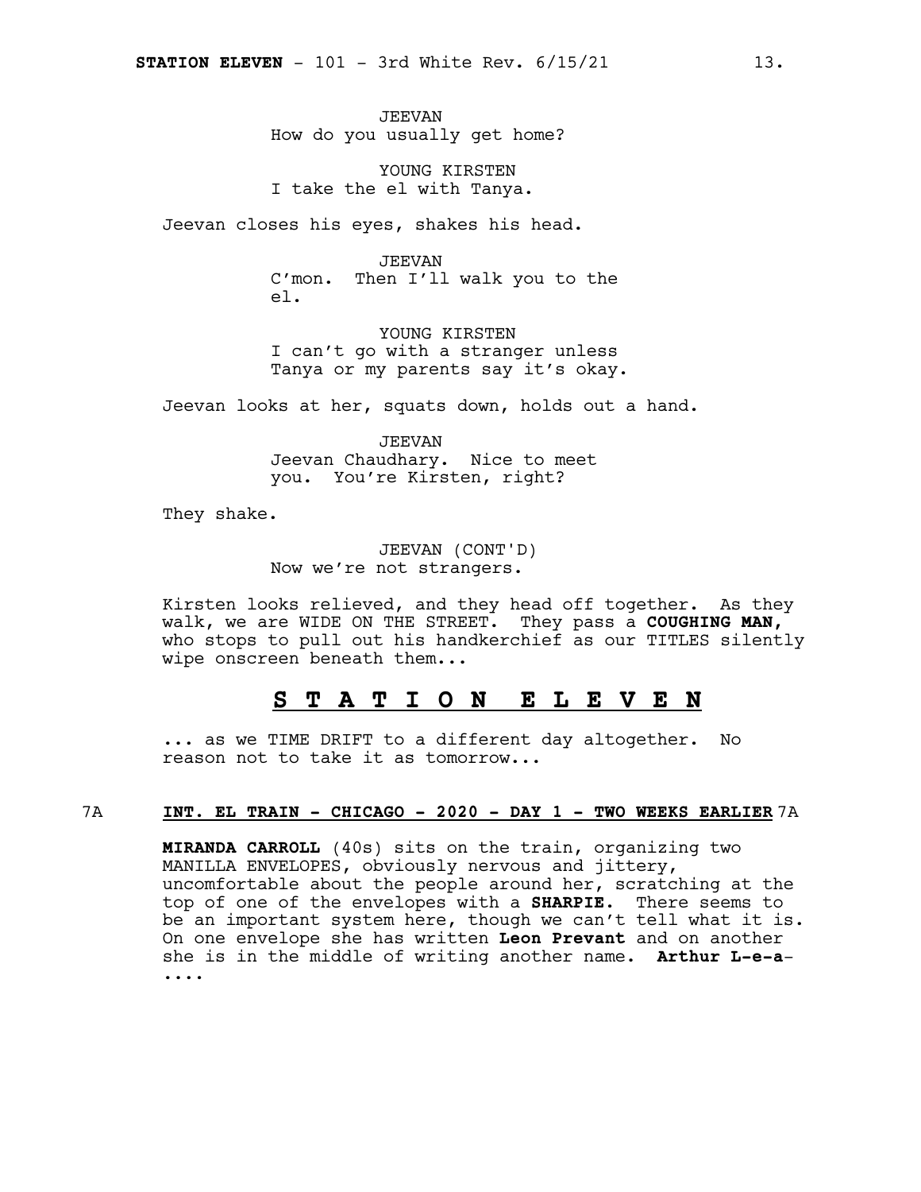JEEVAN
How do you usually get home?

YOUNG KIRSTEN
I take the el with Tanya.

Jeevan closes his eyes, shakes his head.

JEEVAN
C'mon. Then I'll walk you to the el.

YOUNG KIRSTEN
I can't go with a stranger unless Tanya or my parents say it's okay.

Jeevan looks at her, squats down, holds out a hand.

JEEVAN
Jeevan Chaudhary. Nice to meet you. You're Kirsten, right?

They shake.

JEEVAN (CONT'D)
Now we're not strangers.

Kirsten looks relieved, and they head off together. As they walk, we are WIDE ON THE STREET. They pass a **COUGHING MAN,** who stops to pull out his handkerchief as our TITLES silently wipe onscreen beneath them...

## **S T A T I O N  E L E V E N**

... as we TIME DRIFT to a different day altogether. No reason not to take it as tomorrow...

7A **INT. EL TRAIN - CHICAGO - 2020 - DAY 1 - TWO WEEKS EARLIER** 7A

**MIRANDA CARROLL** (40s) sits on the train, organizing two MANILLA ENVELOPES, obviously nervous and jittery, uncomfortable about the people around her, scratching at the top of one of the envelopes with a **SHARPIE.** There seems to be an important system here, though we can't tell what it is. On one envelope she has written **Leon Prevant** and on another she is in the middle of writing another name. **Arthur L-e-a-** ....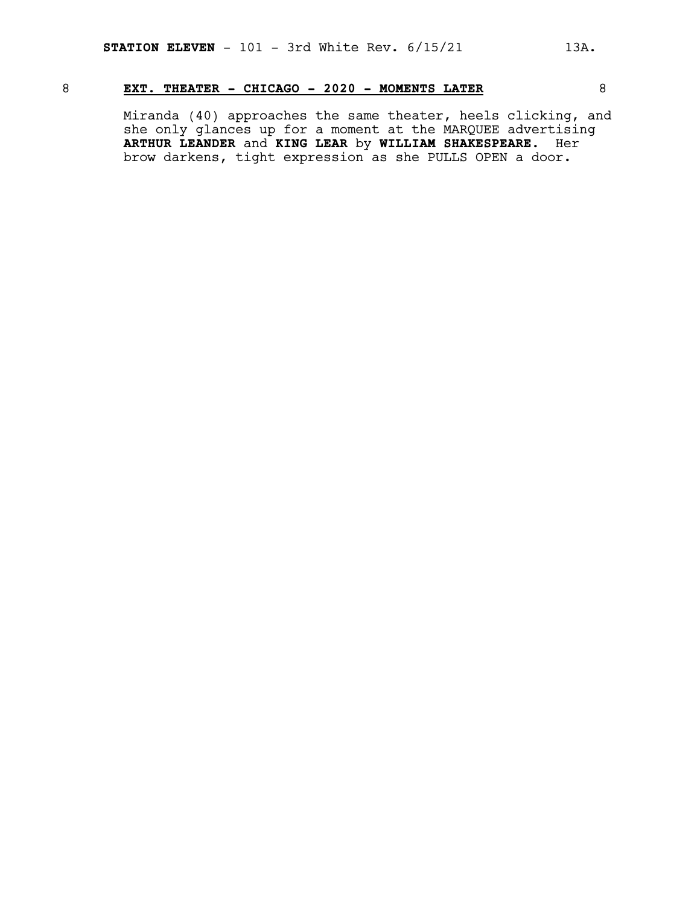8 **EXT. THEATER - CHICAGO - 2020 - MOMENTS LATER** 8

Miranda (40) approaches the same theater, heels clicking, and she only glances up for a moment at the MARQUEE advertising **ARTHUR LEANDER** and **KING LEAR** by **WILLIAM SHAKESPEARE.** Her brow darkens, tight expression as she PULLS OPEN a door.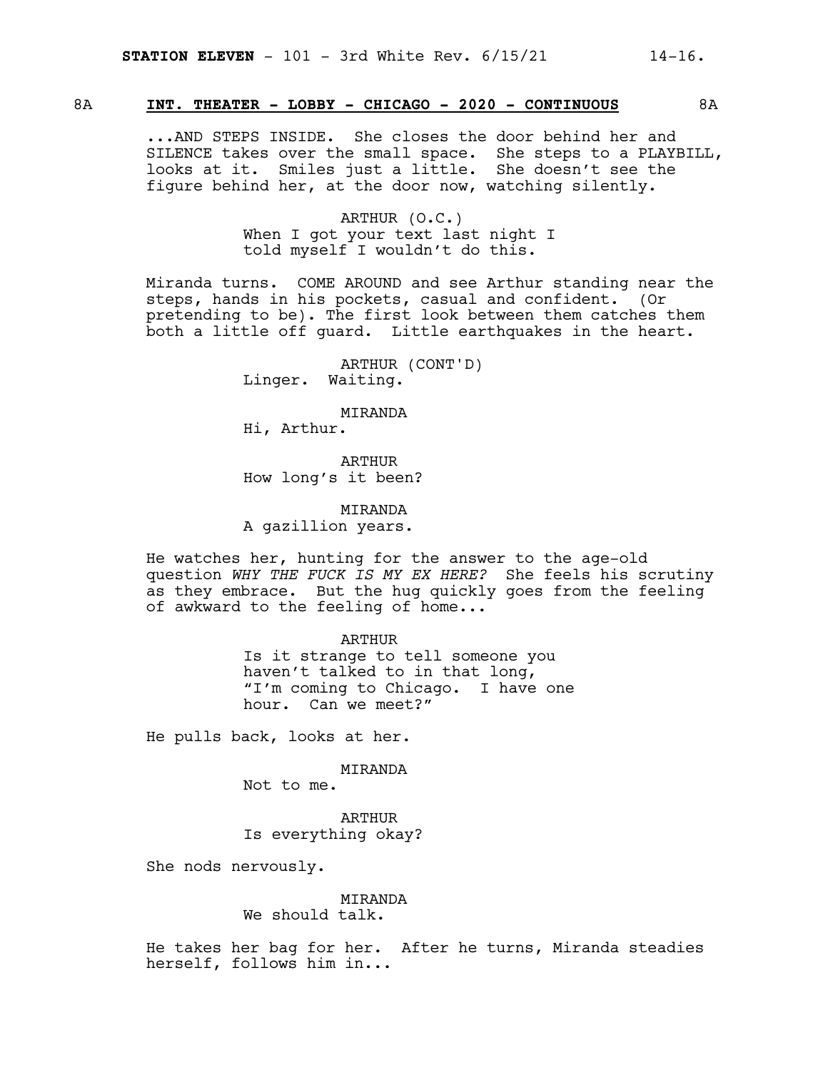8A **INT. THEATER - LOBBY - CHICAGO - 2020 - CONTINUOUS** 8A

...AND STEPS INSIDE. She closes the door behind her and SILENCE takes over the small space. She steps to a PLAYBILL, looks at it. Smiles just a little. She doesn't see the figure behind her, at the door now, watching silently.

ARTHUR (O.C.)
When I got your text last night I told myself I wouldn't do this.

Miranda turns. COME AROUND and see Arthur standing near the steps, hands in his pockets, casual and confident. (Or pretending to be). The first look between them catches them both a little off guard. Little earthquakes in the heart.

ARTHUR (CONT'D)
Linger. Waiting.

MIRANDA
Hi, Arthur.

ARTHUR
How long's it been?

MIRANDA
A gazillion years.

He watches her, hunting for the answer to the age-old question *WHY THE FUCK IS MY EX HERE?* She feels his scrutiny as they embrace. But the hug quickly goes from the feeling of awkward to the feeling of home...

ARTHUR
Is it strange to tell someone you haven't talked to in that long, "I'm coming to Chicago. I have one hour. Can we meet?"

He pulls back, looks at her.

MIRANDA
Not to me.

ARTHUR
Is everything okay?

She nods nervously.

MIRANDA
We should talk.

He takes her bag for her. After he turns, Miranda steadies herself, follows him in...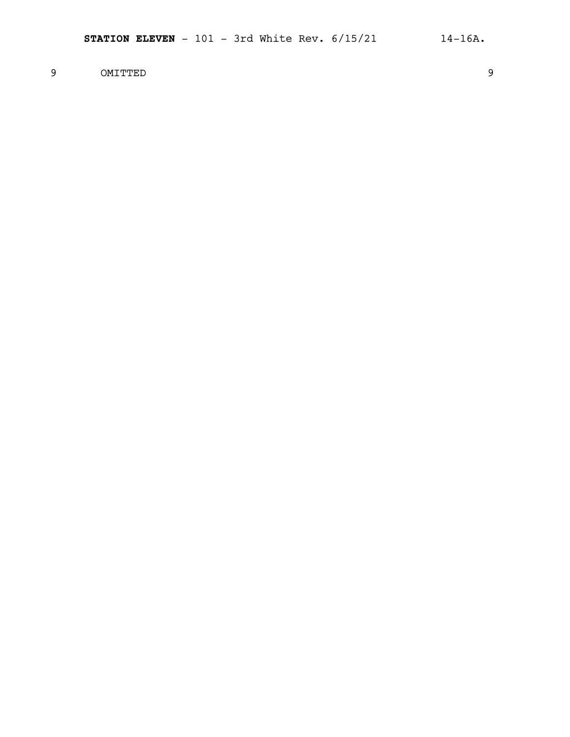9 OMITTED 9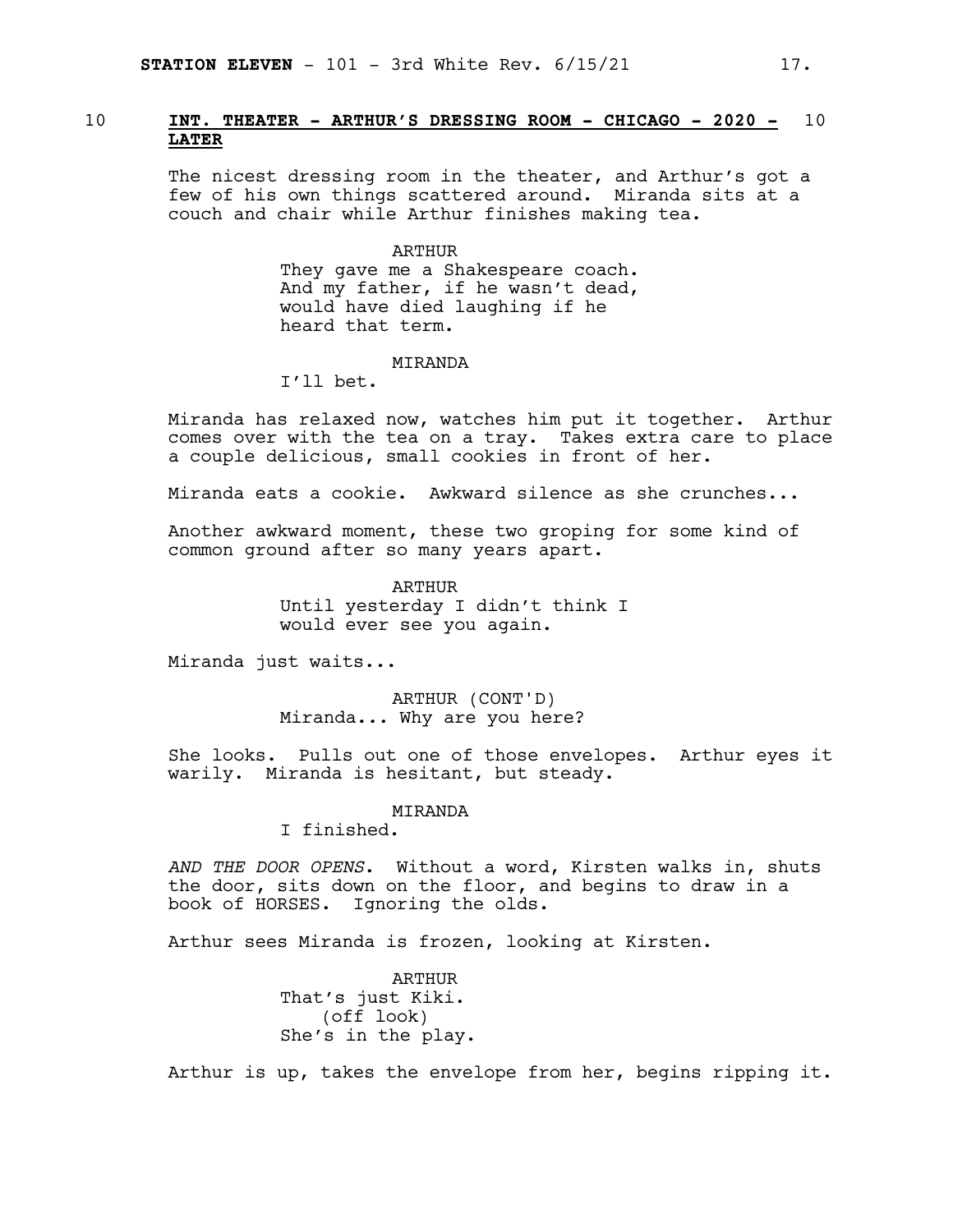10 **INT. THEATER - ARTHUR'S DRESSING ROOM - CHICAGO - 2020 - LATER** 10

The nicest dressing room in the theater, and Arthur's got a few of his own things scattered around. Miranda sits at a couch and chair while Arthur finishes making tea.

ARTHUR
They gave me a Shakespeare coach. And my father, if he wasn't dead, would have died laughing if he heard that term.

MIRANDA
I'll bet.

Miranda has relaxed now, watches him put it together. Arthur comes over with the tea on a tray. Takes extra care to place a couple delicious, small cookies in front of her.

Miranda eats a cookie. Awkward silence as she crunches...

Another awkward moment, these two groping for some kind of common ground after so many years apart.

ARTHUR
Until yesterday I didn't think I would ever see you again.

Miranda just waits...

ARTHUR (CONT'D)
Miranda... Why are you here?

She looks. Pulls out one of those envelopes. Arthur eyes it warily. Miranda is hesitant, but steady.

MIRANDA
I finished.

*AND THE DOOR OPENS*. Without a word, Kirsten walks in, shuts the door, sits down on the floor, and begins to draw in a book of HORSES. Ignoring the olds.

Arthur sees Miranda is frozen, looking at Kirsten.

ARTHUR
That's just Kiki.
(off look)
She's in the play.

Arthur is up, takes the envelope from her, begins ripping it.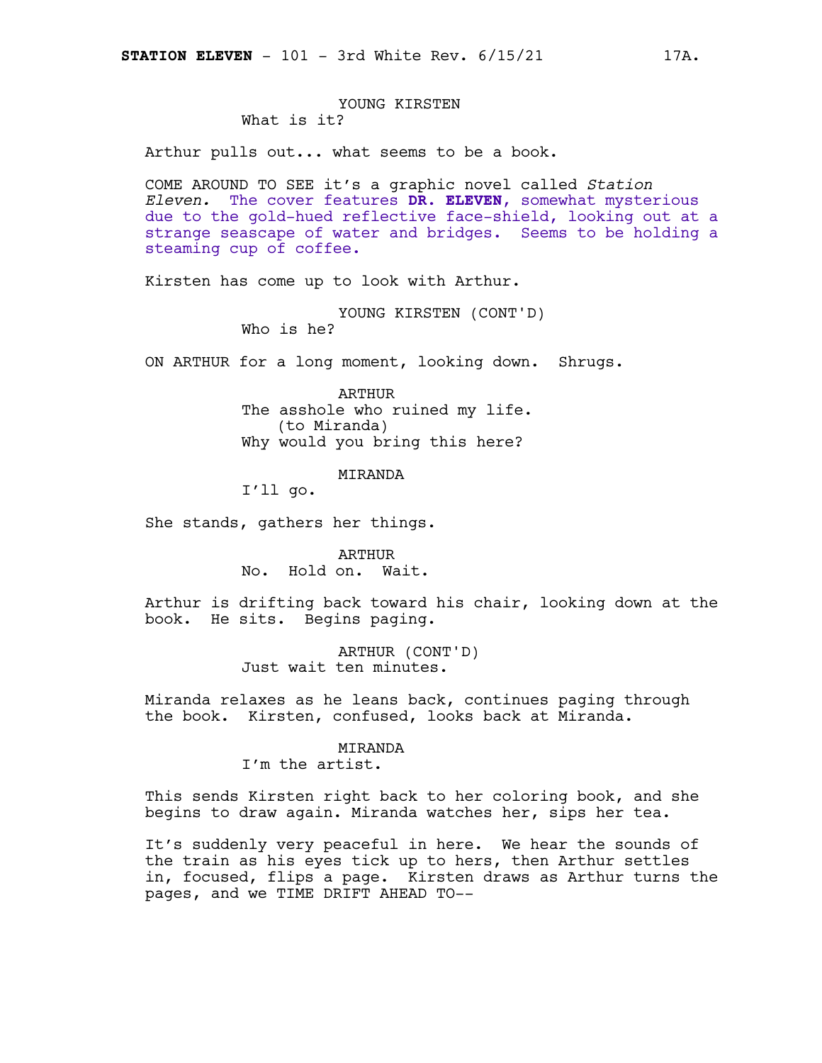YOUNG KIRSTEN
What is it?

Arthur pulls out... what seems to be a book.

COME AROUND TO SEE it's a graphic novel called *Station Eleven.* The cover features **DR. ELEVEN,** somewhat mysterious due to the gold-hued reflective face-shield, looking out at a strange seascape of water and bridges. Seems to be holding a steaming cup of coffee.

Kirsten has come up to look with Arthur.

YOUNG KIRSTEN (CONT'D)
Who is he?

ON ARTHUR for a long moment, looking down. Shrugs.

ARTHUR
The asshole who ruined my life.
(to Miranda)
Why would you bring this here?

MIRANDA
I'll go.

She stands, gathers her things.

ARTHUR
No. Hold on. Wait.

Arthur is drifting back toward his chair, looking down at the book. He sits. Begins paging.

ARTHUR (CONT'D)
Just wait ten minutes.

Miranda relaxes as he leans back, continues paging through the book. Kirsten, confused, looks back at Miranda.

MIRANDA
I'm the artist.

This sends Kirsten right back to her coloring book, and she begins to draw again. Miranda watches her, sips her tea.

It's suddenly very peaceful in here. We hear the sounds of the train as his eyes tick up to hers, then Arthur settles in, focused, flips a page. Kirsten draws as Arthur turns the pages, and we TIME DRIFT AHEAD TO--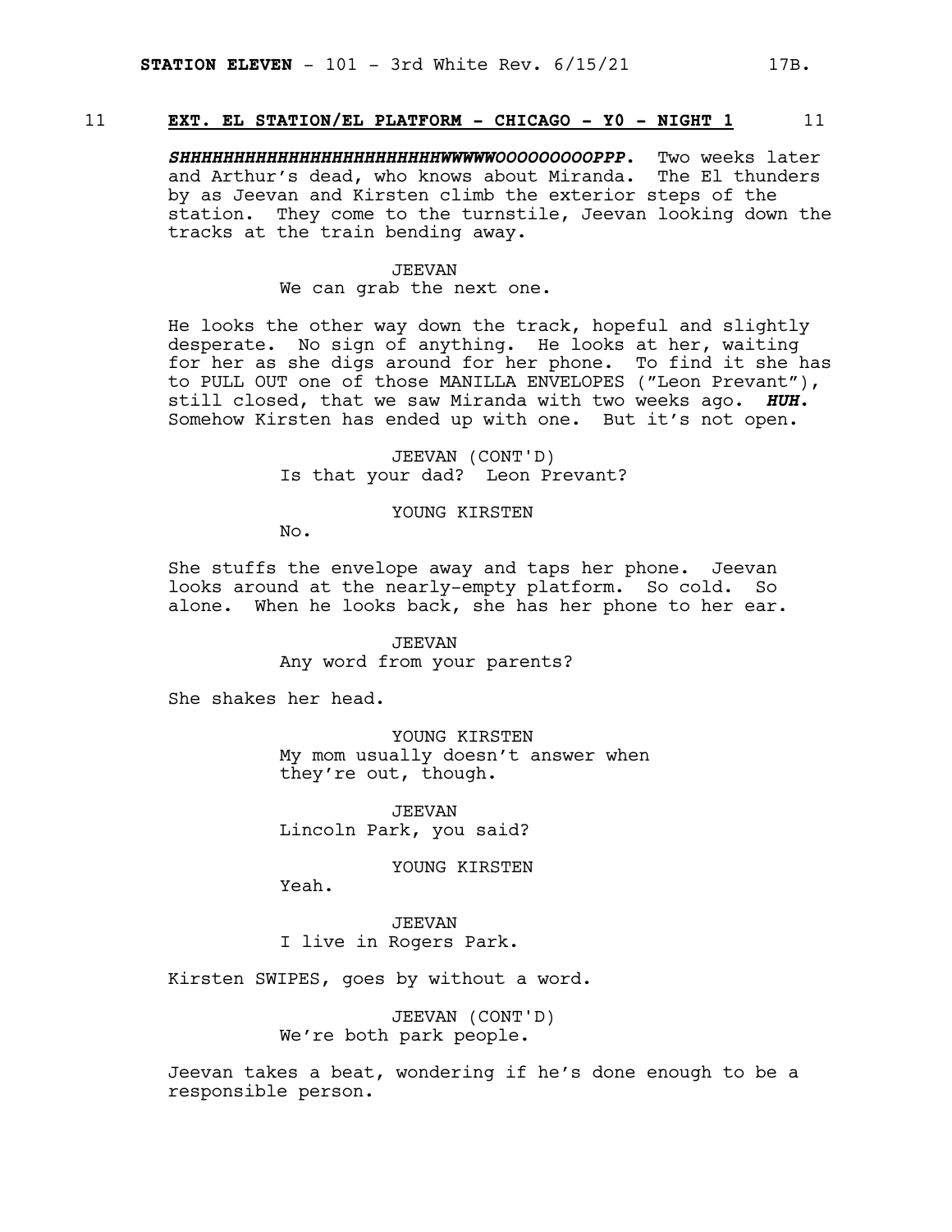11 **EXT. EL STATION/EL PLATFORM - CHICAGO - Y0 - NIGHT 1** 11

***SHHHHHHHHHHHHHHHHHHHHHHHHHHWWWWWOOOOOOOOOPPP.*** Two weeks later and Arthur's dead, who knows about Miranda. The El thunders by as Jeevan and Kirsten climb the exterior steps of the station. They come to the turnstile, Jeevan looking down the tracks at the train bending away.

JEEVAN
We can grab the next one.

He looks the other way down the track, hopeful and slightly desperate. No sign of anything. He looks at her, waiting for her as she digs around for her phone. To find it she has to PULL OUT one of those MANILLA ENVELOPES ("Leon Prevant"), still closed, that we saw Miranda with two weeks ago. ***HUH.*** Somehow Kirsten has ended up with one. But it's not open.

JEEVAN (CONT'D)
Is that your dad? Leon Prevant?

YOUNG KIRSTEN
No.

She stuffs the envelope away and taps her phone. Jeevan looks around at the nearly-empty platform. So cold. So alone. When he looks back, she has her phone to her ear.

JEEVAN
Any word from your parents?

She shakes her head.

YOUNG KIRSTEN
My mom usually doesn't answer when they're out, though.

JEEVAN
Lincoln Park, you said?

YOUNG KIRSTEN
Yeah.

JEEVAN
I live in Rogers Park.

Kirsten SWIPES, goes by without a word.

JEEVAN (CONT'D)
We're both park people.

Jeevan takes a beat, wondering if he's done enough to be a responsible person.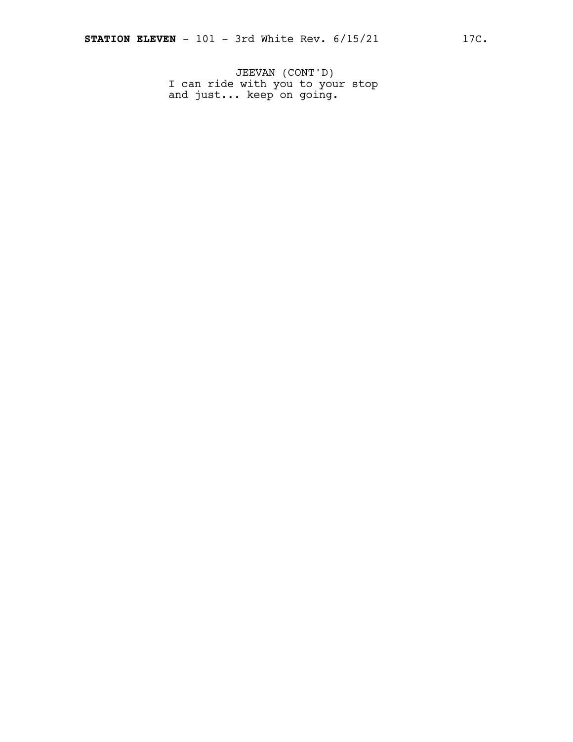JEEVAN (CONT'D)
I can ride with you to your stop
and just... keep on going.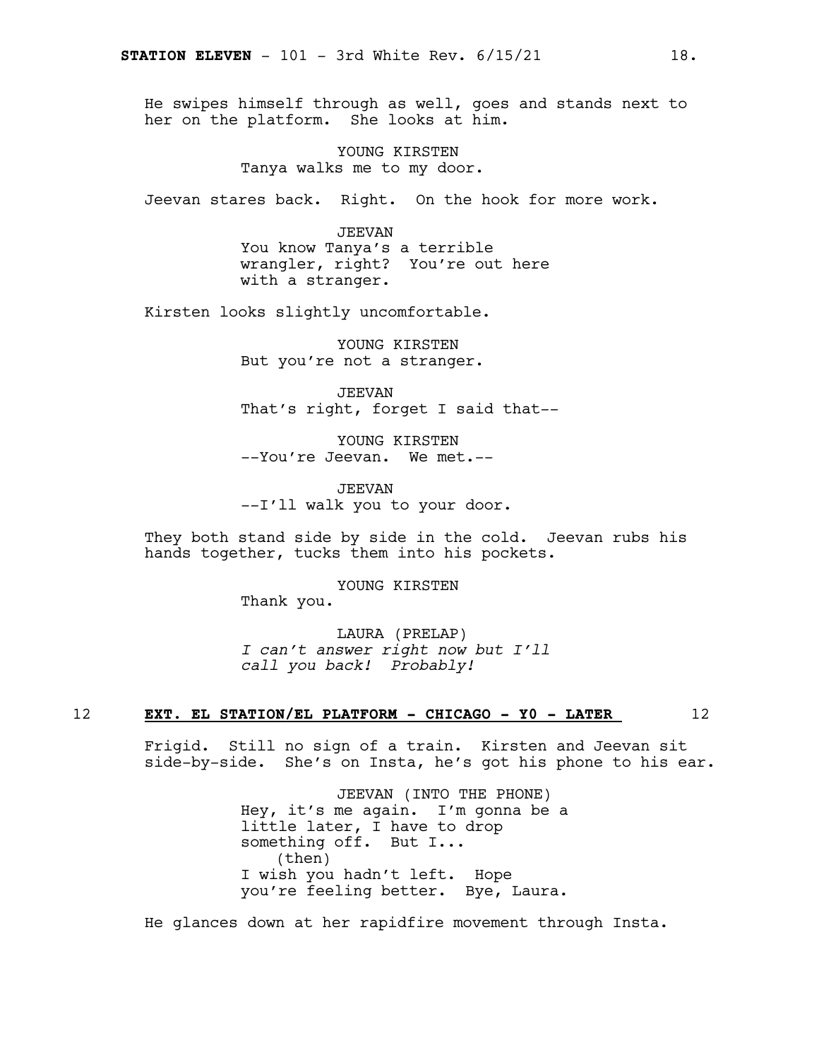He swipes himself through as well, goes and stands next to her on the platform. She looks at him.

YOUNG KIRSTEN
Tanya walks me to my door.

Jeevan stares back. Right. On the hook for more work.

JEEVAN
You know Tanya's a terrible wrangler, right? You're out here with a stranger.

Kirsten looks slightly uncomfortable.

YOUNG KIRSTEN
But you're not a stranger.

JEEVAN
That's right, forget I said that--

YOUNG KIRSTEN
--You're Jeevan. We met.--

JEEVAN
--I'll walk you to your door.

They both stand side by side in the cold. Jeevan rubs his hands together, tucks them into his pockets.

YOUNG KIRSTEN
Thank you.

LAURA (PRELAP)
*I can't answer right now but I'll call you back! Probably!*

12 **EXT. EL STATION/EL PLATFORM - CHICAGO - Y0 - LATER** 12

Frigid. Still no sign of a train. Kirsten and Jeevan sit side-by-side. She's on Insta, he's got his phone to his ear.

JEEVAN (INTO THE PHONE)
Hey, it's me again. I'm gonna be a little later, I have to drop something off. But I...
(then)
I wish you hadn't left. Hope you're feeling better. Bye, Laura.

He glances down at her rapidfire movement through Insta.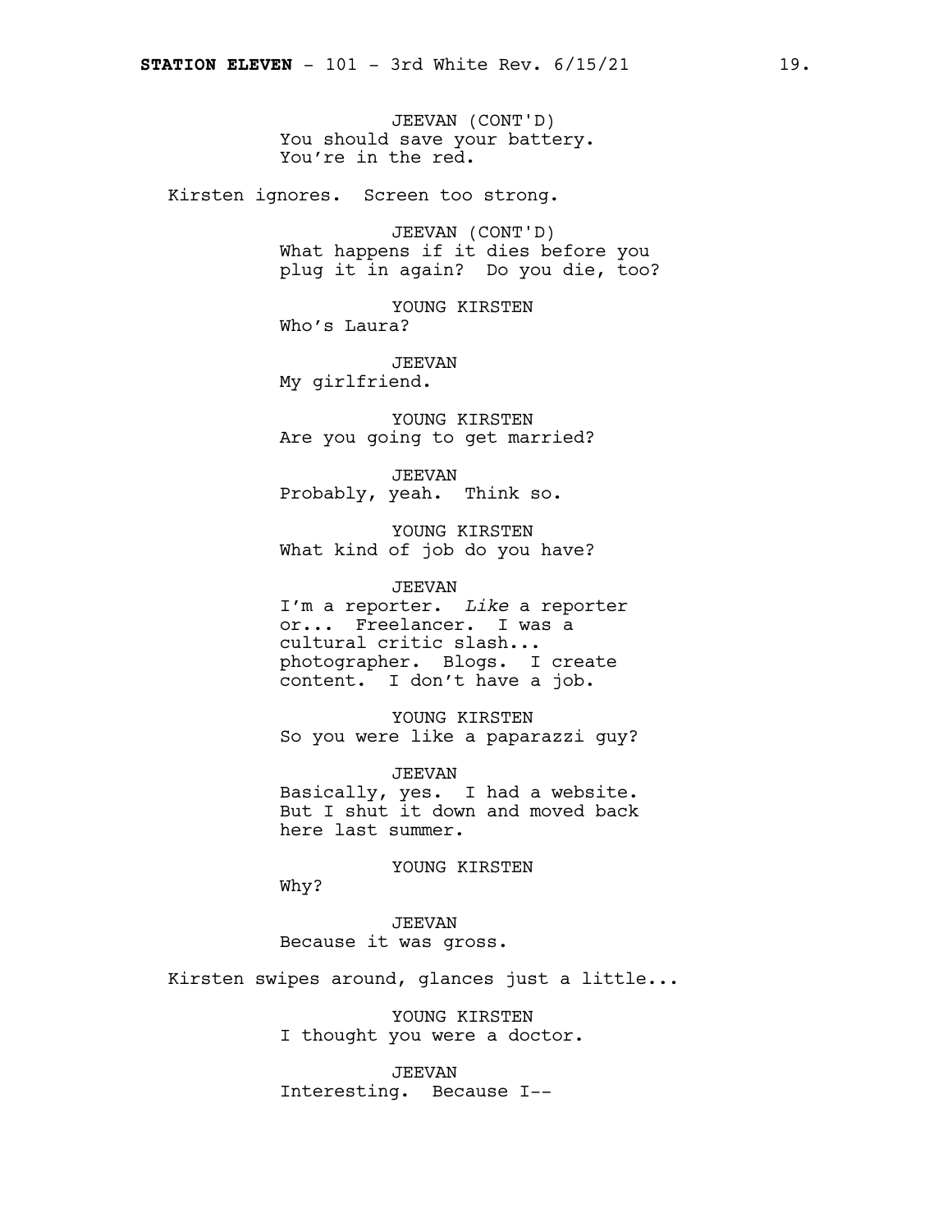JEEVAN (CONT'D)
You should save your battery. You're in the red.

Kirsten ignores. Screen too strong.

JEEVAN (CONT'D)
What happens if it dies before you plug it in again? Do you die, too?

YOUNG KIRSTEN
Who's Laura?

JEEVAN
My girlfriend.

YOUNG KIRSTEN
Are you going to get married?

JEEVAN
Probably, yeah. Think so.

YOUNG KIRSTEN
What kind of job do you have?

JEEVAN
I'm a reporter. *Like* a reporter or... Freelancer. I was a cultural critic slash... photographer. Blogs. I create content. I don't have a job.

YOUNG KIRSTEN
So you were like a paparazzi guy?

JEEVAN
Basically, yes. I had a website. But I shut it down and moved back here last summer.

YOUNG KIRSTEN
Why?

JEEVAN
Because it was gross.

Kirsten swipes around, glances just a little...

YOUNG KIRSTEN
I thought you were a doctor.

JEEVAN
Interesting. Because I--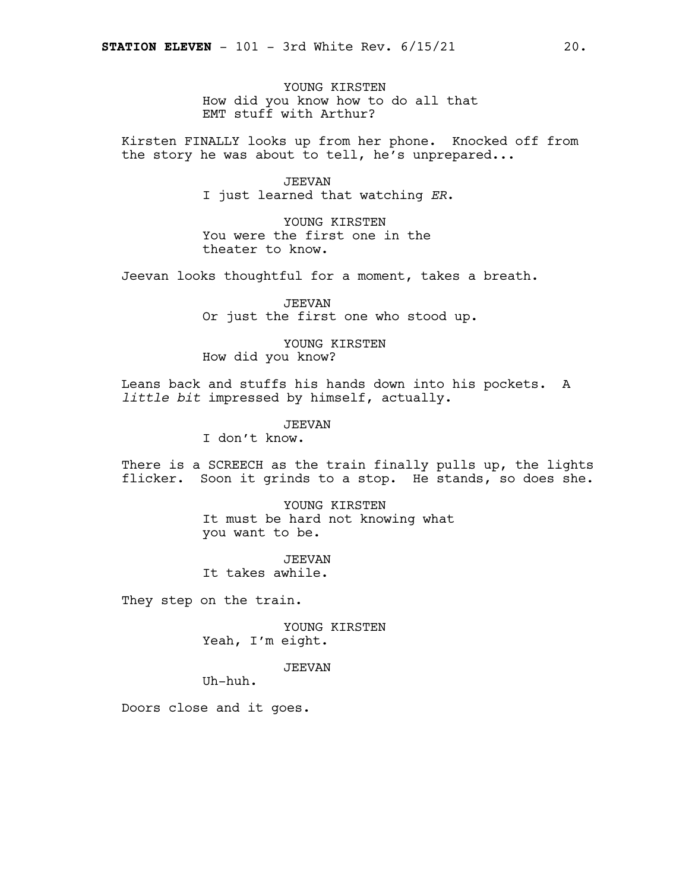YOUNG KIRSTEN
How did you know how to do all that EMT stuff with Arthur?

Kirsten FINALLY looks up from her phone. Knocked off from the story he was about to tell, he's unprepared...

JEEVAN
I just learned that watching *ER*.

YOUNG KIRSTEN
You were the first one in the theater to know.

Jeevan looks thoughtful for a moment, takes a breath.

JEEVAN
Or just the first one who stood up.

YOUNG KIRSTEN
How did you know?

Leans back and stuffs his hands down into his pockets. A *little bit* impressed by himself, actually.

JEEVAN
I don't know.

There is a SCREECH as the train finally pulls up, the lights flicker. Soon it grinds to a stop. He stands, so does she.

YOUNG KIRSTEN
It must be hard not knowing what you want to be.

JEEVAN
It takes awhile.

They step on the train.

YOUNG KIRSTEN
Yeah, I'm eight.

JEEVAN
Uh-huh.

Doors close and it goes.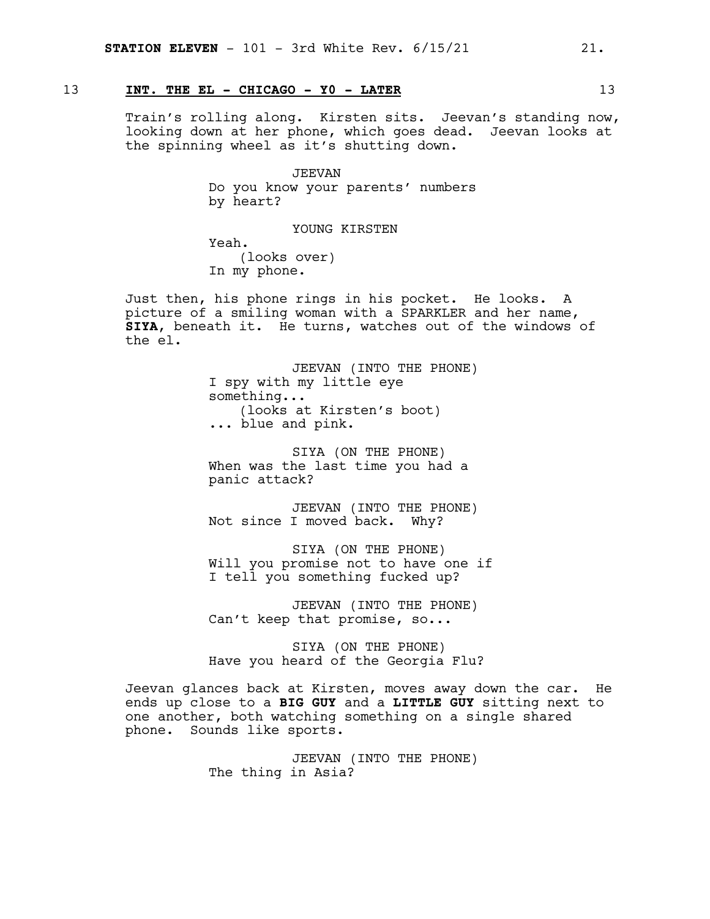13 **INT. THE EL - CHICAGO - Y0 - LATER** 13

Train's rolling along. Kirsten sits. Jeevan's standing now, looking down at her phone, which goes dead. Jeevan looks at the spinning wheel as it's shutting down.

JEEVAN
Do you know your parents' numbers by heart?

YOUNG KIRSTEN
Yeah.
(looks over)
In my phone.

Just then, his phone rings in his pocket. He looks. A picture of a smiling woman with a SPARKLER and her name, **SIYA**, beneath it. He turns, watches out of the windows of the el.

JEEVAN (INTO THE PHONE)
I spy with my little eye something...
(looks at Kirsten's boot)
... blue and pink.

SIYA (ON THE PHONE)
When was the last time you had a panic attack?

JEEVAN (INTO THE PHONE)
Not since I moved back. Why?

SIYA (ON THE PHONE)
Will you promise not to have one if I tell you something fucked up?

JEEVAN (INTO THE PHONE)
Can't keep that promise, so...

SIYA (ON THE PHONE)
Have you heard of the Georgia Flu?

Jeevan glances back at Kirsten, moves away down the car. He ends up close to a **BIG GUY** and a **LITTLE GUY** sitting next to one another, both watching something on a single shared phone. Sounds like sports.

JEEVAN (INTO THE PHONE)
The thing in Asia?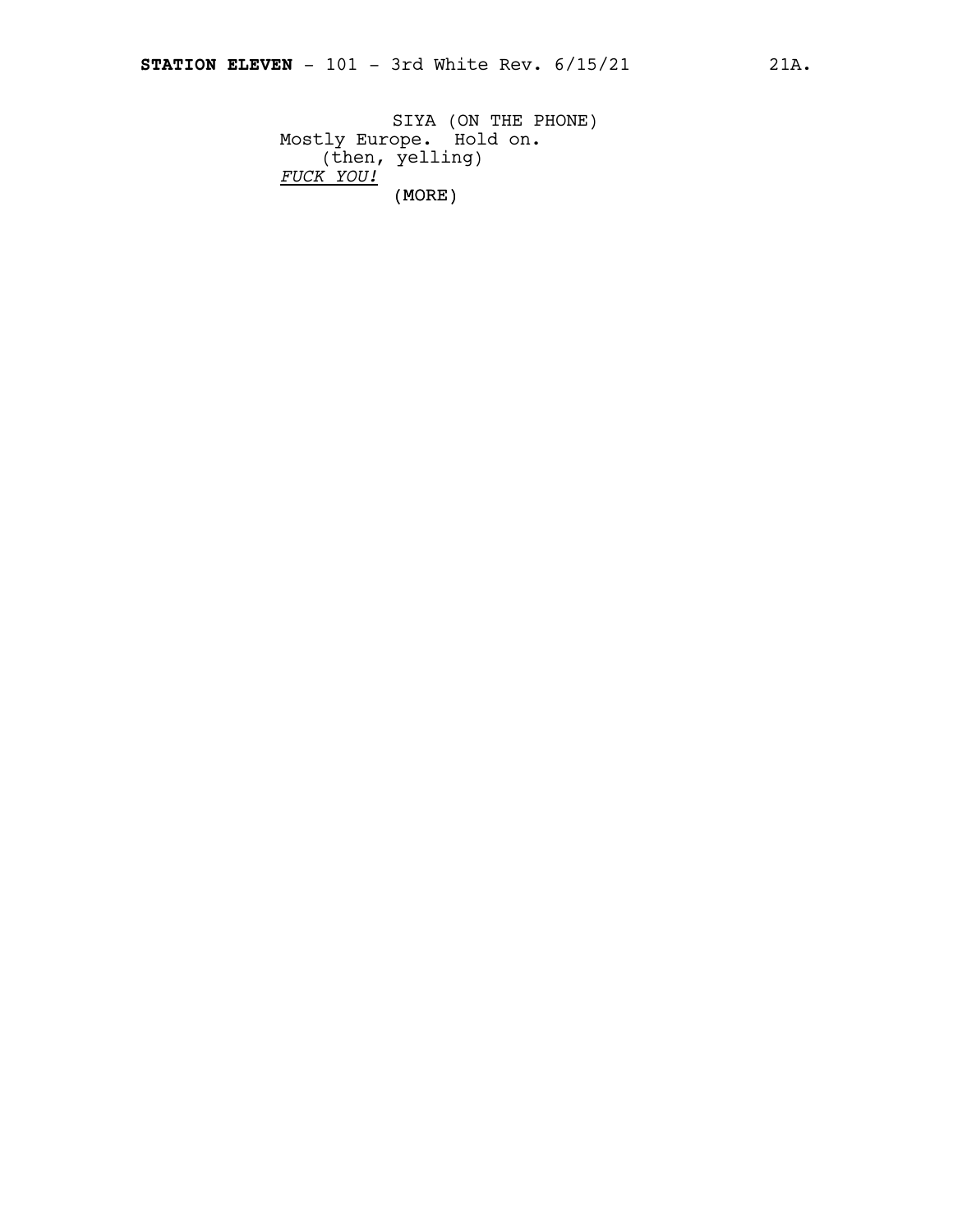SIYA (ON THE PHONE)
Mostly Europe.  Hold on.
(then, yelling)
*FUCK YOU!*
(MORE)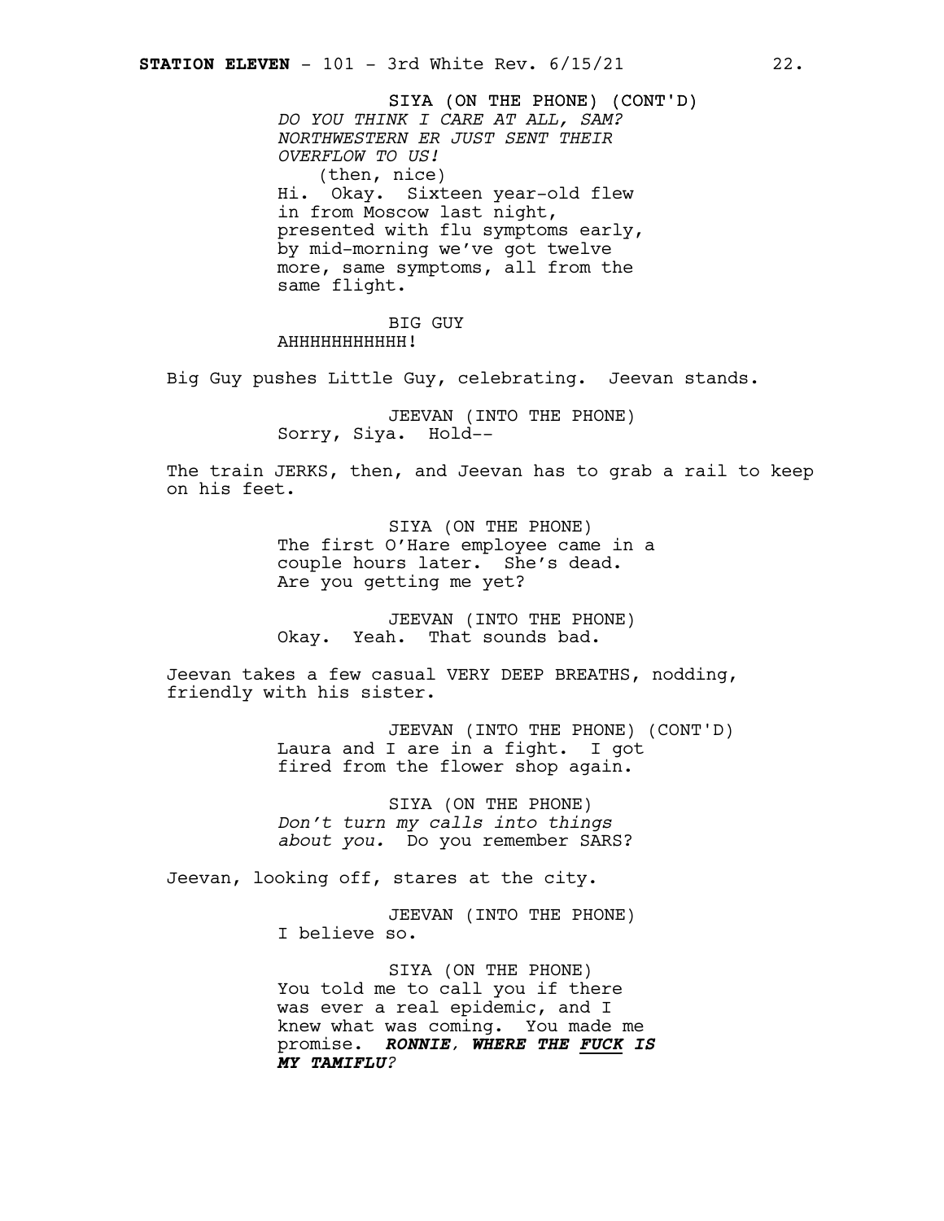SIYA (ON THE PHONE) (CONT'D)
*DO YOU THINK I CARE AT ALL, SAM? NORTHWESTERN ER JUST SENT THEIR OVERFLOW TO US!*
(then, nice)
Hi. Okay. Sixteen year-old flew in from Moscow last night, presented with flu symptoms early, by mid-morning we've got twelve more, same symptoms, all from the same flight.

BIG GUY
AHHHHHHHHHHH!

Big Guy pushes Little Guy, celebrating. Jeevan stands.

JEEVAN (INTO THE PHONE)
Sorry, Siya. Hold--

The train JERKS, then, and Jeevan has to grab a rail to keep on his feet.

SIYA (ON THE PHONE)
The first O'Hare employee came in a couple hours later. She's dead. Are you getting me yet?

JEEVAN (INTO THE PHONE)
Okay. Yeah. That sounds bad.

Jeevan takes a few casual VERY DEEP BREATHS, nodding, friendly with his sister.

JEEVAN (INTO THE PHONE) (CONT'D)
Laura and I are in a fight. I got fired from the flower shop again.

SIYA (ON THE PHONE)
*Don't turn my calls into things about you.* Do you remember SARS?

Jeevan, looking off, stares at the city.

JEEVAN (INTO THE PHONE)
I believe so.

SIYA (ON THE PHONE)
You told me to call you if there was ever a real epidemic, and I knew what was coming. You made me promise. ***RONNIE, WHERE THE <u>FUCK</u> IS MY TAMIFLU?***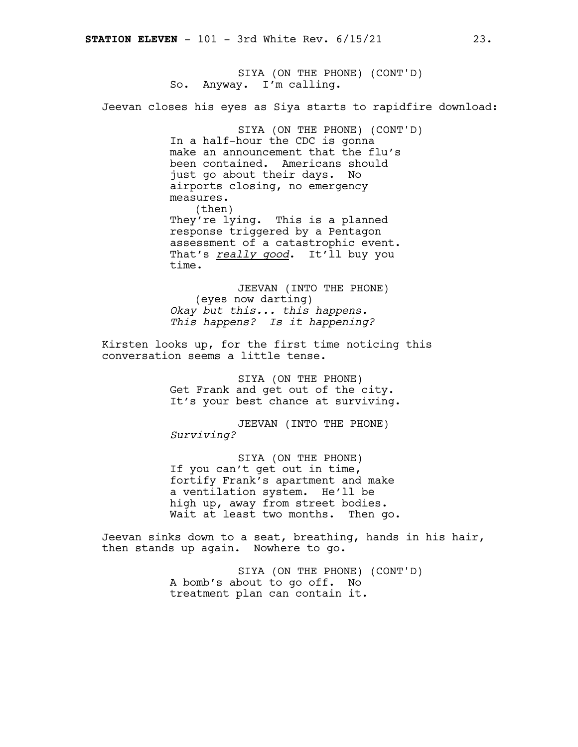SIYA (ON THE PHONE) (CONT'D)
So. Anyway. I'm calling.

Jeevan closes his eyes as Siya starts to rapidfire download:

SIYA (ON THE PHONE) (CONT'D)
In a half-hour the CDC is gonna make an announcement that the flu's been contained. Americans should just go about their days. No airports closing, no emergency measures.
(then)
They're lying. This is a planned response triggered by a Pentagon assessment of a catastrophic event. That's *really good*. It'll buy you time.

JEEVAN (INTO THE PHONE)
(eyes now darting)
*Okay but this... this happens. This happens? Is it happening?*

Kirsten looks up, for the first time noticing this conversation seems a little tense.

SIYA (ON THE PHONE)
Get Frank and get out of the city. It's your best chance at surviving.

JEEVAN (INTO THE PHONE)
*Surviving?*

SIYA (ON THE PHONE)
If you can't get out in time, fortify Frank's apartment and make a ventilation system. He'll be high up, away from street bodies. Wait at least two months. Then go.

Jeevan sinks down to a seat, breathing, hands in his hair, then stands up again. Nowhere to go.

SIYA (ON THE PHONE) (CONT'D)
A bomb's about to go off. No treatment plan can contain it.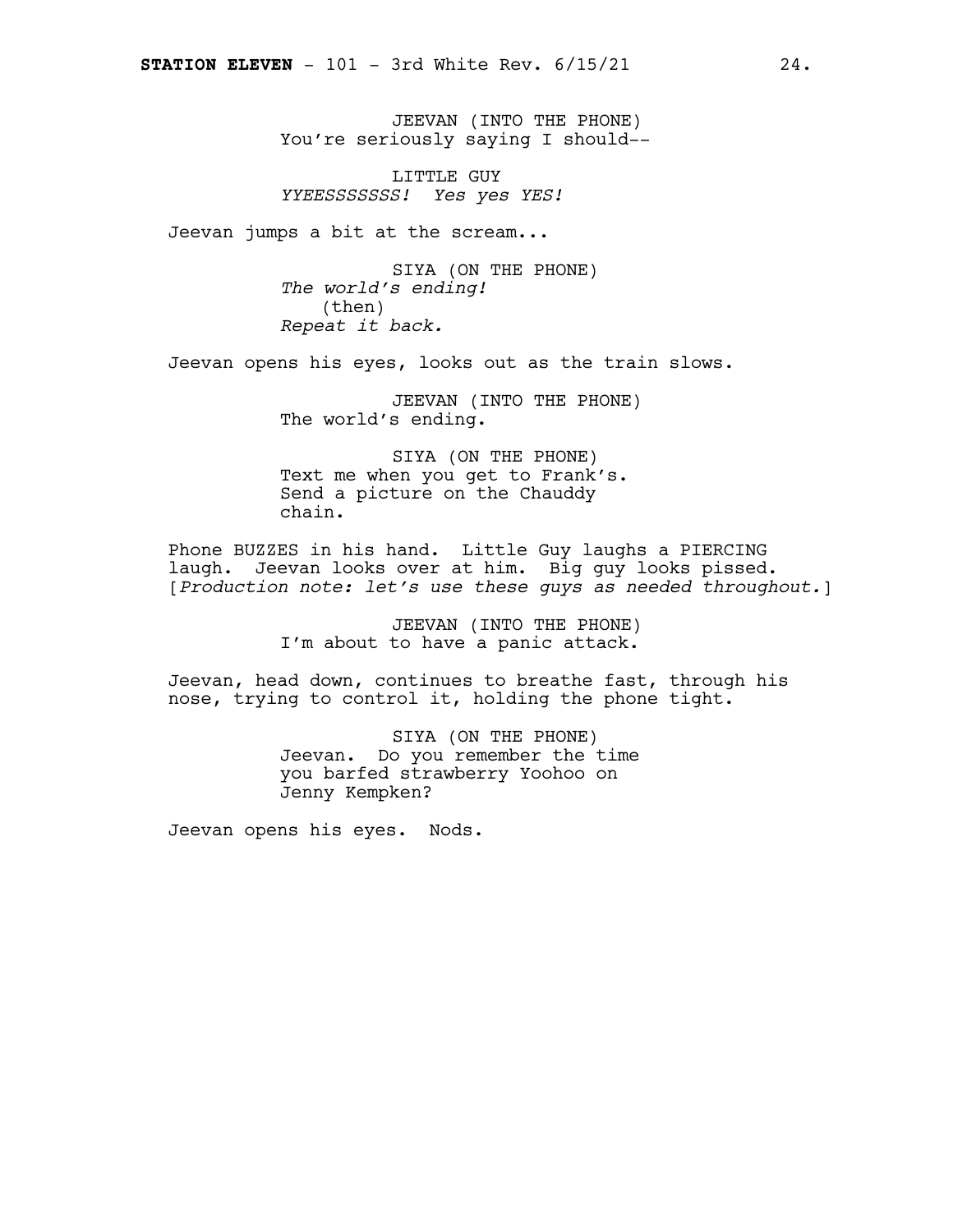JEEVAN (INTO THE PHONE)
You're seriously saying I should--

LITTLE GUY
*YYEESSSSSSS! Yes yes YES!*

Jeevan jumps a bit at the scream...

SIYA (ON THE PHONE)
*The world's ending!*
(then)
*Repeat it back.*

Jeevan opens his eyes, looks out as the train slows.

JEEVAN (INTO THE PHONE)
The world's ending.

SIYA (ON THE PHONE)
Text me when you get to Frank's.
Send a picture on the Chauddy
chain.

Phone BUZZES in his hand. Little Guy laughs a PIERCING laugh. Jeevan looks over at him. Big guy looks pissed. [*Production note: let's use these guys as needed throughout.*]

JEEVAN (INTO THE PHONE)
I'm about to have a panic attack.

Jeevan, head down, continues to breathe fast, through his nose, trying to control it, holding the phone tight.

SIYA (ON THE PHONE)
Jeevan. Do you remember the time
you barfed strawberry Yoohoo on
Jenny Kempken?

Jeevan opens his eyes. Nods.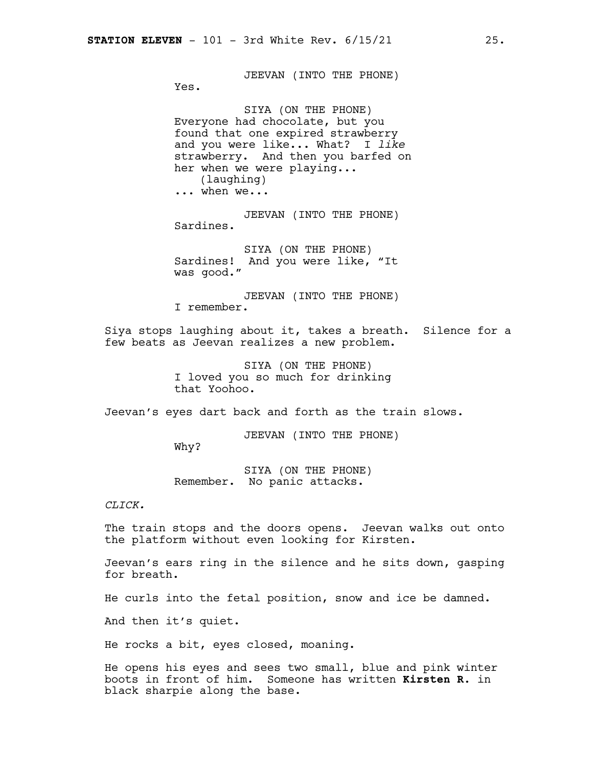JEEVAN (INTO THE PHONE)
Yes.

SIYA (ON THE PHONE)
Everyone had chocolate, but you found that one expired strawberry and you were like... What? I *like* strawberry. And then you barfed on her when we were playing...
(laughing)
... when we...

JEEVAN (INTO THE PHONE)
Sardines.

SIYA (ON THE PHONE)
Sardines! And you were like, "It was good."

JEEVAN (INTO THE PHONE)
I remember.

Siya stops laughing about it, takes a breath. Silence for a few beats as Jeevan realizes a new problem.

SIYA (ON THE PHONE)
I loved you so much for drinking that Yoohoo.

Jeevan's eyes dart back and forth as the train slows.

JEEVAN (INTO THE PHONE)
Why?

SIYA (ON THE PHONE)
Remember. No panic attacks.

*CLICK.*

The train stops and the doors opens. Jeevan walks out onto the platform without even looking for Kirsten.

Jeevan's ears ring in the silence and he sits down, gasping for breath.

He curls into the fetal position, snow and ice be damned.

And then it's quiet.

He rocks a bit, eyes closed, moaning.

He opens his eyes and sees two small, blue and pink winter boots in front of him. Someone has written **Kirsten R.** in black sharpie along the base.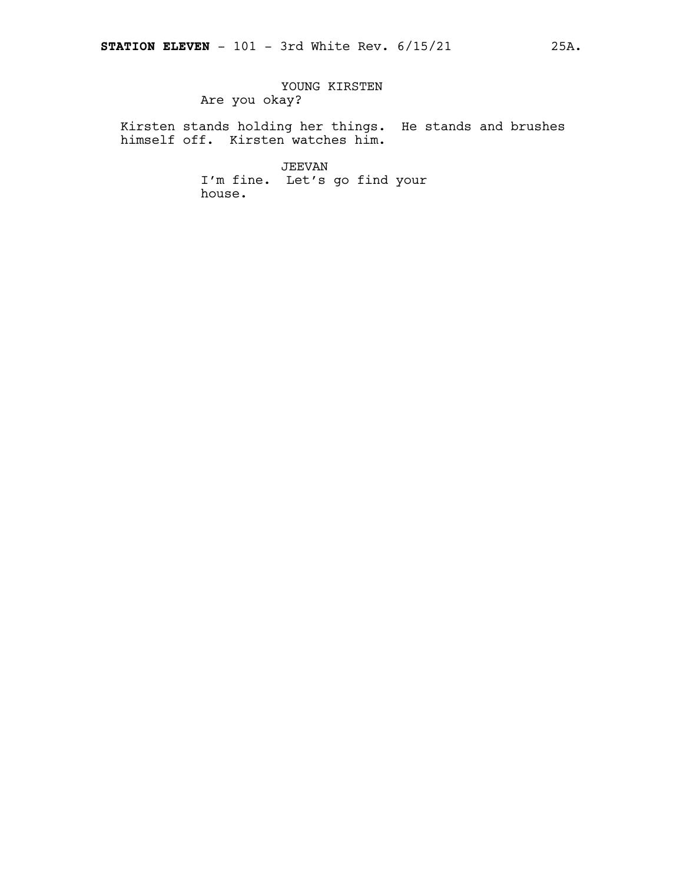YOUNG KIRSTEN
Are you okay?

Kirsten stands holding her things. He stands and brushes himself off. Kirsten watches him.

JEEVAN
I'm fine. Let's go find your house.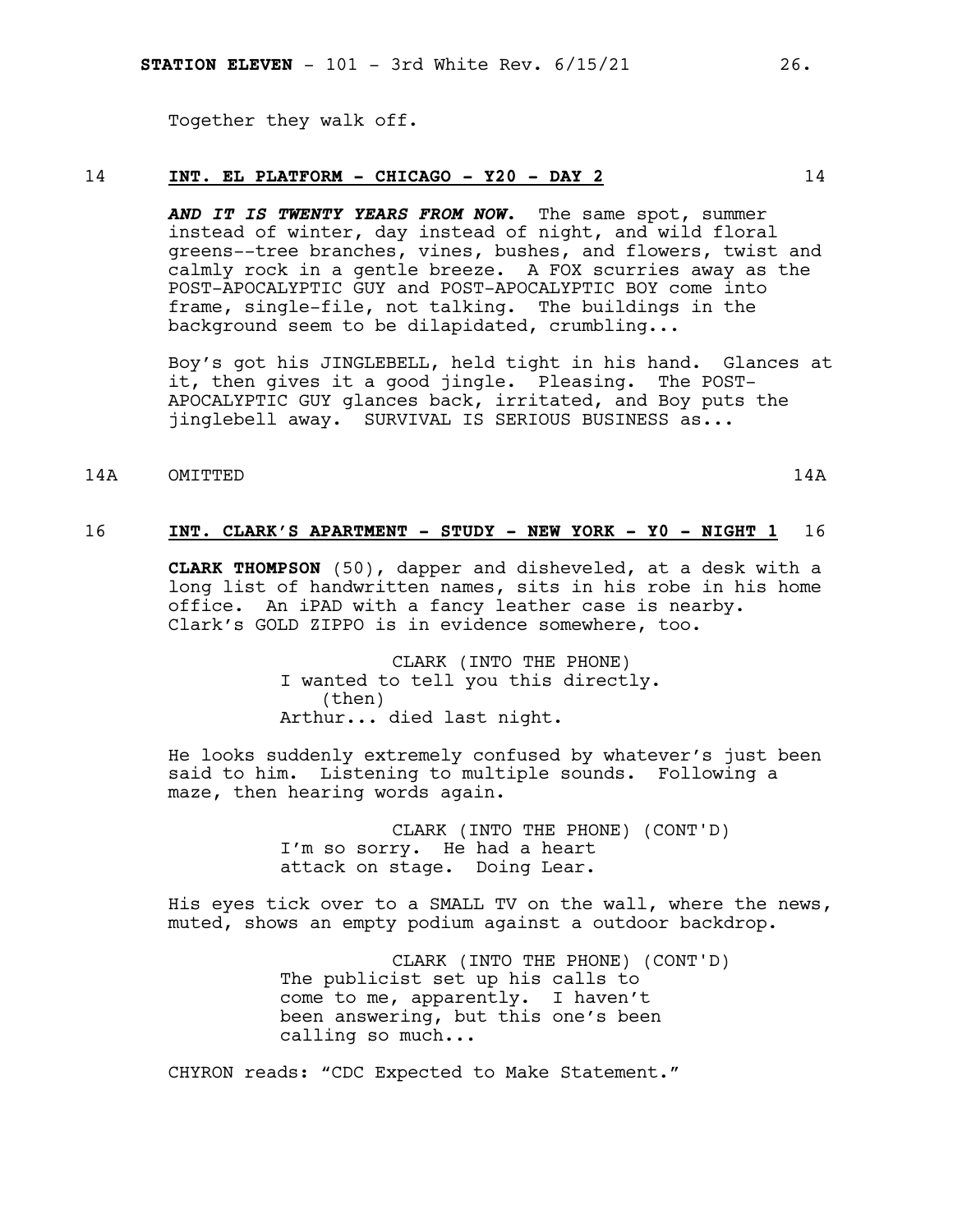Together they walk off.

14 **INT. EL PLATFORM - CHICAGO - Y20 - DAY 2** 14

***AND IT IS TWENTY YEARS FROM NOW.*** The same spot, summer instead of winter, day instead of night, and wild floral greens--tree branches, vines, bushes, and flowers, twist and calmly rock in a gentle breeze. A FOX scurries away as the POST-APOCALYPTIC GUY and POST-APOCALYPTIC BOY come into frame, single-file, not talking. The buildings in the background seem to be dilapidated, crumbling...

Boy's got his JINGLEBELL, held tight in his hand. Glances at it, then gives it a good jingle. Pleasing. The POST-APOCALYPTIC GUY glances back, irritated, and Boy puts the jinglebell away. SURVIVAL IS SERIOUS BUSINESS as...

14A OMITTED 14A

16 **INT. CLARK'S APARTMENT - STUDY - NEW YORK - Y0 - NIGHT 1** 16

**CLARK THOMPSON** (50), dapper and disheveled, at a desk with a long list of handwritten names, sits in his robe in his home office. An iPAD with a fancy leather case is nearby. Clark's GOLD ZIPPO is in evidence somewhere, too.

CLARK (INTO THE PHONE)
I wanted to tell you this directly.
(then)
Arthur... died last night.

He looks suddenly extremely confused by whatever's just been said to him. Listening to multiple sounds. Following a maze, then hearing words again.

CLARK (INTO THE PHONE) (CONT'D)
I'm so sorry. He had a heart attack on stage. Doing Lear.

His eyes tick over to a SMALL TV on the wall, where the news, muted, shows an empty podium against a outdoor backdrop.

CLARK (INTO THE PHONE) (CONT'D)
The publicist set up his calls to come to me, apparently. I haven't been answering, but this one's been calling so much...

CHYRON reads: "CDC Expected to Make Statement."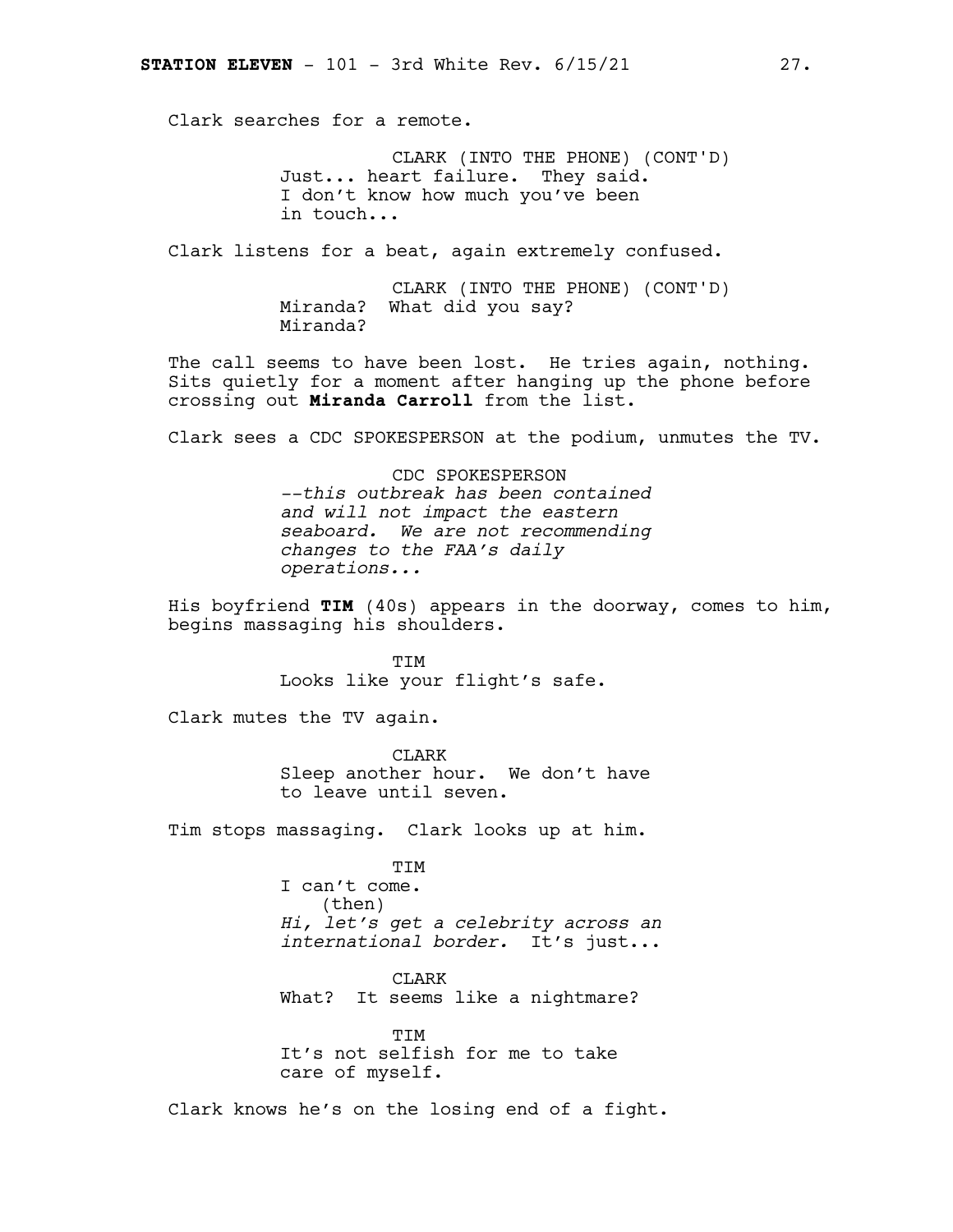Clark searches for a remote.

CLARK (INTO THE PHONE) (CONT'D)
Just... heart failure. They said. I don't know how much you've been in touch...

Clark listens for a beat, again extremely confused.

CLARK (INTO THE PHONE) (CONT'D)
Miranda? What did you say? Miranda?

The call seems to have been lost. He tries again, nothing. Sits quietly for a moment after hanging up the phone before crossing out **Miranda Carroll** from the list.

Clark sees a CDC SPOKESPERSON at the podium, unmutes the TV.

CDC SPOKESPERSON
*--this outbreak has been contained and will not impact the eastern seaboard. We are not recommending changes to the FAA's daily operations...*

His boyfriend **TIM** (40s) appears in the doorway, comes to him, begins massaging his shoulders.

TIM
Looks like your flight's safe.

Clark mutes the TV again.

CLARK
Sleep another hour. We don't have to leave until seven.

Tim stops massaging. Clark looks up at him.

TIM
I can't come.
(then)
*Hi, let's get a celebrity across an international border.* It's just...

CLARK
What? It seems like a nightmare?

TIM
It's not selfish for me to take care of myself.

Clark knows he's on the losing end of a fight.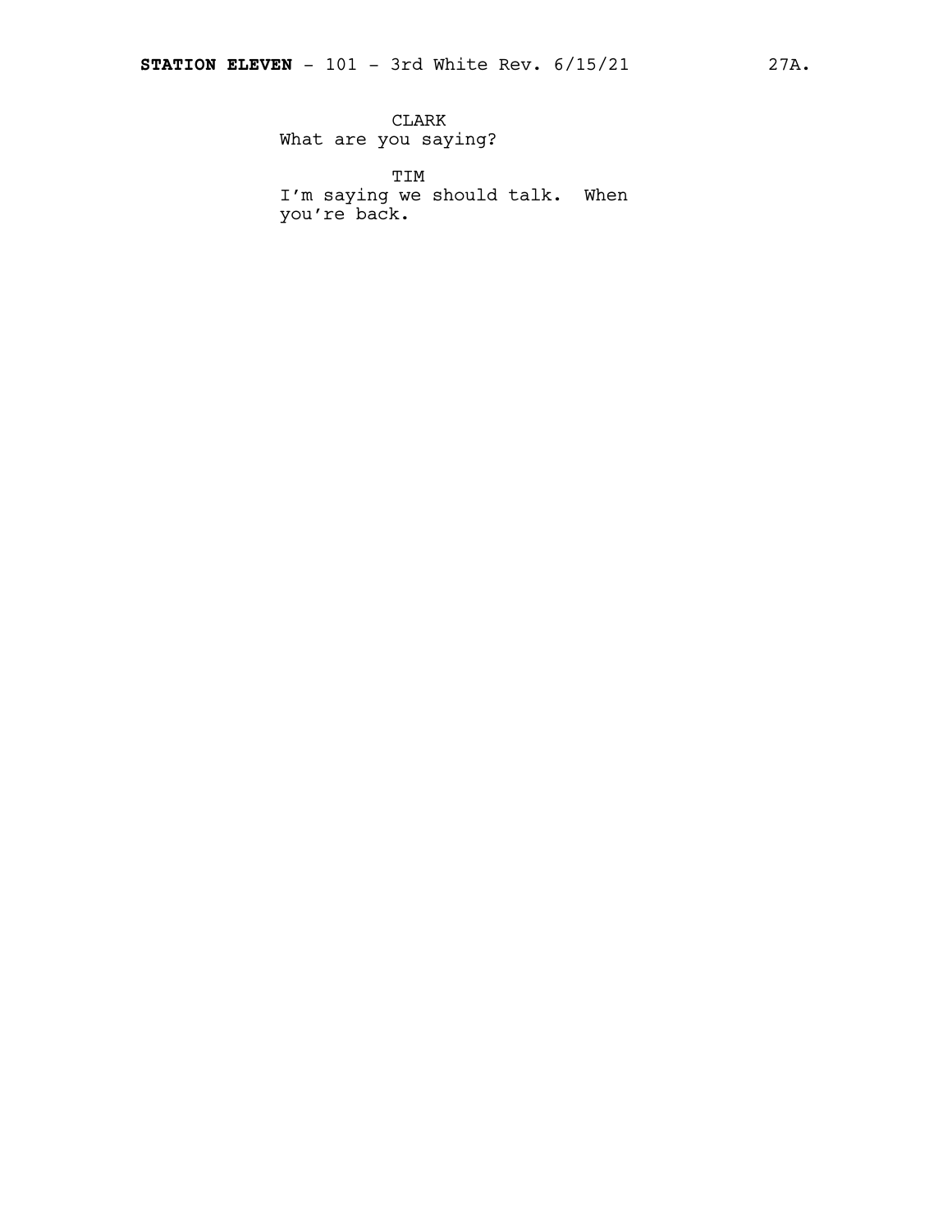CLARK
What are you saying?

TIM
I'm saying we should talk. When you're back.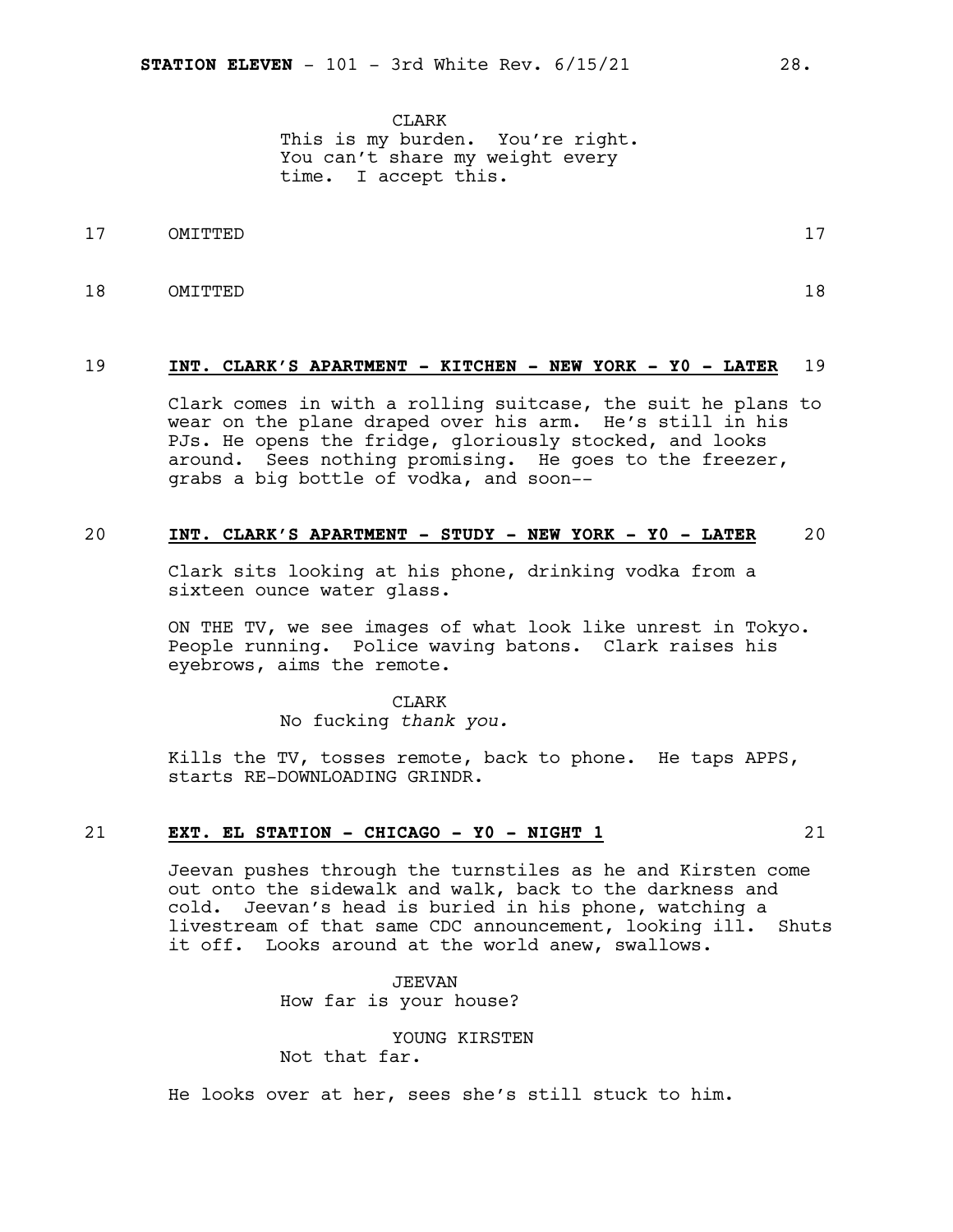CLARK

This is my burden. You're right. You can't share my weight every time. I accept this.

17 OMITTED 17

18 OMITTED 18

**19 INT. CLARK'S APARTMENT - KITCHEN - NEW YORK - Y0 - LATER 19**

Clark comes in with a rolling suitcase, the suit he plans to wear on the plane draped over his arm. He's still in his PJs. He opens the fridge, gloriously stocked, and looks around. Sees nothing promising. He goes to the freezer, grabs a big bottle of vodka, and soon--

**20 INT. CLARK'S APARTMENT - STUDY - NEW YORK - Y0 - LATER 20**

Clark sits looking at his phone, drinking vodka from a sixteen ounce water glass.

ON THE TV, we see images of what look like unrest in Tokyo. People running. Police waving batons. Clark raises his eyebrows, aims the remote.

CLARK

No fucking *thank you.*

Kills the TV, tosses remote, back to phone. He taps APPS, starts RE-DOWNLOADING GRINDR.

**21 EXT. EL STATION - CHICAGO - Y0 - NIGHT 1 21**

Jeevan pushes through the turnstiles as he and Kirsten come out onto the sidewalk and walk, back to the darkness and cold. Jeevan's head is buried in his phone, watching a livestream of that same CDC announcement, looking ill. Shuts it off. Looks around at the world anew, swallows.

JEEVAN

How far is your house?

YOUNG KIRSTEN

Not that far.

He looks over at her, sees she's still stuck to him.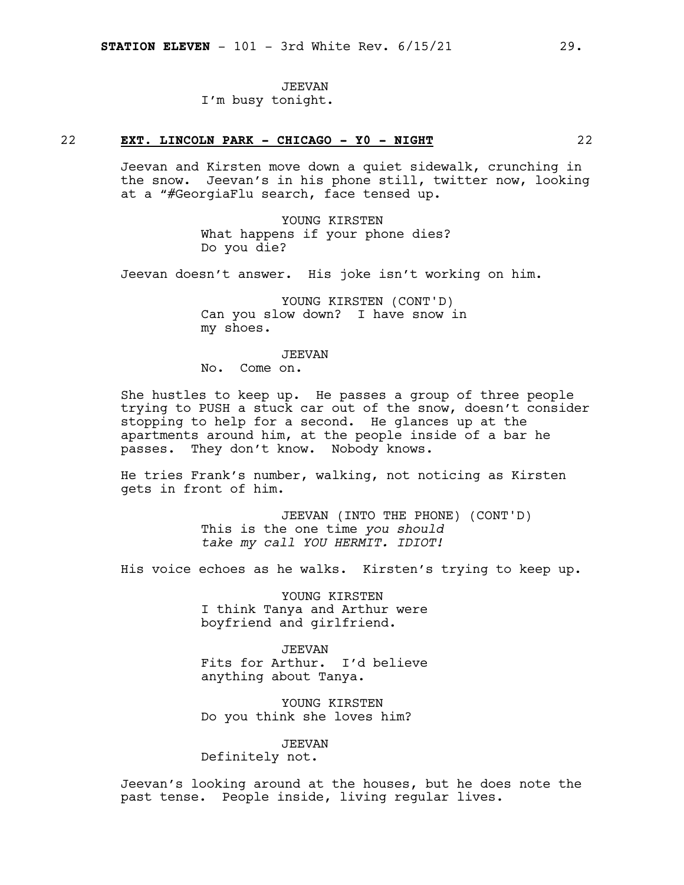JEEVAN
I'm busy tonight.

22 **EXT. LINCOLN PARK - CHICAGO - Y0 - NIGHT** 22

Jeevan and Kirsten move down a quiet sidewalk, crunching in the snow. Jeevan's in his phone still, twitter now, looking at a "#GeorgiaFlu search, face tensed up.

YOUNG KIRSTEN
What happens if your phone dies? Do you die?

Jeevan doesn't answer. His joke isn't working on him.

YOUNG KIRSTEN (CONT'D)
Can you slow down? I have snow in my shoes.

JEEVAN
No. Come on.

She hustles to keep up. He passes a group of three people trying to PUSH a stuck car out of the snow, doesn't consider stopping to help for a second. He glances up at the apartments around him, at the people inside of a bar he passes. They don't know. Nobody knows.

He tries Frank's number, walking, not noticing as Kirsten gets in front of him.

JEEVAN (INTO THE PHONE) (CONT'D)
This is the one time *you should take my call YOU HERMIT. IDIOT!*

His voice echoes as he walks. Kirsten's trying to keep up.

YOUNG KIRSTEN
I think Tanya and Arthur were boyfriend and girlfriend.

JEEVAN
Fits for Arthur. I'd believe anything about Tanya.

YOUNG KIRSTEN
Do you think she loves him?

JEEVAN
Definitely not.

Jeevan's looking around at the houses, but he does note the past tense. People inside, living regular lives.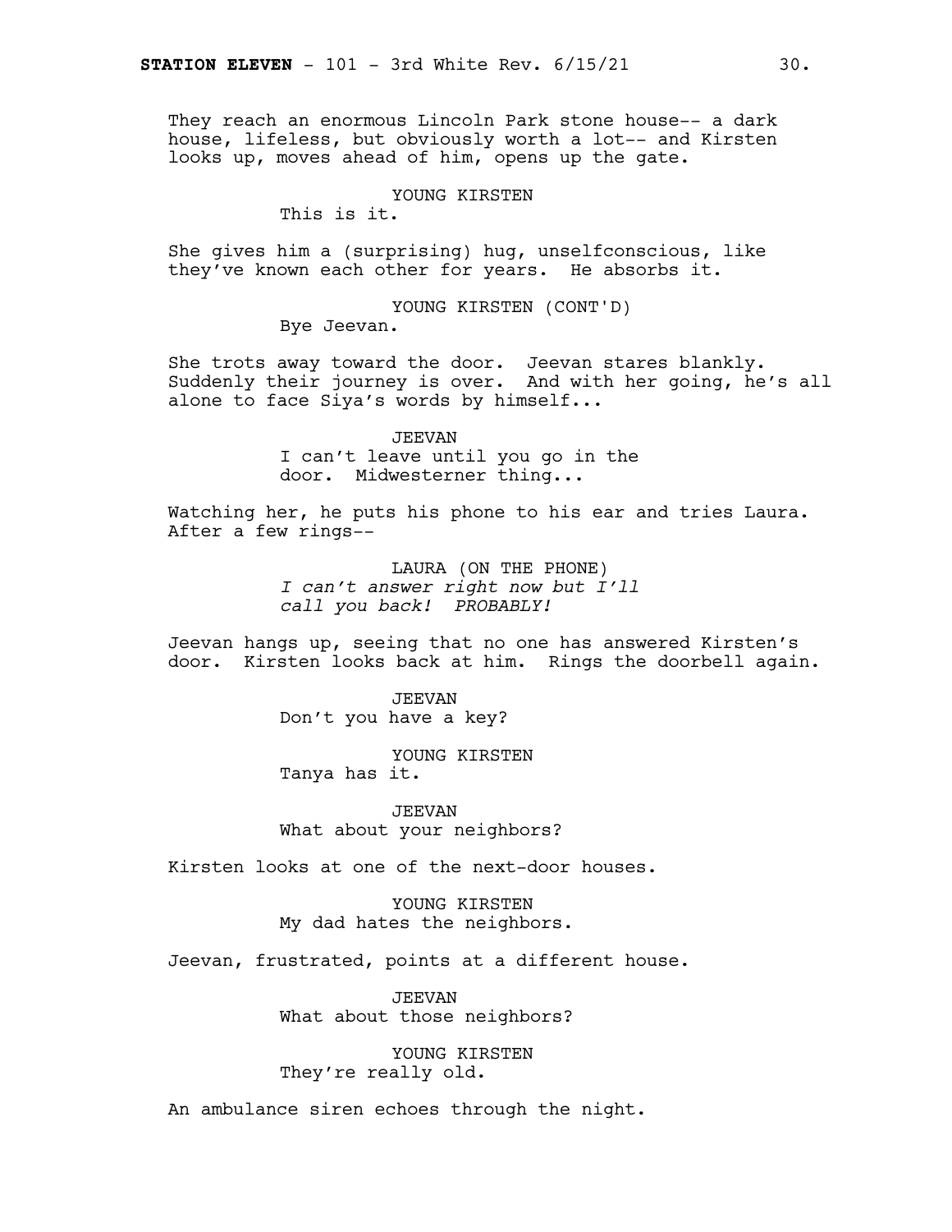They reach an enormous Lincoln Park stone house-- a dark house, lifeless, but obviously worth a lot-- and Kirsten looks up, moves ahead of him, opens up the gate.

YOUNG KIRSTEN
This is it.

She gives him a (surprising) hug, unselfconscious, like they've known each other for years. He absorbs it.

YOUNG KIRSTEN (CONT'D)
Bye Jeevan.

She trots away toward the door. Jeevan stares blankly. Suddenly their journey is over. And with her going, he's all alone to face Siya's words by himself...

JEEVAN
I can't leave until you go in the door. Midwesterner thing...

Watching her, he puts his phone to his ear and tries Laura. After a few rings--

LAURA (ON THE PHONE)
*I can't answer right now but I'll call you back! PROBABLY!*

Jeevan hangs up, seeing that no one has answered Kirsten's door. Kirsten looks back at him. Rings the doorbell again.

JEEVAN
Don't you have a key?

YOUNG KIRSTEN
Tanya has it.

JEEVAN
What about your neighbors?

Kirsten looks at one of the next-door houses.

YOUNG KIRSTEN
My dad hates the neighbors.

Jeevan, frustrated, points at a different house.

JEEVAN
What about those neighbors?

YOUNG KIRSTEN
They're really old.

An ambulance siren echoes through the night.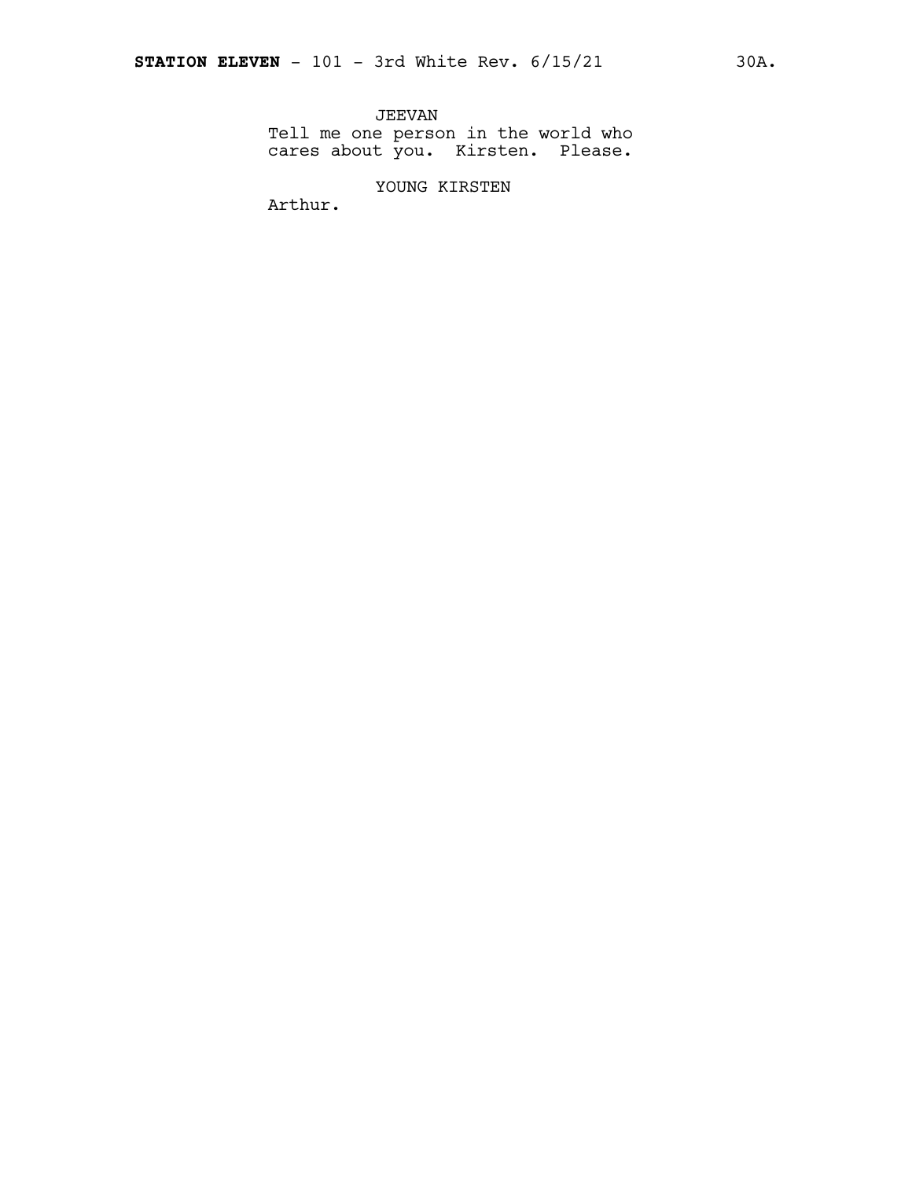JEEVAN

Tell me one person in the world who cares about you. Kirsten. Please.

YOUNG KIRSTEN

Arthur.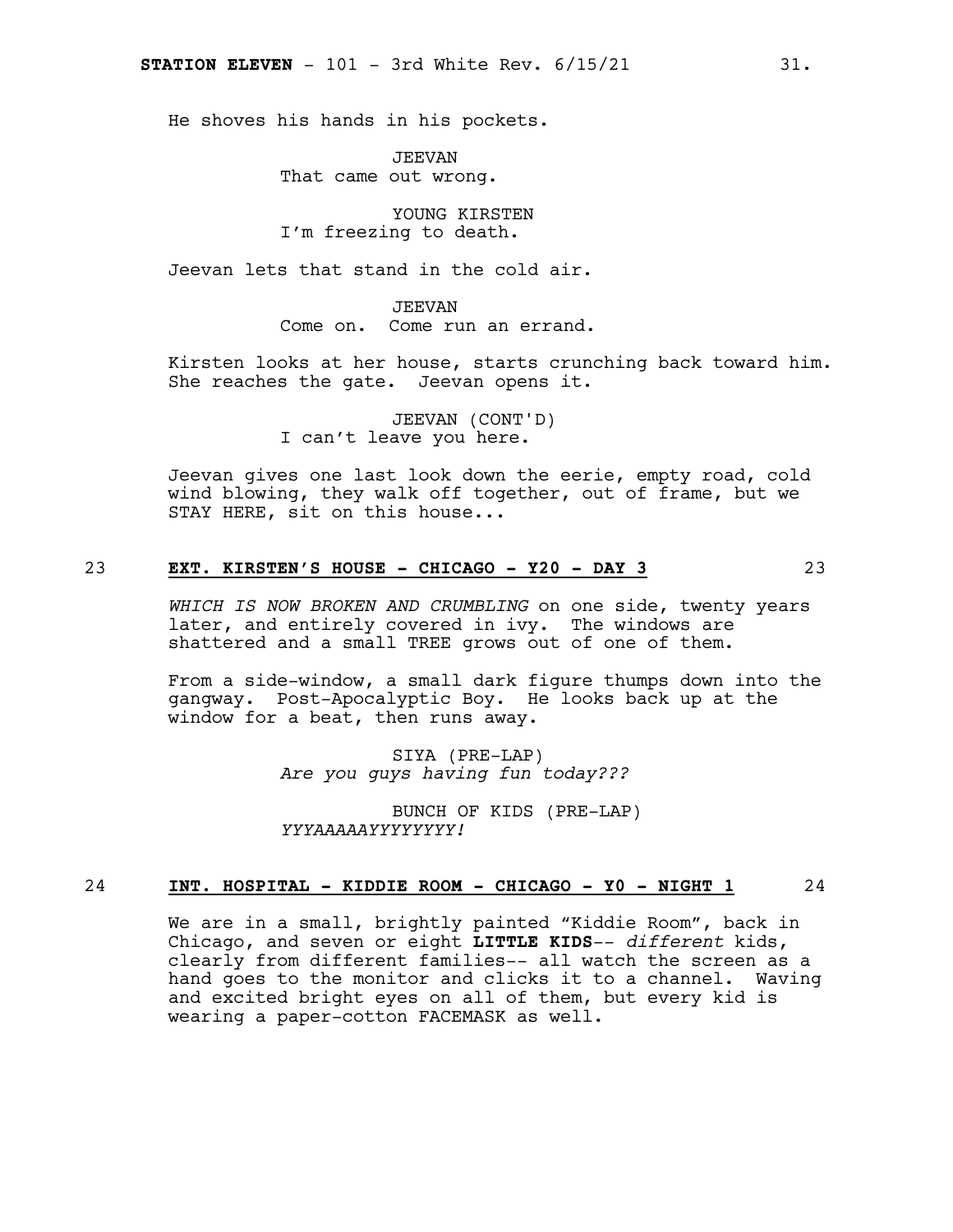He shoves his hands in his pockets.

JEEVAN
That came out wrong.

YOUNG KIRSTEN
I'm freezing to death.

Jeevan lets that stand in the cold air.

JEEVAN
Come on. Come run an errand.

Kirsten looks at her house, starts crunching back toward him. She reaches the gate. Jeevan opens it.

JEEVAN (CONT'D)
I can't leave you here.

Jeevan gives one last look down the eerie, empty road, cold wind blowing, they walk off together, out of frame, but we STAY HERE, sit on this house...

23 **EXT. KIRSTEN'S HOUSE - CHICAGO - Y20 - DAY 3** 23

*WHICH IS NOW BROKEN AND CRUMBLING* on one side, twenty years later, and entirely covered in ivy. The windows are shattered and a small TREE grows out of one of them.

From a side-window, a small dark figure thumps down into the gangway. Post-Apocalyptic Boy. He looks back up at the window for a beat, then runs away.

SIYA (PRE-LAP)
*Are you guys having fun today???*

BUNCH OF KIDS (PRE-LAP)
*YYYAAAAAYYYYYYYY!*

24 **INT. HOSPITAL - KIDDIE ROOM - CHICAGO - Y0 - NIGHT 1** 24

We are in a small, brightly painted "Kiddie Room", back in Chicago, and seven or eight **LITTLE KIDS**-- *different* kids, clearly from different families-- all watch the screen as a hand goes to the monitor and clicks it to a channel. Waving and excited bright eyes on all of them, but every kid is wearing a paper-cotton FACEMASK as well.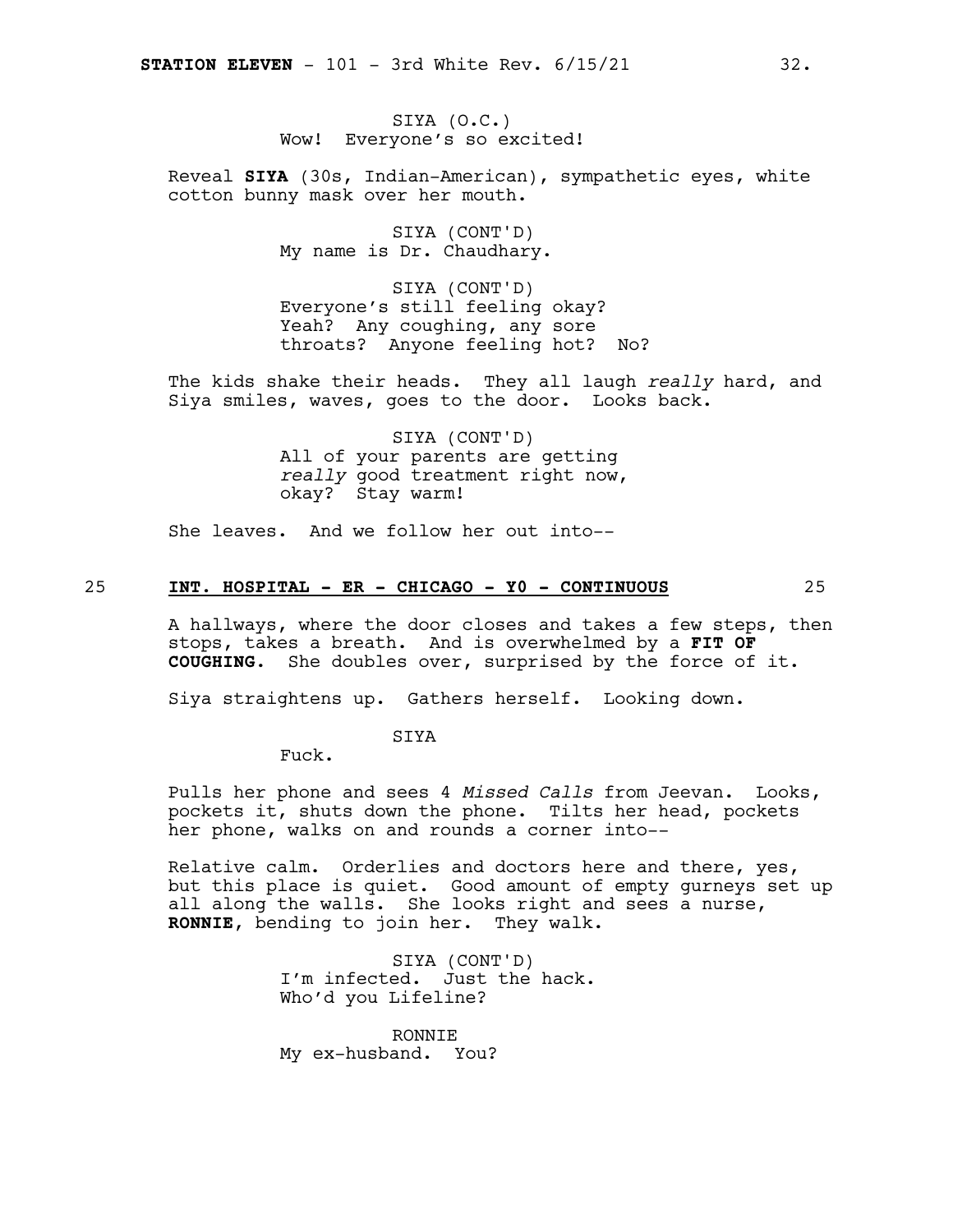SIYA (O.C.)
Wow! Everyone's so excited!

Reveal **SIYA** (30s, Indian-American), sympathetic eyes, white cotton bunny mask over her mouth.

SIYA (CONT'D)
My name is Dr. Chaudhary.

SIYA (CONT'D)
Everyone's still feeling okay? Yeah? Any coughing, any sore throats? Anyone feeling hot? No?

The kids shake their heads. They all laugh *really* hard, and Siya smiles, waves, goes to the door. Looks back.

SIYA (CONT'D)
All of your parents are getting *really* good treatment right now, okay? Stay warm!

She leaves. And we follow her out into--

25 **INT. HOSPITAL - ER - CHICAGO - Y0 - CONTINUOUS** 25

A hallways, where the door closes and takes a few steps, then stops, takes a breath. And is overwhelmed by a **FIT OF COUGHING**. She doubles over, surprised by the force of it.

Siya straightens up. Gathers herself. Looking down.

SIYA
Fuck.

Pulls her phone and sees 4 *Missed Calls* from Jeevan. Looks, pockets it, shuts down the phone. Tilts her head, pockets her phone, walks on and rounds a corner into--

Relative calm. Orderlies and doctors here and there, yes, but this place is quiet. Good amount of empty gurneys set up all along the walls. She looks right and sees a nurse, **RONNIE**, bending to join her. They walk.

SIYA (CONT'D)
I'm infected. Just the hack. Who'd you Lifeline?

RONNIE
My ex-husband. You?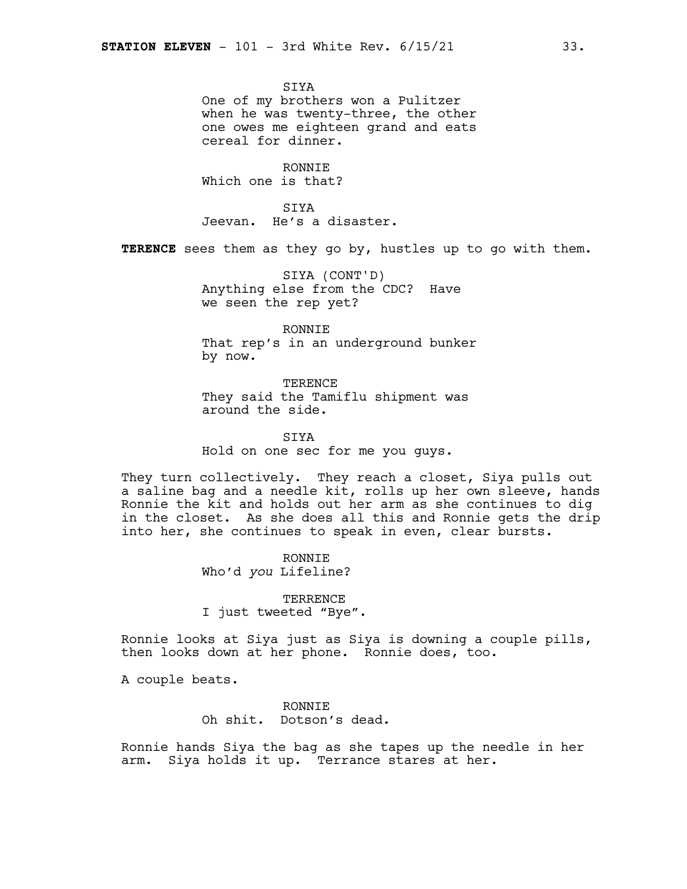SIYA
One of my brothers won a Pulitzer when he was twenty-three, the other one owes me eighteen grand and eats cereal for dinner.

RONNIE
Which one is that?

SIYA
Jeevan. He's a disaster.

**TERENCE** sees them as they go by, hustles up to go with them.

SIYA (CONT'D)
Anything else from the CDC? Have we seen the rep yet?

RONNIE
That rep's in an underground bunker by now.

TERENCE
They said the Tamiflu shipment was around the side.

SIYA
Hold on one sec for me you guys.

They turn collectively. They reach a closet, Siya pulls out a saline bag and a needle kit, rolls up her own sleeve, hands Ronnie the kit and holds out her arm as she continues to dig in the closet. As she does all this and Ronnie gets the drip into her, she continues to speak in even, clear bursts.

RONNIE
Who'd *you* Lifeline?

TERRENCE
I just tweeted "Bye".

Ronnie looks at Siya just as Siya is downing a couple pills, then looks down at her phone. Ronnie does, too.

A couple beats.

RONNIE
Oh shit. Dotson's dead.

Ronnie hands Siya the bag as she tapes up the needle in her arm. Siya holds it up. Terrance stares at her.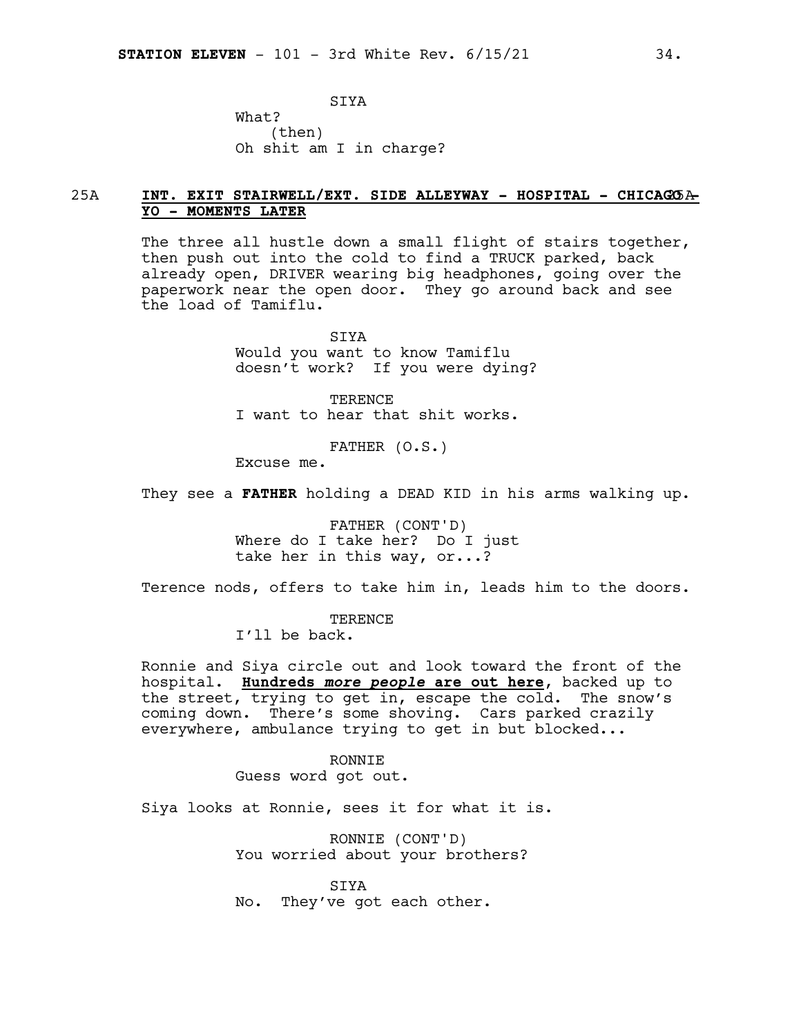SIYA
What?
(then)
Oh shit am I in charge?

25A **INT. EXIT STAIRWELL/EXT. SIDE ALLEYWAY - HOSPITAL - CHICAGO - YO - MOMENTS LATER** 25A

The three all hustle down a small flight of stairs together, then push out into the cold to find a TRUCK parked, back already open, DRIVER wearing big headphones, going over the paperwork near the open door. They go around back and see the load of Tamiflu.

SIYA
Would you want to know Tamiflu doesn't work? If you were dying?

TERENCE
I want to hear that shit works.

FATHER (O.S.)
Excuse me.

They see a **FATHER** holding a DEAD KID in his arms walking up.

FATHER (CONT'D)
Where do I take her? Do I just take her in this way, or...?

Terence nods, offers to take him in, leads him to the doors.

TERENCE
I'll be back.

Ronnie and Siya circle out and look toward the front of the hospital. **Hundreds *more people* are out here**, backed up to the street, trying to get in, escape the cold. The snow's coming down. There's some shoving. Cars parked crazily everywhere, ambulance trying to get in but blocked...

RONNIE
Guess word got out.

Siya looks at Ronnie, sees it for what it is.

RONNIE (CONT'D)
You worried about your brothers?

SIYA
No. They've got each other.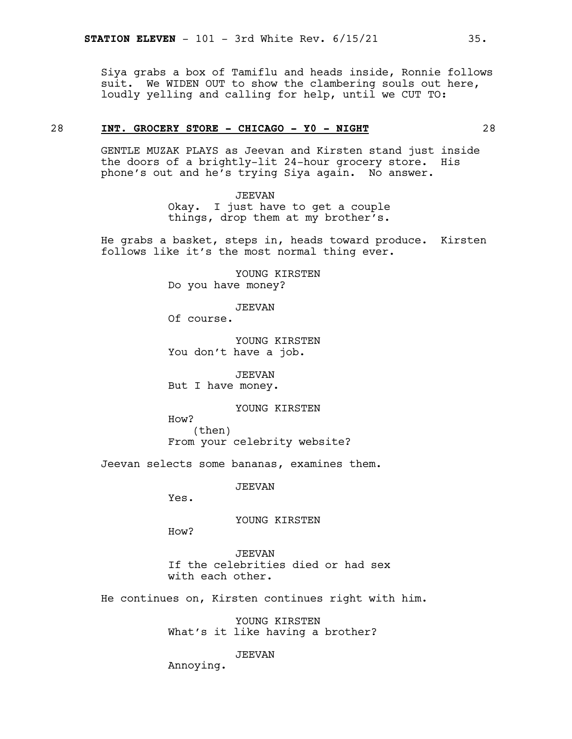Siya grabs a box of Tamiflu and heads inside, Ronnie follows suit. We WIDEN OUT to show the clambering souls out here, loudly yelling and calling for help, until we CUT TO:

## 28 **INT. GROCERY STORE - CHICAGO - Y0 - NIGHT** 28

GENTLE MUZAK PLAYS as Jeevan and Kirsten stand just inside the doors of a brightly-lit 24-hour grocery store. His phone's out and he's trying Siya again. No answer.

JEEVAN
Okay. I just have to get a couple things, drop them at my brother's.

He grabs a basket, steps in, heads toward produce. Kirsten follows like it's the most normal thing ever.

YOUNG KIRSTEN
Do you have money?

JEEVAN
Of course.

YOUNG KIRSTEN
You don't have a job.

JEEVAN
But I have money.

YOUNG KIRSTEN
How?
(then)
From your celebrity website?

Jeevan selects some bananas, examines them.

JEEVAN
Yes.

YOUNG KIRSTEN
How?

JEEVAN
If the celebrities died or had sex with each other.

He continues on, Kirsten continues right with him.

YOUNG KIRSTEN
What's it like having a brother?

JEEVAN
Annoying.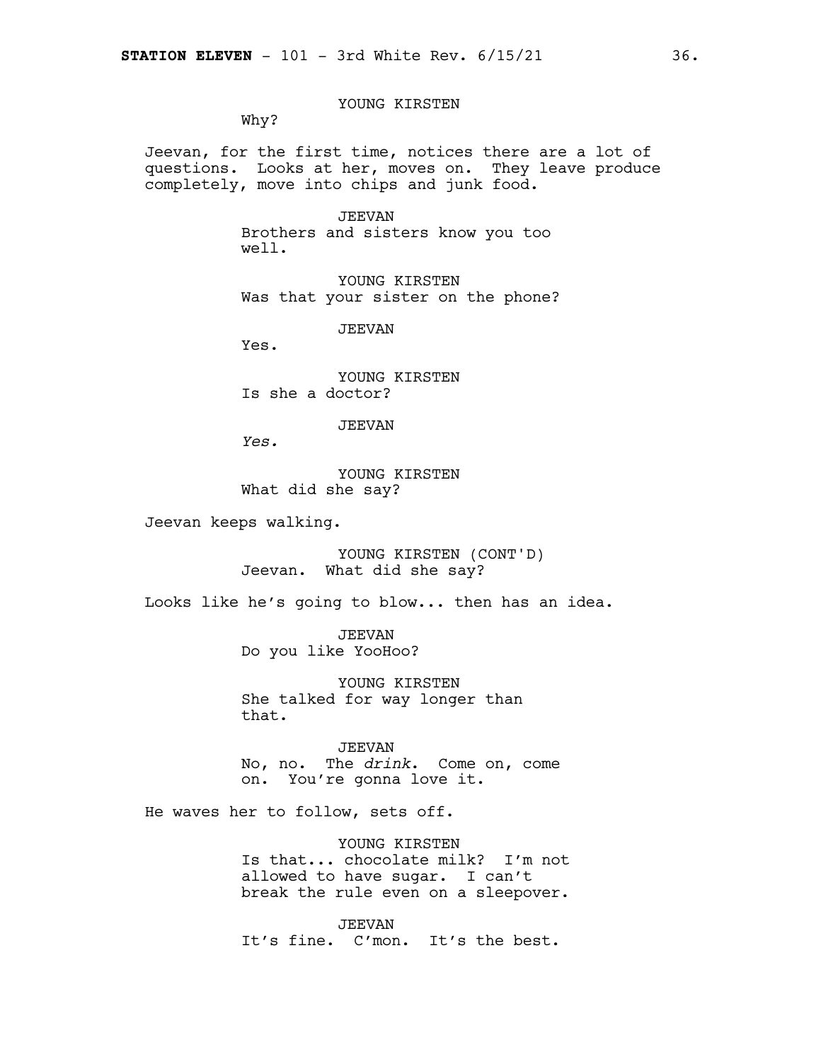YOUNG KIRSTEN

Why?

Jeevan, for the first time, notices there are a lot of questions. Looks at her, moves on. They leave produce completely, move into chips and junk food.

JEEVAN

Brothers and sisters know you too well.

YOUNG KIRSTEN

Was that your sister on the phone?

JEEVAN

Yes.

YOUNG KIRSTEN

Is she a doctor?

JEEVAN

*Yes.*

YOUNG KIRSTEN

What did she say?

Jeevan keeps walking.

YOUNG KIRSTEN (CONT'D)

Jeevan. What did she say?

Looks like he's going to blow... then has an idea.

JEEVAN

Do you like YooHoo?

YOUNG KIRSTEN

She talked for way longer than that.

JEEVAN

No, no. The *drink*. Come on, come on. You're gonna love it.

He waves her to follow, sets off.

YOUNG KIRSTEN

Is that... chocolate milk? I'm not allowed to have sugar. I can't break the rule even on a sleepover.

JEEVAN

It's fine. C'mon. It's the best.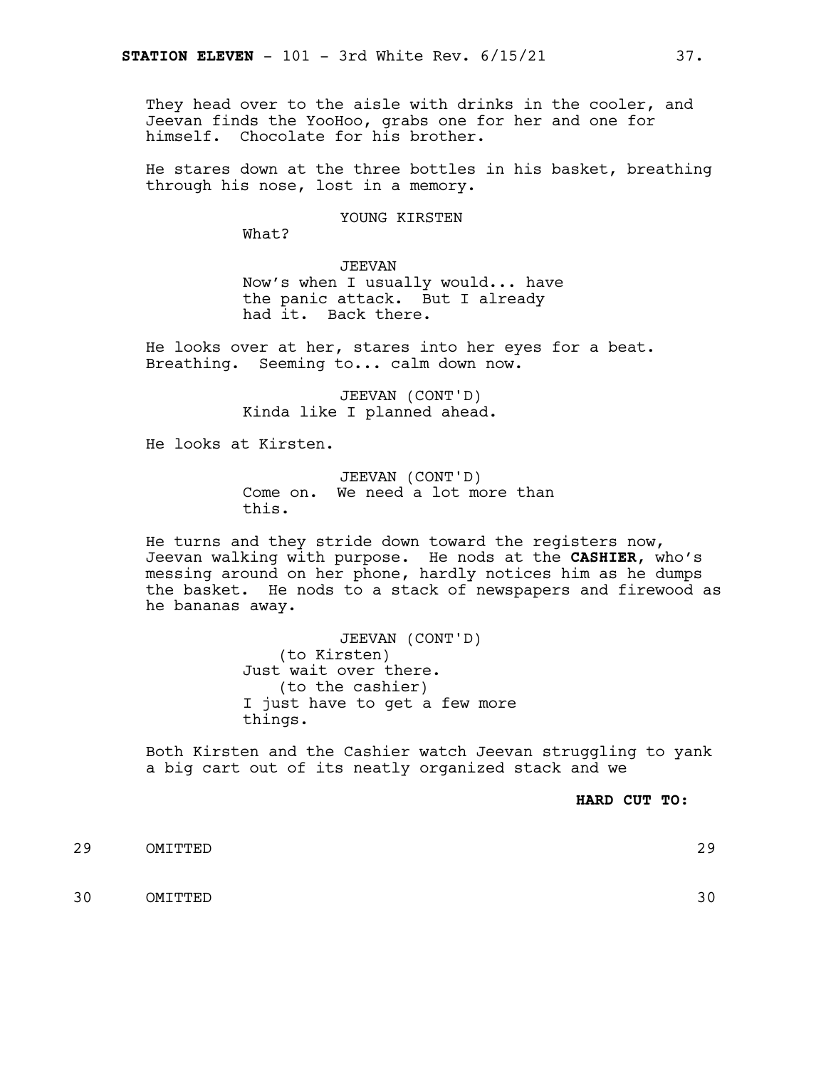They head over to the aisle with drinks in the cooler, and Jeevan finds the YooHoo, grabs one for her and one for himself. Chocolate for his brother.

He stares down at the three bottles in his basket, breathing through his nose, lost in a memory.

YOUNG KIRSTEN

What?

JEEVAN

Now's when I usually would... have the panic attack. But I already had it. Back there.

He looks over at her, stares into her eyes for a beat. Breathing. Seeming to... calm down now.

JEEVAN (CONT'D)

Kinda like I planned ahead.

He looks at Kirsten.

JEEVAN (CONT'D)

Come on. We need a lot more than this.

He turns and they stride down toward the registers now, Jeevan walking with purpose. He nods at the **CASHIER**, who's messing around on her phone, hardly notices him as he dumps the basket. He nods to a stack of newspapers and firewood as he bananas away.

JEEVAN (CONT'D)

(to Kirsten)

Just wait over there.

(to the cashier)

I just have to get a few more things.

Both Kirsten and the Cashier watch Jeevan struggling to yank a big cart out of its neatly organized stack and we

**HARD CUT TO:**

29 OMITTED 29

30 OMITTED 30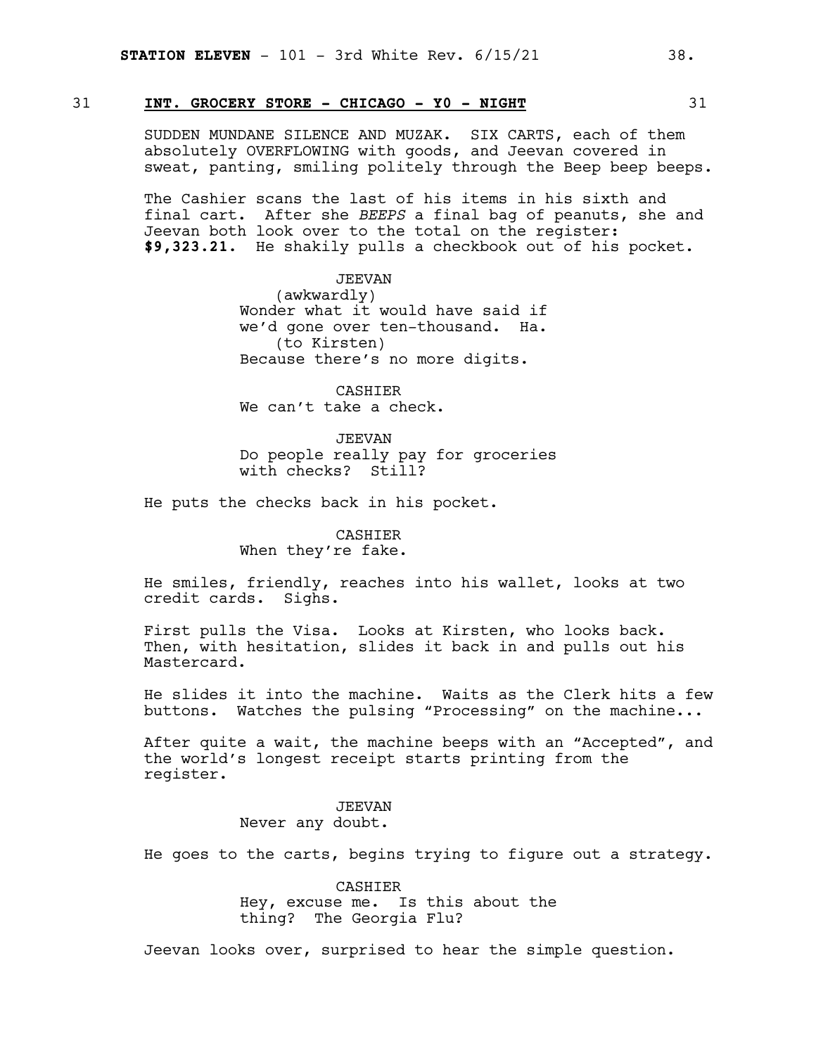31 **INT. GROCERY STORE - CHICAGO - Y0 - NIGHT** 31

SUDDEN MUNDANE SILENCE AND MUZAK. SIX CARTS, each of them absolutely OVERFLOWING with goods, and Jeevan covered in sweat, panting, smiling politely through the Beep beep beeps.

The Cashier scans the last of his items in his sixth and final cart. After she *BEEPS* a final bag of peanuts, she and Jeevan both look over to the total on the register: **$9,323.21.** He shakily pulls a checkbook out of his pocket.

JEEVAN
(awkwardly)
Wonder what it would have said if we'd gone over ten-thousand. Ha.
(to Kirsten)
Because there's no more digits.

CASHIER
We can't take a check.

JEEVAN
Do people really pay for groceries with checks? Still?

He puts the checks back in his pocket.

CASHIER
When they're fake.

He smiles, friendly, reaches into his wallet, looks at two credit cards. Sighs.

First pulls the Visa. Looks at Kirsten, who looks back. Then, with hesitation, slides it back in and pulls out his Mastercard.

He slides it into the machine. Waits as the Clerk hits a few buttons. Watches the pulsing "Processing" on the machine...

After quite a wait, the machine beeps with an "Accepted", and the world's longest receipt starts printing from the register.

JEEVAN
Never any doubt.

He goes to the carts, begins trying to figure out a strategy.

CASHIER
Hey, excuse me. Is this about the thing? The Georgia Flu?

Jeevan looks over, surprised to hear the simple question.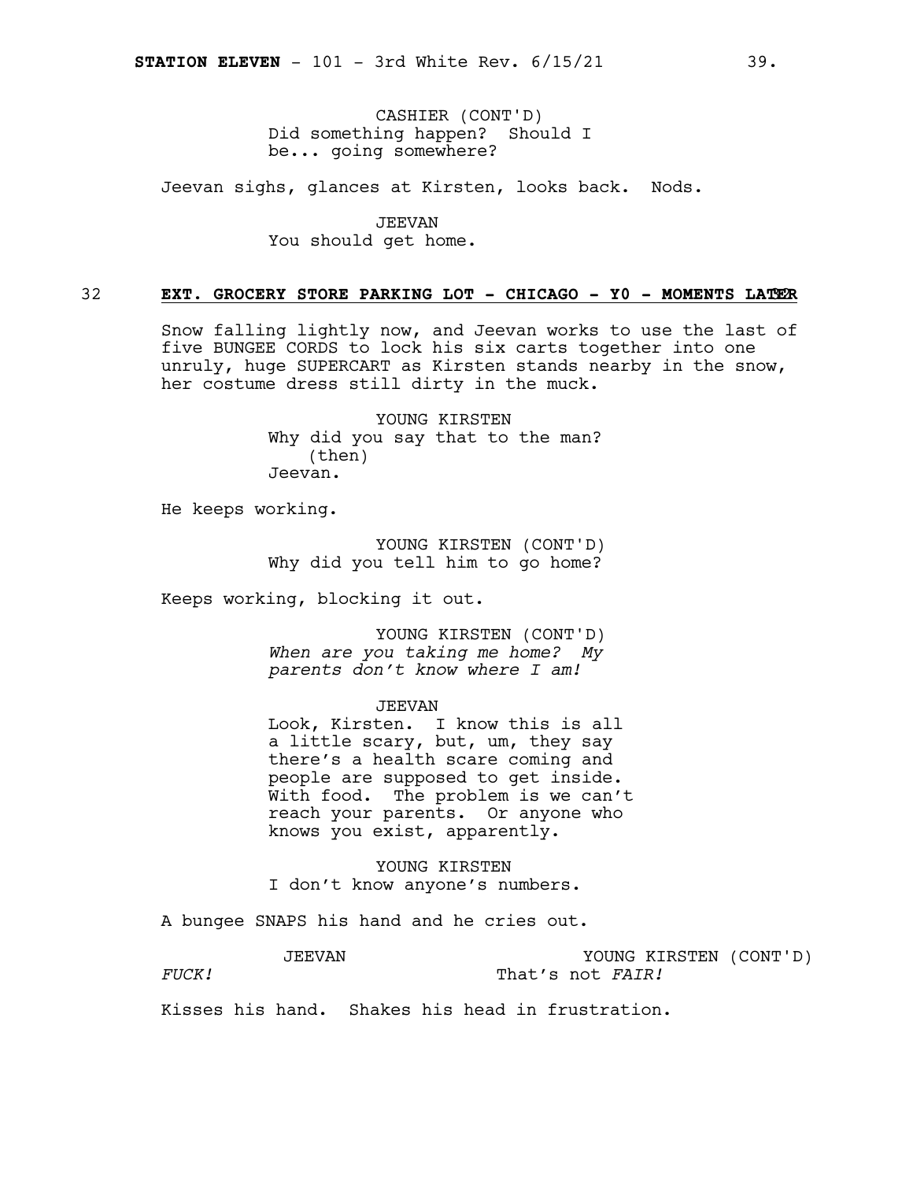CASHIER (CONT'D)
Did something happen? Should I be... going somewhere?

Jeevan sighs, glances at Kirsten, looks back. Nods.

JEEVAN
You should get home.

32 **EXT. GROCERY STORE PARKING LOT - CHICAGO - Y0 - MOMENTS LATER** 32

Snow falling lightly now, and Jeevan works to use the last of five BUNGEE CORDS to lock his six carts together into one unruly, huge SUPERCART as Kirsten stands nearby in the snow, her costume dress still dirty in the muck.

YOUNG KIRSTEN
Why did you say that to the man?
(then)
Jeevan.

He keeps working.

YOUNG KIRSTEN (CONT'D)
Why did you tell him to go home?

Keeps working, blocking it out.

YOUNG KIRSTEN (CONT'D)
*When are you taking me home? My parents don't know where I am!*

JEEVAN
Look, Kirsten. I know this is all a little scary, but, um, they say there's a health scare coming and people are supposed to get inside. With food. The problem is we can't reach your parents. Or anyone who knows you exist, apparently.

YOUNG KIRSTEN
I don't know anyone's numbers.

A bungee SNAPS his hand and he cries out.

JEEVAN
*FUCK!*

YOUNG KIRSTEN (CONT'D)
That's not *FAIR!*

Kisses his hand. Shakes his head in frustration.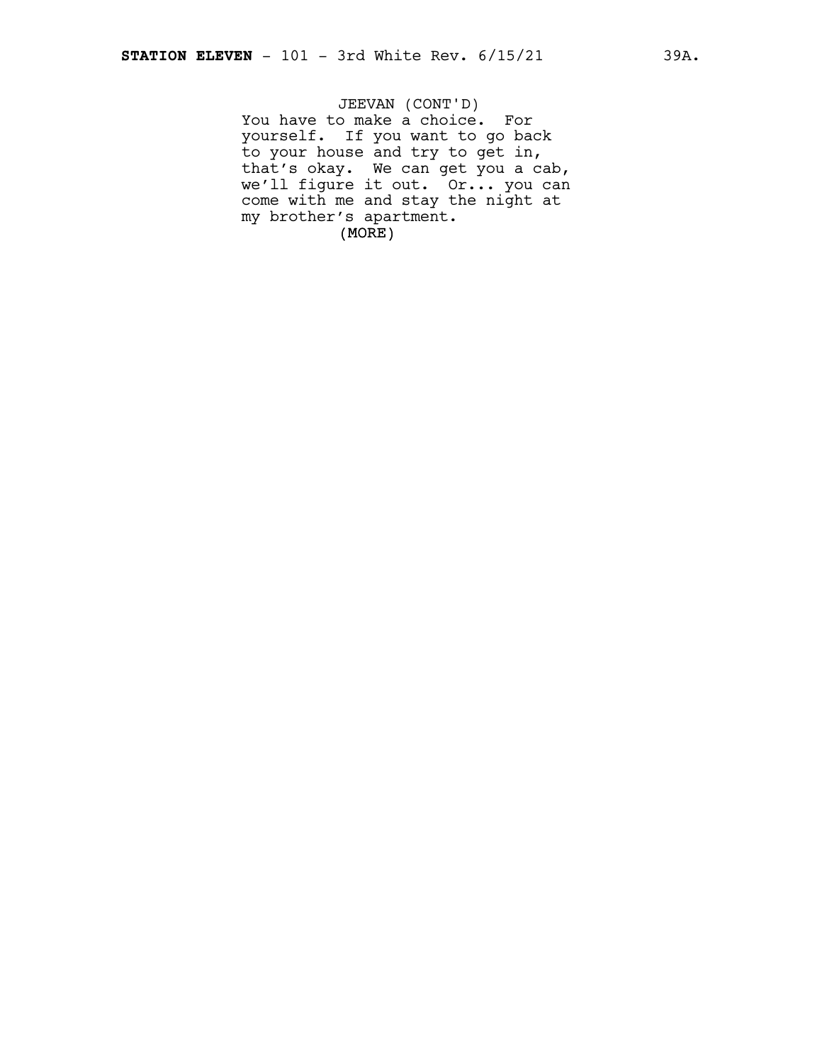JEEVAN (CONT'D)
You have to make a choice. For yourself. If you want to go back to your house and try to get in, that's okay. We can get you a cab, we'll figure it out. Or... you can come with me and stay the night at my brother's apartment.
(MORE)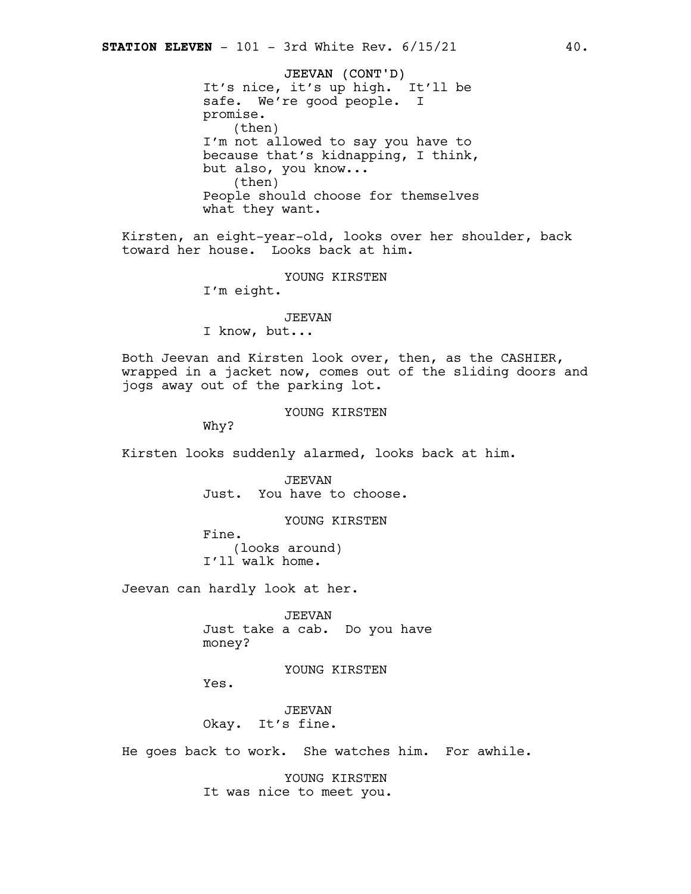JEEVAN (CONT'D)
It's nice, it's up high. It'll be safe. We're good people. I promise.
(then)
I'm not allowed to say you have to because that's kidnapping, I think, but also, you know...
(then)
People should choose for themselves what they want.

Kirsten, an eight-year-old, looks over her shoulder, back toward her house. Looks back at him.

YOUNG KIRSTEN
I'm eight.

JEEVAN
I know, but...

Both Jeevan and Kirsten look over, then, as the CASHIER, wrapped in a jacket now, comes out of the sliding doors and jogs away out of the parking lot.

YOUNG KIRSTEN
Why?

Kirsten looks suddenly alarmed, looks back at him.

JEEVAN
Just. You have to choose.

YOUNG KIRSTEN
Fine.
(looks around)
I'll walk home.

Jeevan can hardly look at her.

JEEVAN
Just take a cab. Do you have money?

YOUNG KIRSTEN
Yes.

JEEVAN
Okay. It's fine.

He goes back to work. She watches him. For awhile.

YOUNG KIRSTEN
It was nice to meet you.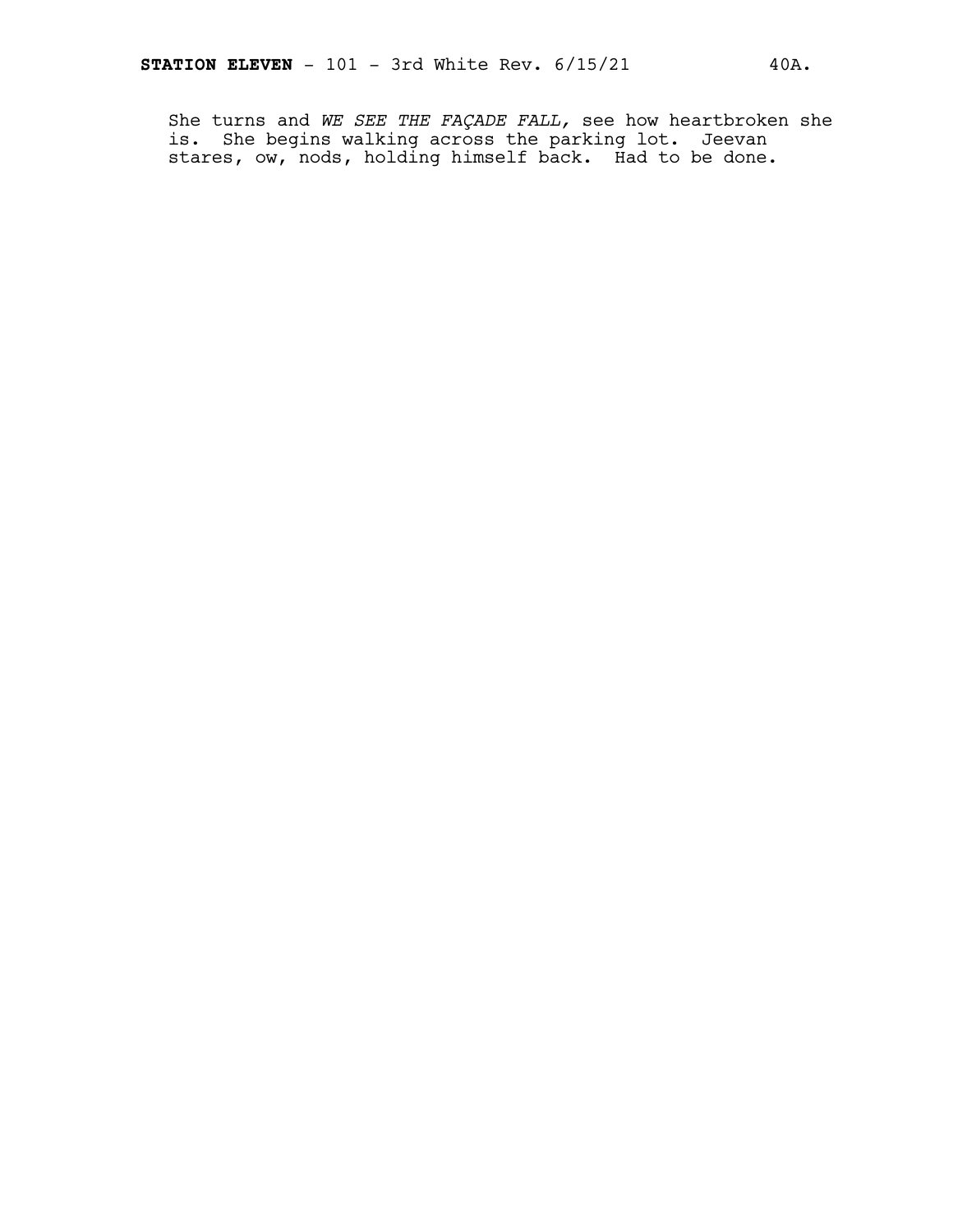She turns and *WE SEE THE FAÇADE FALL,* see how heartbroken she is. She begins walking across the parking lot. Jeevan stares, ow, nods, holding himself back. Had to be done.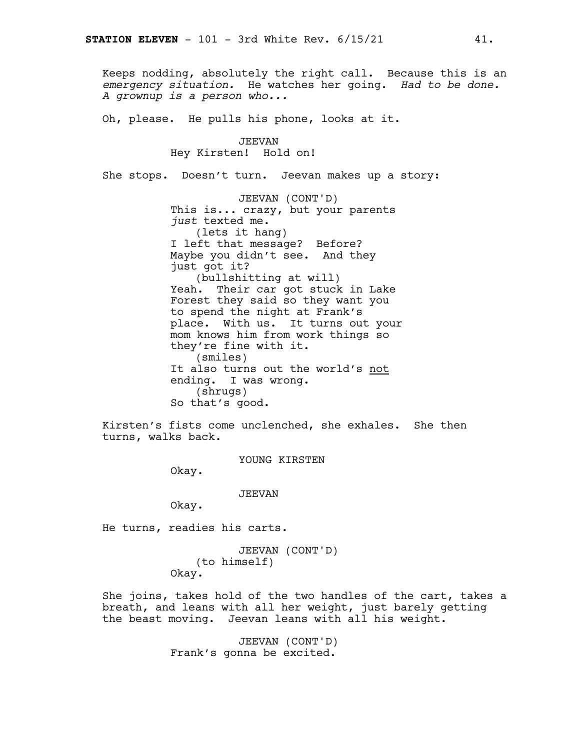Keeps nodding, absolutely the right call. Because this is an *emergency situation.* He watches her going. *Had to be done. A grownup is a person who...*

Oh, please. He pulls his phone, looks at it.

JEEVAN
Hey Kirsten! Hold on!

She stops. Doesn't turn. Jeevan makes up a story:

JEEVAN (CONT'D)
This is... crazy, but your parents *just* texted me.
(lets it hang)
I left that message? Before? Maybe you didn't see. And they just got it?
(bullshitting at will)
Yeah. Their car got stuck in Lake Forest they said so they want you to spend the night at Frank's place. With us. It turns out your mom knows him from work things so they're fine with it.
(smiles)
It also turns out the world's <u>not</u> ending. I was wrong.
(shrugs)
So that's good.

Kirsten's fists come unclenched, she exhales. She then turns, walks back.

YOUNG KIRSTEN
Okay.

JEEVAN
Okay.

He turns, readies his carts.

JEEVAN (CONT'D)
(to himself)
Okay.

She joins, takes hold of the two handles of the cart, takes a breath, and leans with all her weight, just barely getting the beast moving. Jeevan leans with all his weight.

JEEVAN (CONT'D)
Frank's gonna be excited.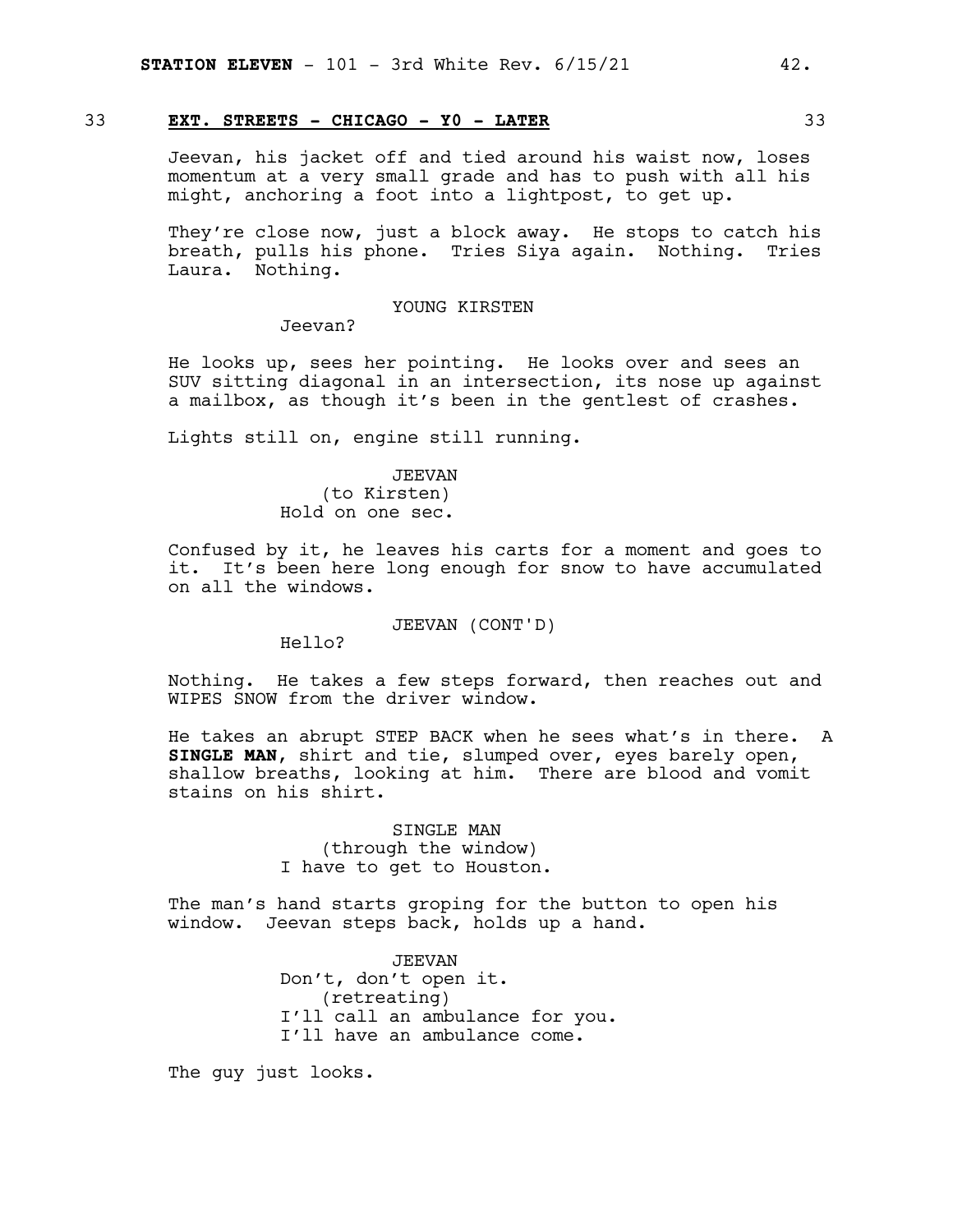33 **EXT. STREETS - CHICAGO - Y0 - LATER** 33

Jeevan, his jacket off and tied around his waist now, loses momentum at a very small grade and has to push with all his might, anchoring a foot into a lightpost, to get up.

They're close now, just a block away. He stops to catch his breath, pulls his phone. Tries Siya again. Nothing. Tries Laura. Nothing.

YOUNG KIRSTEN
Jeevan?

He looks up, sees her pointing. He looks over and sees an SUV sitting diagonal in an intersection, its nose up against a mailbox, as though it's been in the gentlest of crashes.

Lights still on, engine still running.

JEEVAN
(to Kirsten)
Hold on one sec.

Confused by it, he leaves his carts for a moment and goes to it. It's been here long enough for snow to have accumulated on all the windows.

JEEVAN (CONT'D)
Hello?

Nothing. He takes a few steps forward, then reaches out and WIPES SNOW from the driver window.

He takes an abrupt STEP BACK when he sees what's in there. A **SINGLE MAN**, shirt and tie, slumped over, eyes barely open, shallow breaths, looking at him. There are blood and vomit stains on his shirt.

SINGLE MAN
(through the window)
I have to get to Houston.

The man's hand starts groping for the button to open his window. Jeevan steps back, holds up a hand.

JEEVAN
Don't, don't open it.
(retreating)
I'll call an ambulance for you.
I'll have an ambulance come.

The guy just looks.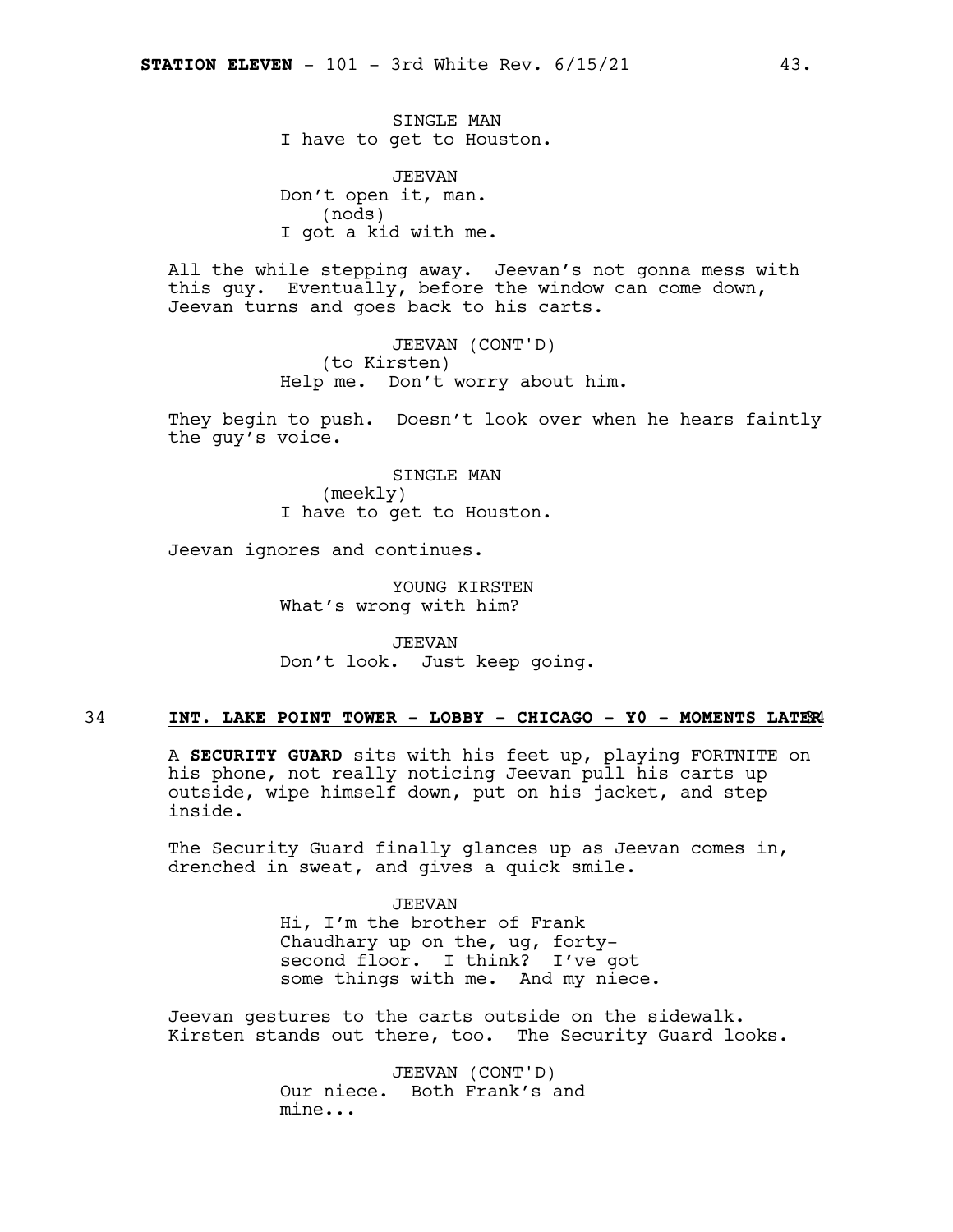SINGLE MAN
I have to get to Houston.

JEEVAN
Don't open it, man.
(nods)
I got a kid with me.

All the while stepping away. Jeevan's not gonna mess with this guy. Eventually, before the window can come down, Jeevan turns and goes back to his carts.

JEEVAN (CONT'D)
(to Kirsten)
Help me. Don't worry about him.

They begin to push. Doesn't look over when he hears faintly the guy's voice.

SINGLE MAN
(meekly)
I have to get to Houston.

Jeevan ignores and continues.

YOUNG KIRSTEN
What's wrong with him?

JEEVAN
Don't look. Just keep going.

34 **INT. LAKE POINT TOWER - LOBBY - CHICAGO - Y0 - MOMENTS LATER** 34

A **SECURITY GUARD** sits with his feet up, playing FORTNITE on his phone, not really noticing Jeevan pull his carts up outside, wipe himself down, put on his jacket, and step inside.

The Security Guard finally glances up as Jeevan comes in, drenched in sweat, and gives a quick smile.

JEEVAN
Hi, I'm the brother of Frank Chaudhary up on the, ug, forty-second floor. I think? I've got some things with me. And my niece.

Jeevan gestures to the carts outside on the sidewalk. Kirsten stands out there, too. The Security Guard looks.

JEEVAN (CONT'D)
Our niece. Both Frank's and mine...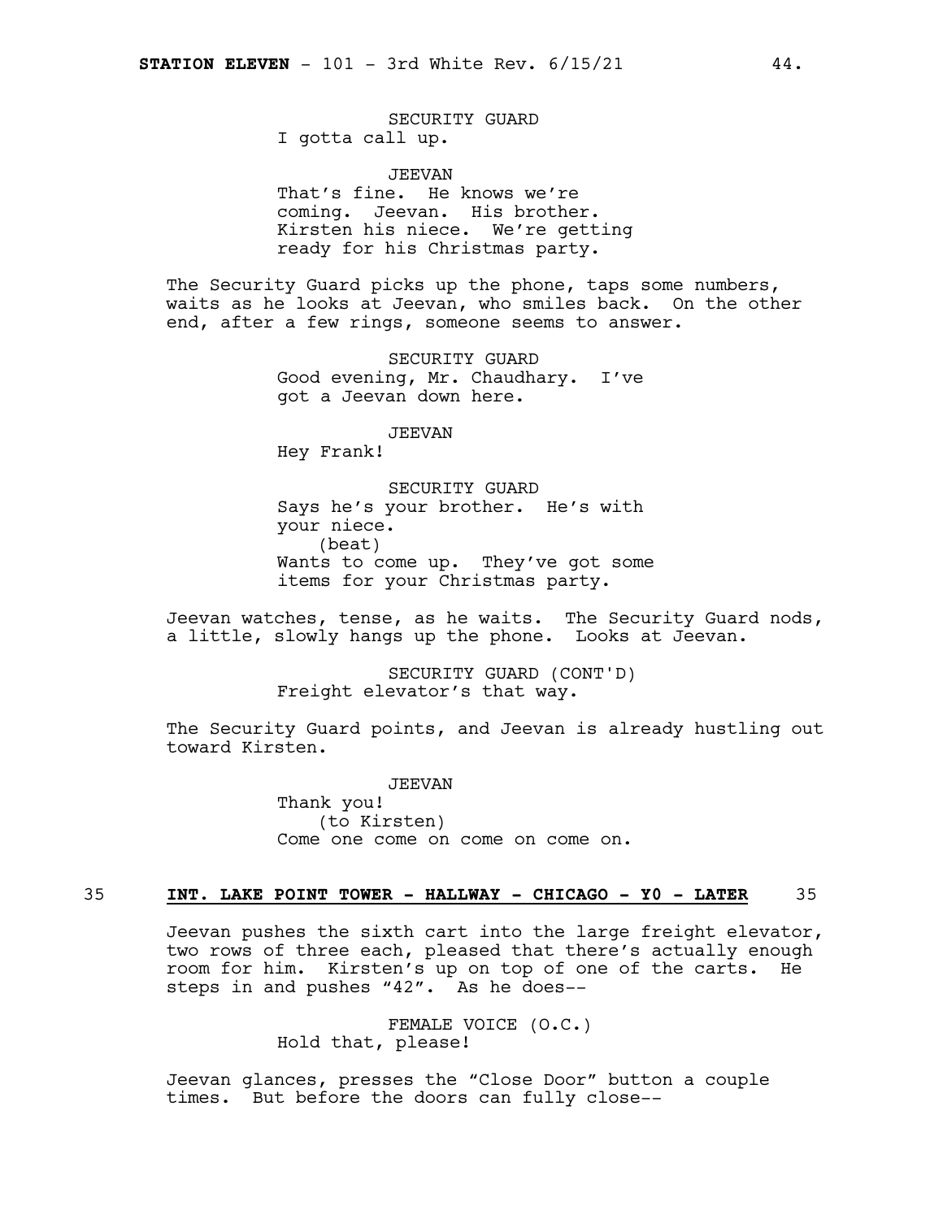SECURITY GUARD
I gotta call up.

JEEVAN
That's fine. He knows we're coming. Jeevan. His brother. Kirsten his niece. We're getting ready for his Christmas party.

The Security Guard picks up the phone, taps some numbers, waits as he looks at Jeevan, who smiles back. On the other end, after a few rings, someone seems to answer.

SECURITY GUARD
Good evening, Mr. Chaudhary. I've got a Jeevan down here.

JEEVAN
Hey Frank!

SECURITY GUARD
Says he's your brother. He's with your niece.
(beat)
Wants to come up. They've got some items for your Christmas party.

Jeevan watches, tense, as he waits. The Security Guard nods, a little, slowly hangs up the phone. Looks at Jeevan.

SECURITY GUARD (CONT'D)
Freight elevator's that way.

The Security Guard points, and Jeevan is already hustling out toward Kirsten.

JEEVAN
Thank you!
(to Kirsten)
Come one come on come on come on.

35 **INT. LAKE POINT TOWER - HALLWAY - CHICAGO - Y0 - LATER** 35

Jeevan pushes the sixth cart into the large freight elevator, two rows of three each, pleased that there's actually enough room for him. Kirsten's up on top of one of the carts. He steps in and pushes "42". As he does--

FEMALE VOICE (O.C.)
Hold that, please!

Jeevan glances, presses the "Close Door" button a couple times. But before the doors can fully close--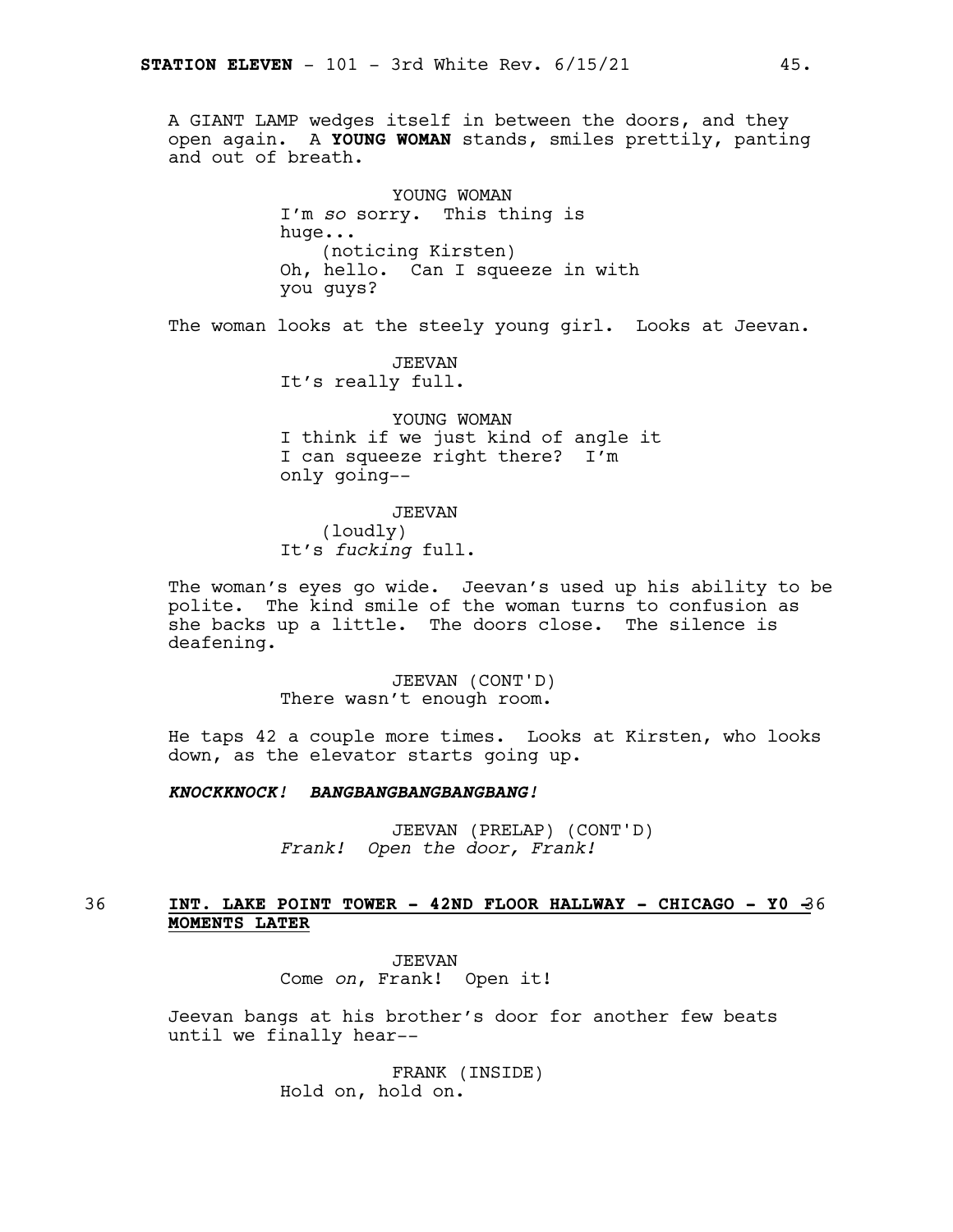A GIANT LAMP wedges itself in between the doors, and they open again. A **YOUNG WOMAN** stands, smiles prettily, panting and out of breath.

YOUNG WOMAN
I'm *so* sorry. This thing is huge...
(noticing Kirsten)
Oh, hello. Can I squeeze in with you guys?

The woman looks at the steely young girl. Looks at Jeevan.

JEEVAN
It's really full.

YOUNG WOMAN
I think if we just kind of angle it I can squeeze right there? I'm only going--

JEEVAN
(loudly)
It's *fucking* full.

The woman's eyes go wide. Jeevan's used up his ability to be polite. The kind smile of the woman turns to confusion as she backs up a little. The doors close. The silence is deafening.

JEEVAN (CONT'D)
There wasn't enough room.

He taps 42 a couple more times. Looks at Kirsten, who looks down, as the elevator starts going up.

***KNOCKKNOCK! BANGBANGBANGBANGBANG!***

JEEVAN (PRELAP) (CONT'D)
*Frank! Open the door, Frank!*

36 **INT. LAKE POINT TOWER - 42ND FLOOR HALLWAY - CHICAGO - Y0 - MOMENTS LATER** 36

JEEVAN
Come *on*, Frank! Open it!

Jeevan bangs at his brother's door for another few beats until we finally hear--

FRANK (INSIDE)
Hold on, hold on.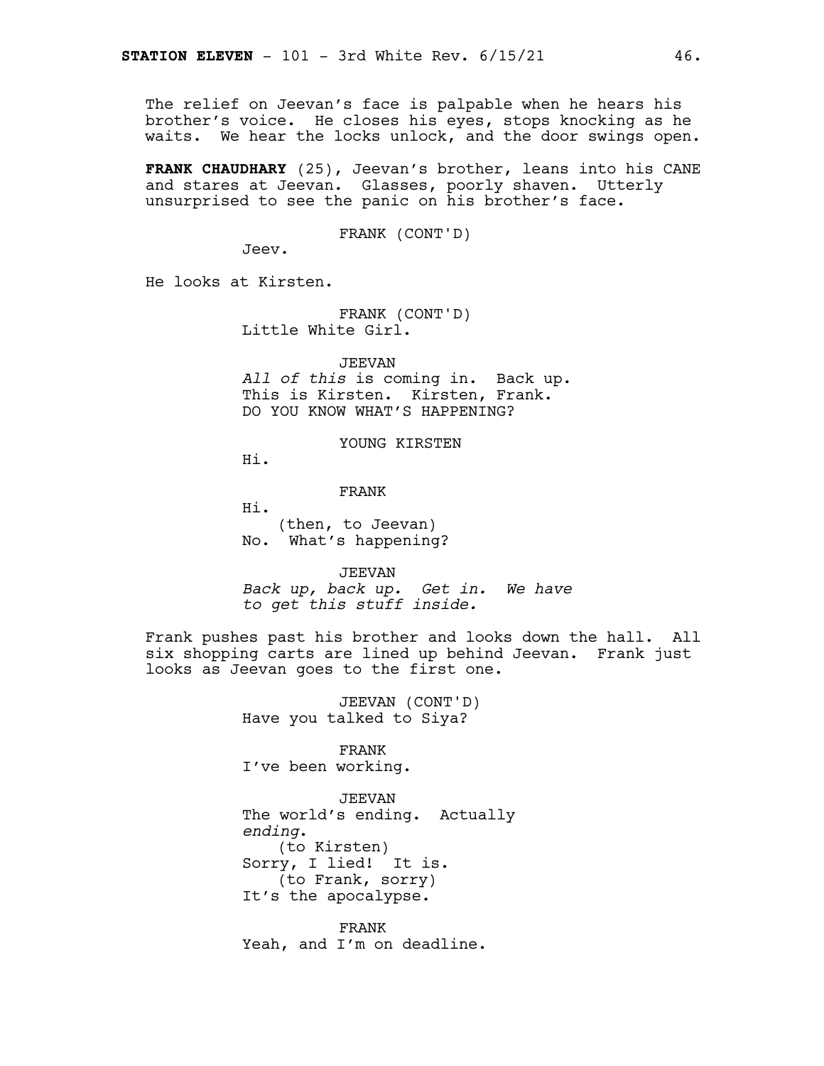The relief on Jeevan's face is palpable when he hears his brother's voice. He closes his eyes, stops knocking as he waits. We hear the locks unlock, and the door swings open.

**FRANK CHAUDHARY** (25), Jeevan's brother, leans into his CANE and stares at Jeevan. Glasses, poorly shaven. Utterly unsurprised to see the panic on his brother's face.

FRANK (CONT'D)
Jeev.

He looks at Kirsten.

FRANK (CONT'D)
Little White Girl.

JEEVAN
*All of this* is coming in. Back up. This is Kirsten. Kirsten, Frank. DO YOU KNOW WHAT'S HAPPENING?

YOUNG KIRSTEN
Hi.

FRANK
Hi.
(then, to Jeevan)
No. What's happening?

JEEVAN
*Back up, back up. Get in. We have to get this stuff inside.*

Frank pushes past his brother and looks down the hall. All six shopping carts are lined up behind Jeevan. Frank just looks as Jeevan goes to the first one.

JEEVAN (CONT'D)
Have you talked to Siya?

FRANK
I've been working.

JEEVAN
The world's ending. Actually *ending*.
(to Kirsten)
Sorry, I lied! It is.
(to Frank, sorry)
It's the apocalypse.

FRANK
Yeah, and I'm on deadline.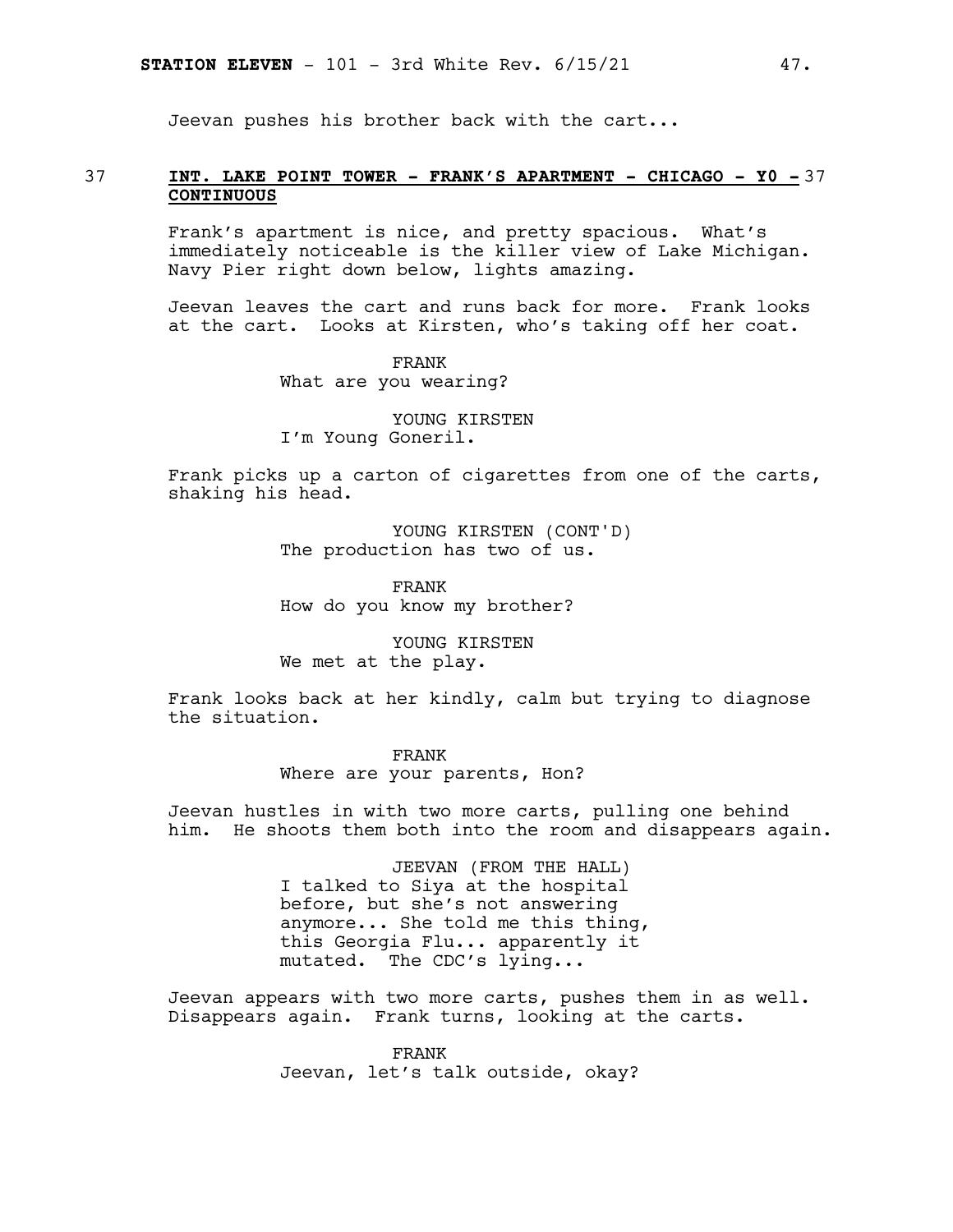Jeevan pushes his brother back with the cart...

37 **INT. LAKE POINT TOWER - FRANK'S APARTMENT - CHICAGO - Y0 - CONTINUOUS** 37

Frank's apartment is nice, and pretty spacious. What's immediately noticeable is the killer view of Lake Michigan. Navy Pier right down below, lights amazing.

Jeevan leaves the cart and runs back for more. Frank looks at the cart. Looks at Kirsten, who's taking off her coat.

FRANK
What are you wearing?

YOUNG KIRSTEN
I'm Young Goneril.

Frank picks up a carton of cigarettes from one of the carts, shaking his head.

YOUNG KIRSTEN (CONT'D)
The production has two of us.

FRANK
How do you know my brother?

YOUNG KIRSTEN
We met at the play.

Frank looks back at her kindly, calm but trying to diagnose the situation.

FRANK
Where are your parents, Hon?

Jeevan hustles in with two more carts, pulling one behind him. He shoots them both into the room and disappears again.

JEEVAN (FROM THE HALL)
I talked to Siya at the hospital before, but she's not answering anymore... She told me this thing, this Georgia Flu... apparently it mutated. The CDC's lying...

Jeevan appears with two more carts, pushes them in as well. Disappears again. Frank turns, looking at the carts.

FRANK
Jeevan, let's talk outside, okay?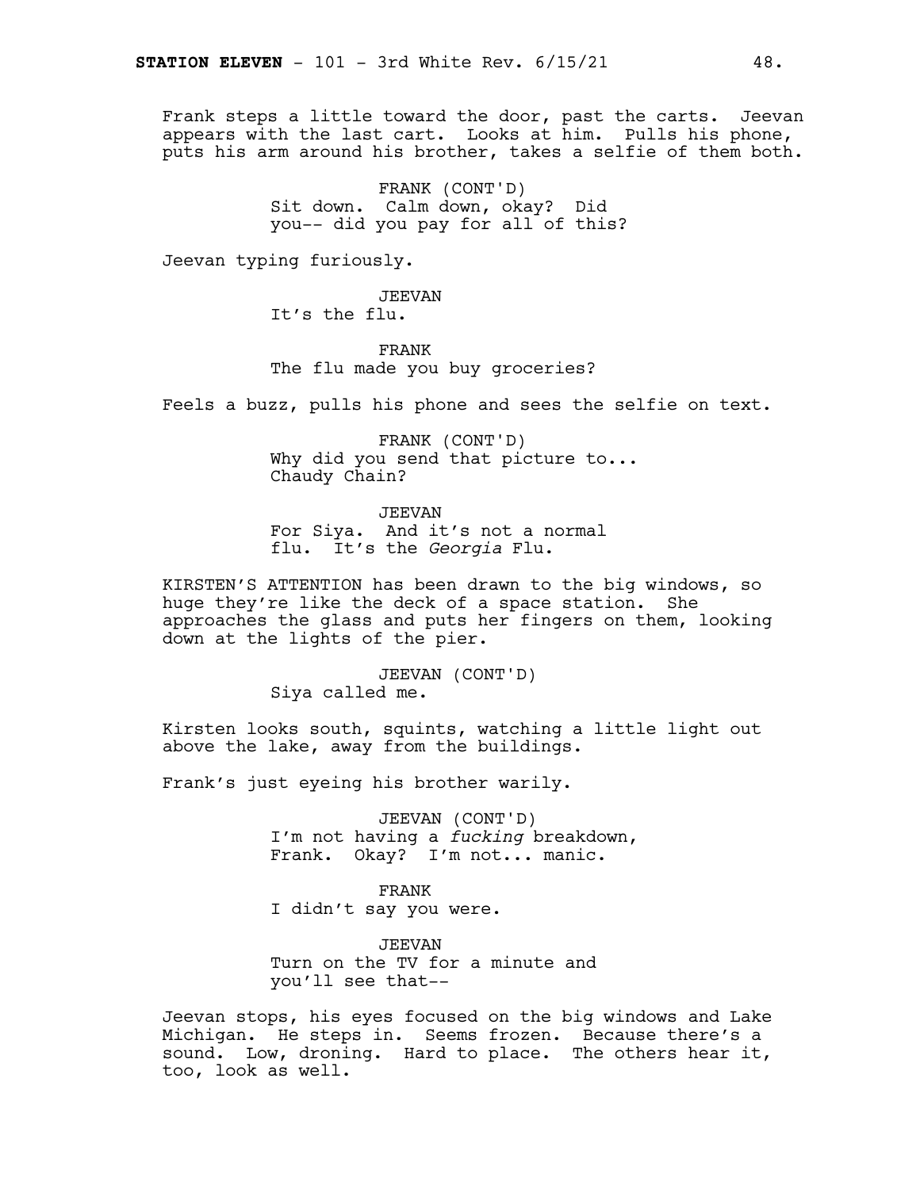Frank steps a little toward the door, past the carts. Jeevan appears with the last cart. Looks at him. Pulls his phone, puts his arm around his brother, takes a selfie of them both.

FRANK (CONT'D)
Sit down. Calm down, okay? Did you-- did you pay for all of this?

Jeevan typing furiously.

JEEVAN
It's the flu.

FRANK
The flu made you buy groceries?

Feels a buzz, pulls his phone and sees the selfie on text.

FRANK (CONT'D)
Why did you send that picture to... Chaudy Chain?

JEEVAN
For Siya. And it's not a normal flu. It's the *Georgia* Flu.

KIRSTEN'S ATTENTION has been drawn to the big windows, so huge they're like the deck of a space station. She approaches the glass and puts her fingers on them, looking down at the lights of the pier.

JEEVAN (CONT'D)
Siya called me.

Kirsten looks south, squints, watching a little light out above the lake, away from the buildings.

Frank's just eyeing his brother warily.

JEEVAN (CONT'D)
I'm not having a *fucking* breakdown, Frank. Okay? I'm not... manic.

FRANK
I didn't say you were.

JEEVAN
Turn on the TV for a minute and you'll see that--

Jeevan stops, his eyes focused on the big windows and Lake Michigan. He steps in. Seems frozen. Because there's a sound. Low, droning. Hard to place. The others hear it, too, look as well.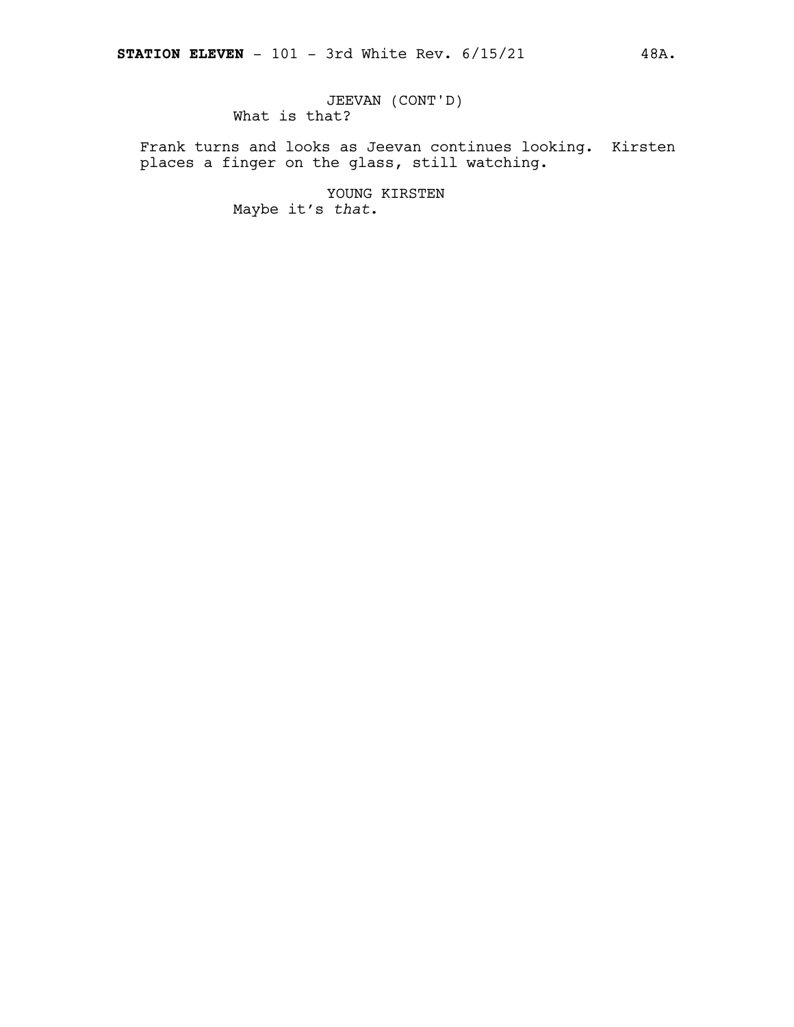JEEVAN (CONT'D)
What is that?

Frank turns and looks as Jeevan continues looking. Kirsten places a finger on the glass, still watching.

YOUNG KIRSTEN
Maybe it's *that*.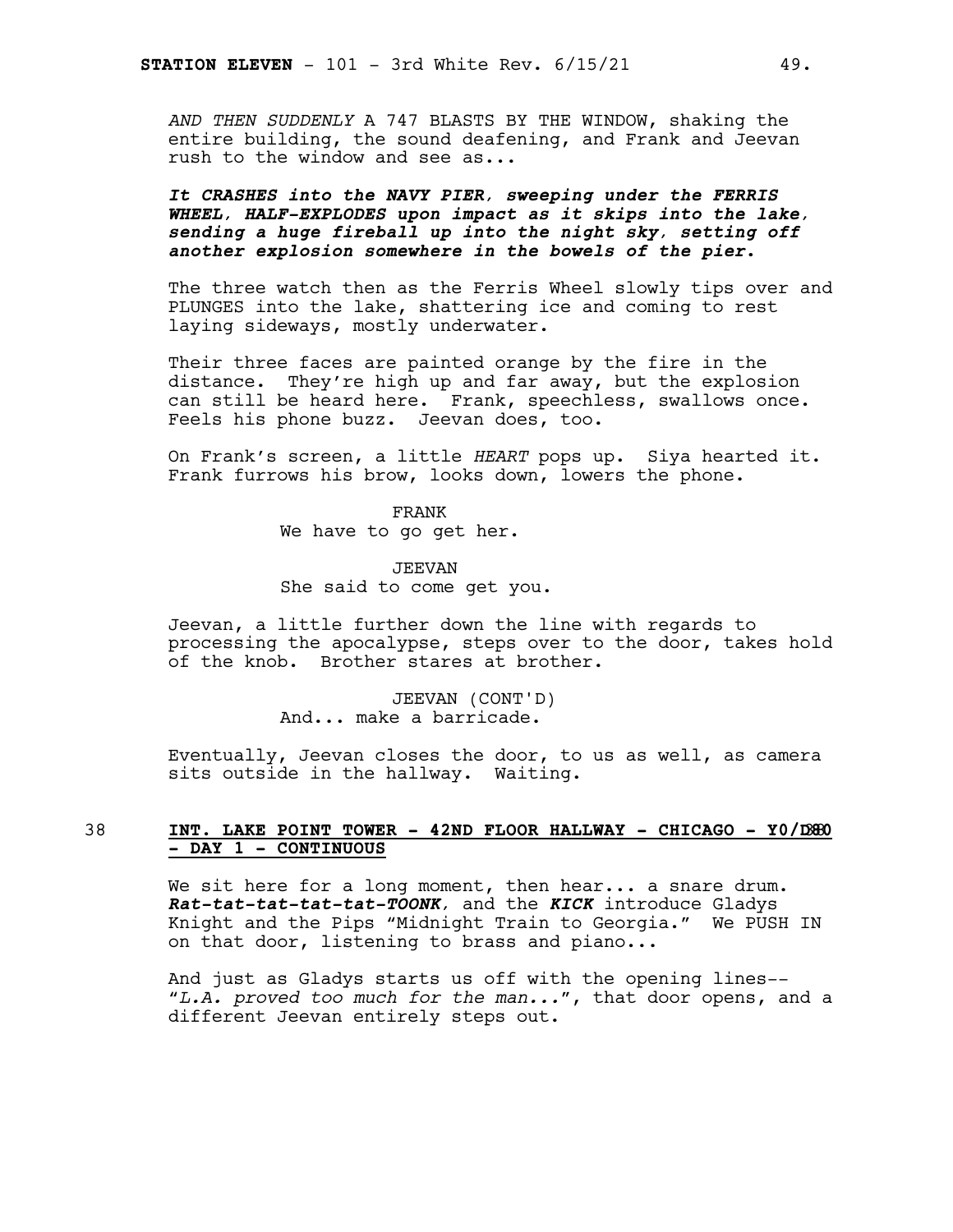*AND THEN SUDDENLY* A 747 BLASTS BY THE WINDOW, shaking the entire building, the sound deafening, and Frank and Jeevan rush to the window and see as...

***It CRASHES into the NAVY PIER, sweeping under the FERRIS WHEEL, HALF-EXPLODES upon impact as it skips into the lake, sending a huge fireball up into the night sky, setting off another explosion somewhere in the bowels of the pier.***

The three watch then as the Ferris Wheel slowly tips over and PLUNGES into the lake, shattering ice and coming to rest laying sideways, mostly underwater.

Their three faces are painted orange by the fire in the distance. They're high up and far away, but the explosion can still be heard here. Frank, speechless, swallows once. Feels his phone buzz. Jeevan does, too.

On Frank's screen, a little *HEART* pops up. Siya hearted it. Frank furrows his brow, looks down, lowers the phone.

FRANK
We have to go get her.

JEEVAN
She said to come get you.

Jeevan, a little further down the line with regards to processing the apocalypse, steps over to the door, takes hold of the knob. Brother stares at brother.

JEEVAN (CONT'D)
And... make a barricade.

Eventually, Jeevan closes the door, to us as well, as camera sits outside in the hallway. Waiting.

38 **INT. LAKE POINT TOWER - 42ND FLOOR HALLWAY - CHICAGO - Y0/D80 - DAY 1 - CONTINUOUS**

We sit here for a long moment, then hear... a snare drum. ***Rat-tat-tat-tat-tat-TOONK***, and the ***KICK*** introduce Gladys Knight and the Pips "Midnight Train to Georgia." We PUSH IN on that door, listening to brass and piano...

And just as Gladys starts us off with the opening lines-- "*L.A. proved too much for the man...*", that door opens, and a different Jeevan entirely steps out.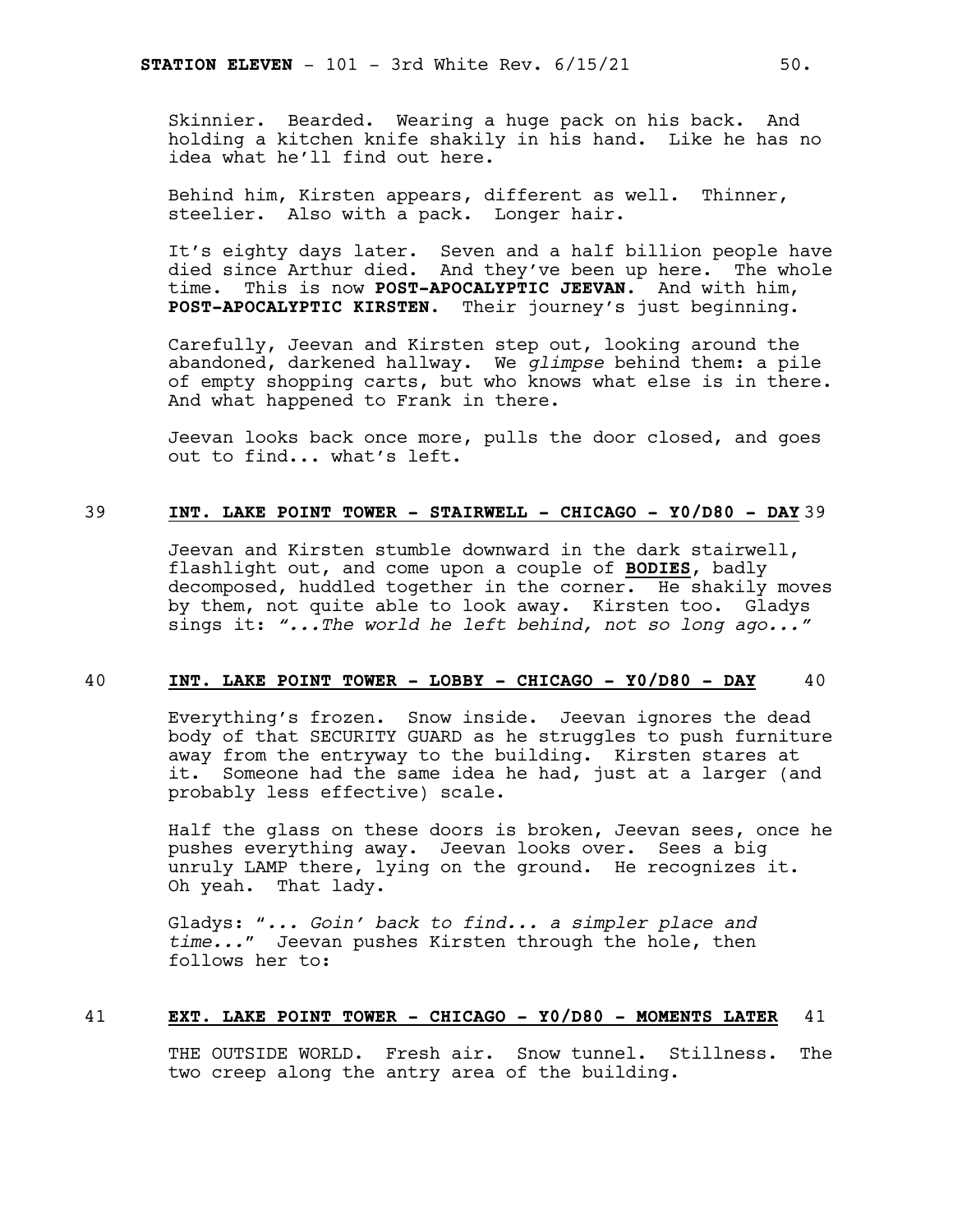Skinnier. Bearded. Wearing a huge pack on his back. And holding a kitchen knife shakily in his hand. Like he has no idea what he'll find out here.

Behind him, Kirsten appears, different as well. Thinner, steelier. Also with a pack. Longer hair.

It's eighty days later. Seven and a half billion people have died since Arthur died. And they've been up here. The whole time. This is now **POST-APOCALYPTIC JEEVAN**. And with him, **POST-APOCALYPTIC KIRSTEN**. Their journey's just beginning.

Carefully, Jeevan and Kirsten step out, looking around the abandoned, darkened hallway. We *glimpse* behind them: a pile of empty shopping carts, but who knows what else is in there. And what happened to Frank in there.

Jeevan looks back once more, pulls the door closed, and goes out to find... what's left.

39 **INT. LAKE POINT TOWER - STAIRWELL - CHICAGO - Y0/D80 - DAY** 39

Jeevan and Kirsten stumble downward in the dark stairwell, flashlight out, and come upon a couple of **BODIES**, badly decomposed, huddled together in the corner. He shakily moves by them, not quite able to look away. Kirsten too. Gladys sings it: *"...The world he left behind, not so long ago..."*

40 **INT. LAKE POINT TOWER - LOBBY - CHICAGO - Y0/D80 - DAY** 40

Everything's frozen. Snow inside. Jeevan ignores the dead body of that SECURITY GUARD as he struggles to push furniture away from the entryway to the building. Kirsten stares at it. Someone had the same idea he had, just at a larger (and probably less effective) scale.

Half the glass on these doors is broken, Jeevan sees, once he pushes everything away. Jeevan looks over. Sees a big unruly LAMP there, lying on the ground. He recognizes it. Oh yeah. That lady.

Gladys: "*... Goin' back to find... a simpler place and time...*" Jeevan pushes Kirsten through the hole, then follows her to:

41 **EXT. LAKE POINT TOWER - CHICAGO - Y0/D80 - MOMENTS LATER** 41

THE OUTSIDE WORLD. Fresh air. Snow tunnel. Stillness. The two creep along the antry area of the building.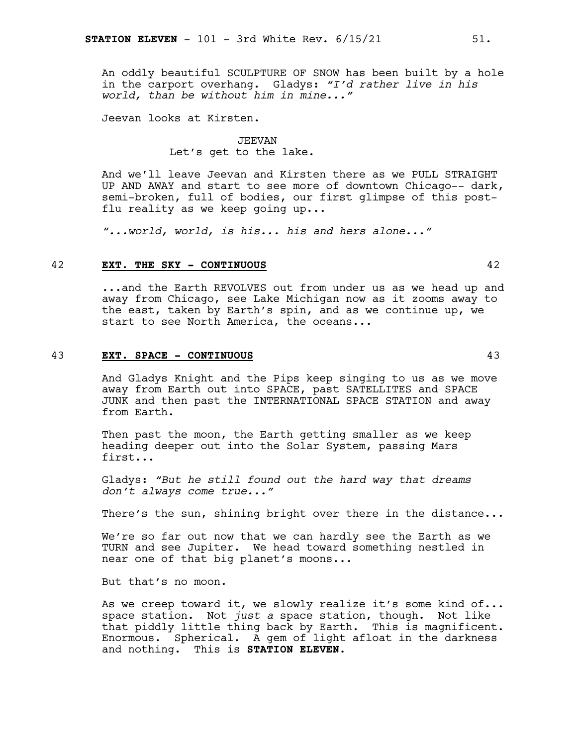An oddly beautiful SCULPTURE OF SNOW has been built by a hole in the carport overhang. Gladys: *"I'd rather live in his world, than be without him in mine..."*

Jeevan looks at Kirsten.

JEEVAN
Let's get to the lake.

And we'll leave Jeevan and Kirsten there as we PULL STRAIGHT UP AND AWAY and start to see more of downtown Chicago-- dark, semi-broken, full of bodies, our first glimpse of this post-flu reality as we keep going up...

*"...world, world, is his... his and hers alone..."*

42 **EXT. THE SKY - CONTINUOUS** 42

...and the Earth REVOLVES out from under us as we head up and away from Chicago, see Lake Michigan now as it zooms away to the east, taken by Earth's spin, and as we continue up, we start to see North America, the oceans...

43 **EXT. SPACE - CONTINUOUS** 43

And Gladys Knight and the Pips keep singing to us as we move away from Earth out into SPACE, past SATELLITES and SPACE JUNK and then past the INTERNATIONAL SPACE STATION and away from Earth.

Then past the moon, the Earth getting smaller as we keep heading deeper out into the Solar System, passing Mars first...

Gladys: *"But he still found out the hard way that dreams don't always come true..."*

There's the sun, shining bright over there in the distance...

We're so far out now that we can hardly see the Earth as we TURN and see Jupiter. We head toward something nestled in near one of that big planet's moons...

But that's no moon.

As we creep toward it, we slowly realize it's some kind of... space station. Not *just a* space station, though. Not like that piddly little thing back by Earth. This is magnificent. Enormous. Spherical. A gem of light afloat in the darkness and nothing. This is **STATION ELEVEN**.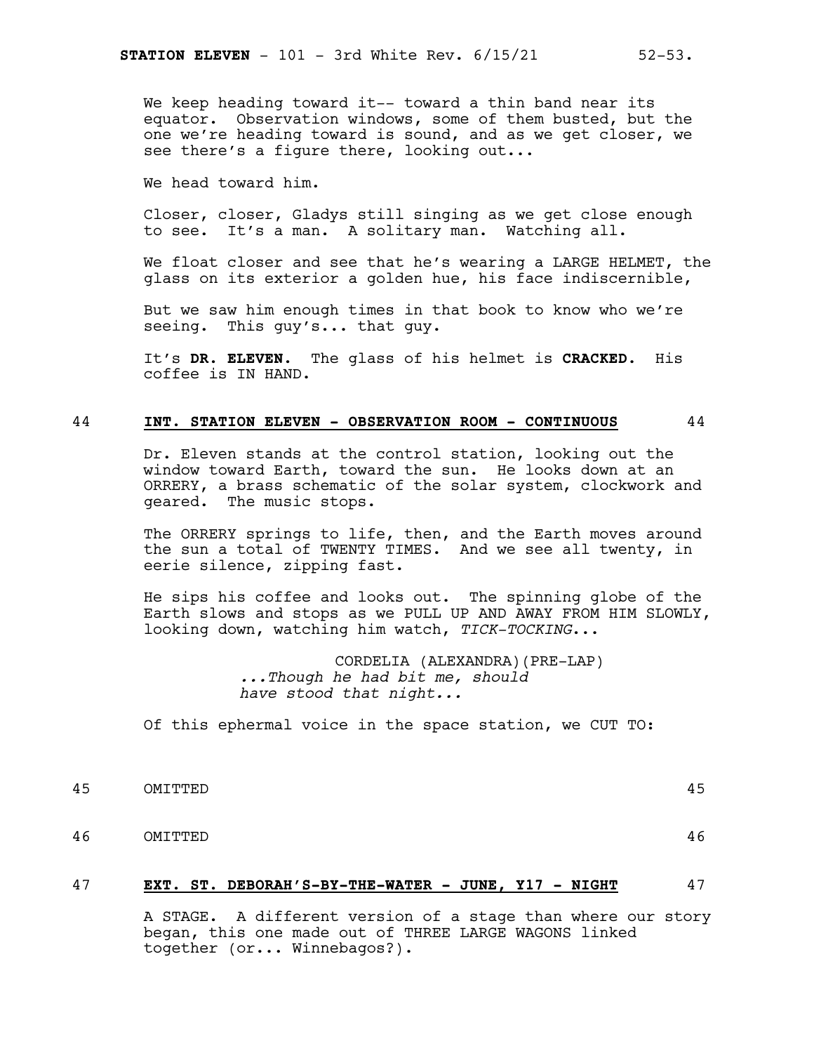We keep heading toward it-- toward a thin band near its equator. Observation windows, some of them busted, but the one we're heading toward is sound, and as we get closer, we see there's a figure there, looking out...

We head toward him.

Closer, closer, Gladys still singing as we get close enough to see. It's a man. A solitary man. Watching all.

We float closer and see that he's wearing a LARGE HELMET, the glass on its exterior a golden hue, his face indiscernible,

But we saw him enough times in that book to know who we're seeing. This guy's... that guy.

It's **DR. ELEVEN.** The glass of his helmet is **CRACKED.** His coffee is IN HAND.

44 **INT. STATION ELEVEN - OBSERVATION ROOM - CONTINUOUS** 44

Dr. Eleven stands at the control station, looking out the window toward Earth, toward the sun. He looks down at an ORRERY, a brass schematic of the solar system, clockwork and geared. The music stops.

The ORRERY springs to life, then, and the Earth moves around the sun a total of TWENTY TIMES. And we see all twenty, in eerie silence, zipping fast.

He sips his coffee and looks out. The spinning globe of the Earth slows and stops as we PULL UP AND AWAY FROM HIM SLOWLY, looking down, watching him watch, *TICK-TOCKING*...

CORDELIA (ALEXANDRA)(PRE-LAP)
*...Though he had bit me, should have stood that night...*

Of this ephermal voice in the space station, we CUT TO:

45 OMITTED 45

46 OMITTED 46

47 **EXT. ST. DEBORAH'S-BY-THE-WATER - JUNE, Y17 - NIGHT** 47

A STAGE. A different version of a stage than where our story began, this one made out of THREE LARGE WAGONS linked together (or... Winnebagos?).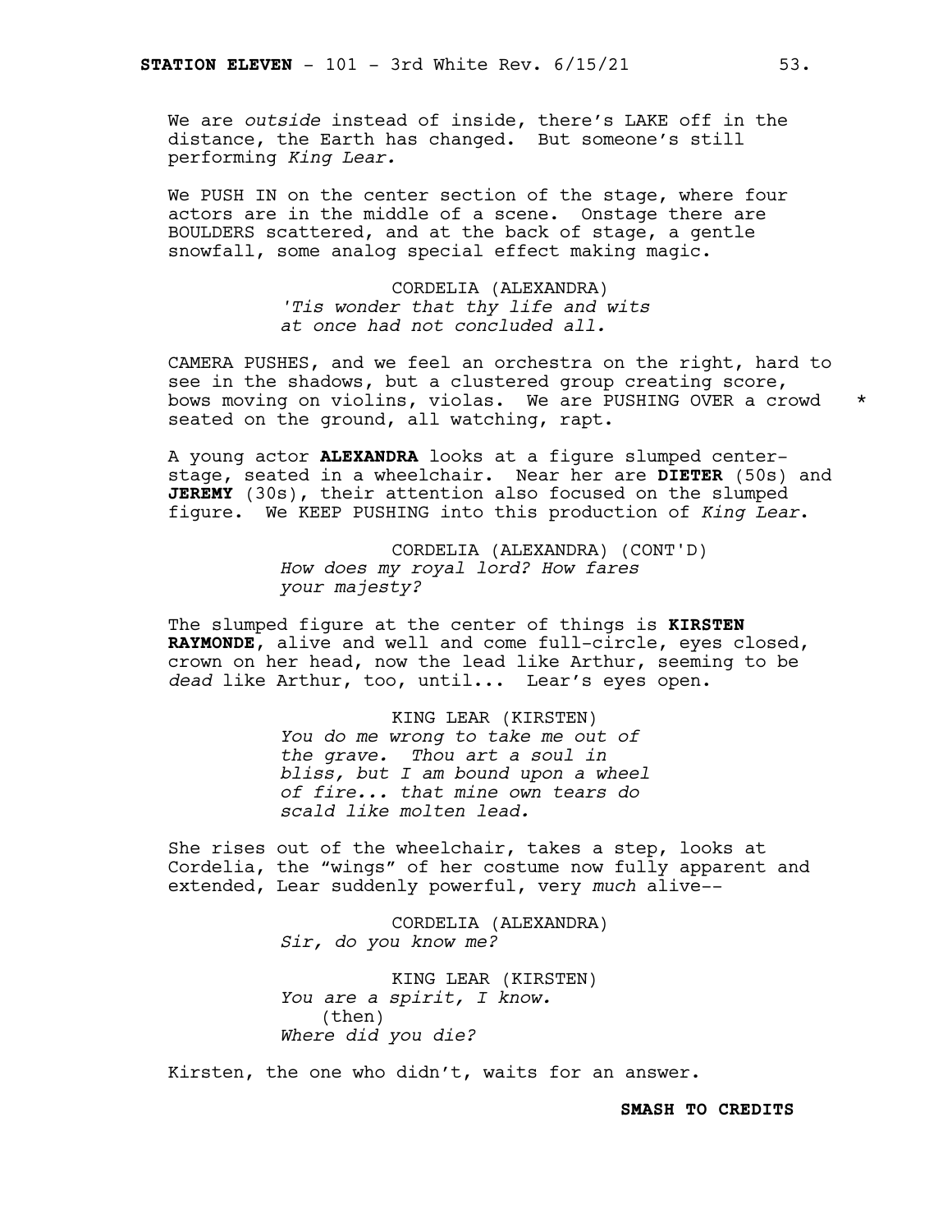We are *outside* instead of inside, there's LAKE off in the distance, the Earth has changed. But someone's still performing *King Lear.*

We PUSH IN on the center section of the stage, where four actors are in the middle of a scene. Onstage there are BOULDERS scattered, and at the back of stage, a gentle snowfall, some analog special effect making magic.

CORDELIA (ALEXANDRA)
*'Tis wonder that thy life and wits at once had not concluded all.*

CAMERA PUSHES, and we feel an orchestra on the right, hard to see in the shadows, but a clustered group creating score, bows moving on violins, violas. We are PUSHING OVER a crowd seated on the ground, all watching, rapt. *

A young actor **ALEXANDRA** looks at a figure slumped center-stage, seated in a wheelchair. Near her are **DIETER** (50s) and **JEREMY** (30s), their attention also focused on the slumped figure. We KEEP PUSHING into this production of *King Lear*.

CORDELIA (ALEXANDRA) (CONT'D)
*How does my royal lord? How fares your majesty?*

The slumped figure at the center of things is **KIRSTEN RAYMONDE**, alive and well and come full-circle, eyes closed, crown on her head, now the lead like Arthur, seeming to be *dead* like Arthur, too, until... Lear's eyes open.

KING LEAR (KIRSTEN)
*You do me wrong to take me out of the grave. Thou art a soul in bliss, but I am bound upon a wheel of fire... that mine own tears do scald like molten lead.*

She rises out of the wheelchair, takes a step, looks at Cordelia, the "wings" of her costume now fully apparent and extended, Lear suddenly powerful, very *much* alive--

CORDELIA (ALEXANDRA)
*Sir, do you know me?*

KING LEAR (KIRSTEN)
*You are a spirit, I know.*
(then)
*Where did you die?*

Kirsten, the one who didn't, waits for an answer.

**SMASH TO CREDITS**